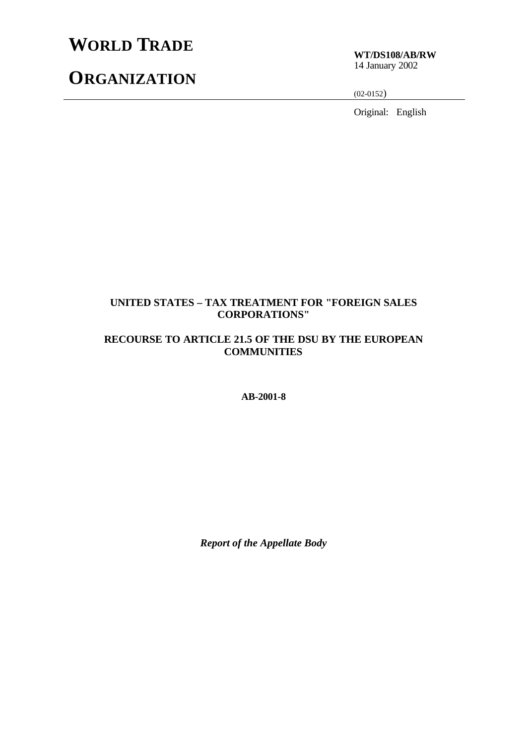# WORLD TRADE

# ORGANIZATION

**WT/DS108/AB/RW**
14 January 2002

(02-0152)

Original: English

**UNITED STATES – TAX TREATMENT FOR "FOREIGN SALES CORPORATIONS"**

**RECOURSE TO ARTICLE 21.5 OF THE DSU BY THE EUROPEAN COMMUNITIES**

**AB-2001-8**

***Report of the Appellate Body***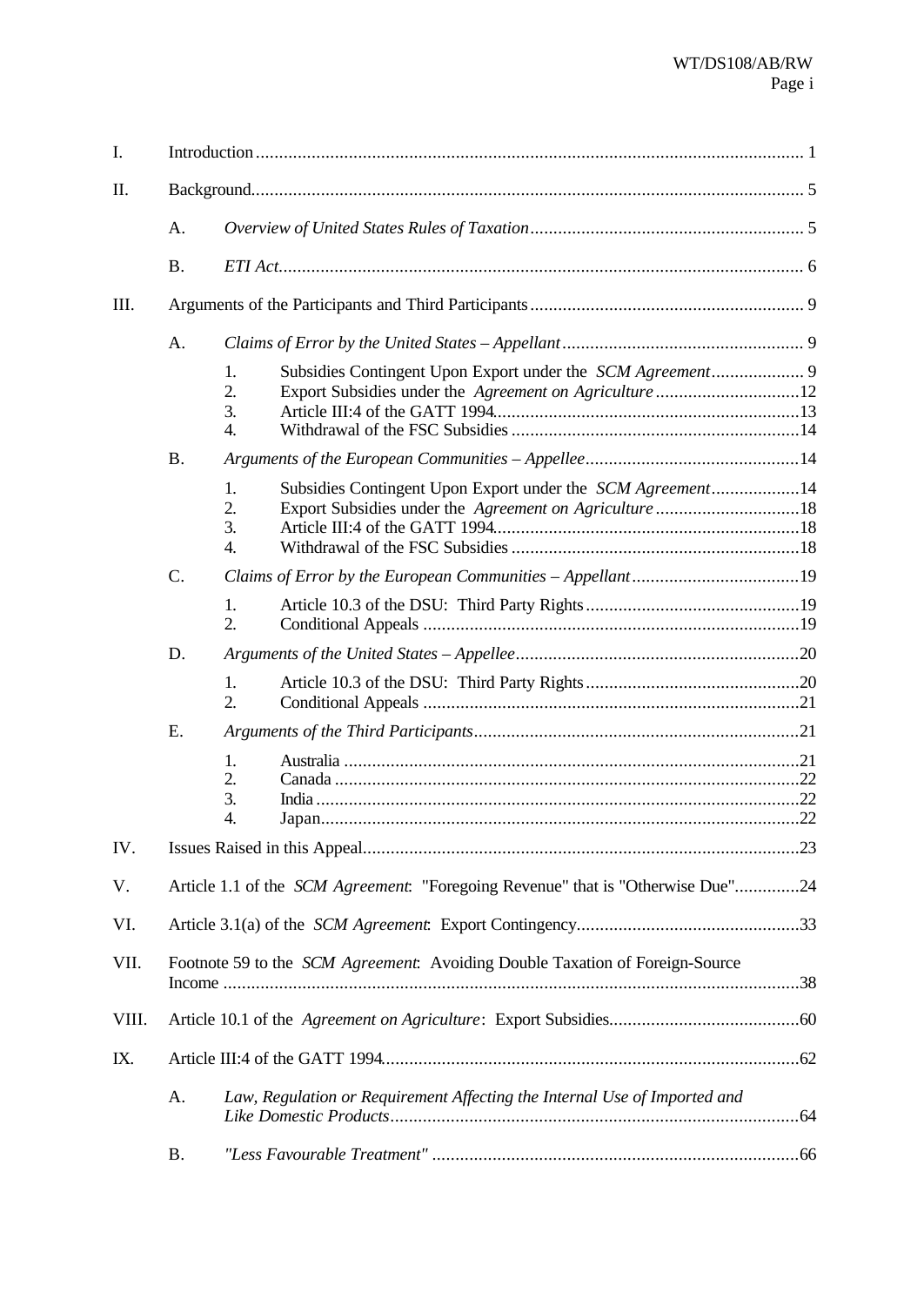| | | | | |
|---|---|---|---|---|
| I. | Introduction | | | 1 |
| II. | Background | | | 5 |
| | A. | *Overview of United States Rules of Taxation* | | 5 |
| | B. | *ETI Act* | | 6 |
| III. | Arguments of the Participants and Third Participants | | | 9 |
| | A. | *Claims of Error by the United States – Appellant* | | 9 |
| | | 1. | Subsidies Contingent Upon Export under the *SCM Agreement* | 9 |
| | | 2. | Export Subsidies under the *Agreement on Agriculture* | 12 |
| | | 3. | Article III:4 of the GATT 1994 | 13 |
| | | 4. | Withdrawal of the FSC Subsidies | 14 |
| | B. | *Arguments of the European Communities – Appellee* | | 14 |
| | | 1. | Subsidies Contingent Upon Export under the *SCM Agreement* | 14 |
| | | 2. | Export Subsidies under the *Agreement on Agriculture* | 18 |
| | | 3. | Article III:4 of the GATT 1994 | 18 |
| | | 4. | Withdrawal of the FSC Subsidies | 18 |
| | C. | *Claims of Error by the European Communities – Appellant* | | 19 |
| | | 1. | Article 10.3 of the DSU: Third Party Rights | 19 |
| | | 2. | Conditional Appeals | 19 |
| | D. | *Arguments of the United States – Appellee* | | 20 |
| | | 1. | Article 10.3 of the DSU: Third Party Rights | 20 |
| | | 2. | Conditional Appeals | 21 |
| | E. | *Arguments of the Third Participants* | | 21 |
| | | 1. | Australia | 21 |
| | | 2. | Canada | 22 |
| | | 3. | India | 22 |
| | | 4. | Japan | 22 |
| IV. | Issues Raised in this Appeal | | | 23 |
| V. | Article 1.1 of the *SCM Agreement*: "Foregoing Revenue" that is "Otherwise Due" | | | 24 |
| VI. | Article 3.1(a) of the *SCM Agreement*: Export Contingency | | | 33 |
| VII. | Footnote 59 to the *SCM Agreement*: Avoiding Double Taxation of Foreign-Source Income | | | 38 |
| VIII. | Article 10.1 of the *Agreement on Agriculture*: Export Subsidies | | | 60 |
| IX. | Article III:4 of the GATT 1994 | | | 62 |
| | A. | *Law, Regulation or Requirement Affecting the Internal Use of Imported and Like Domestic Products* | | 64 |
| | B. | *"Less Favourable Treatment"* | | 66 |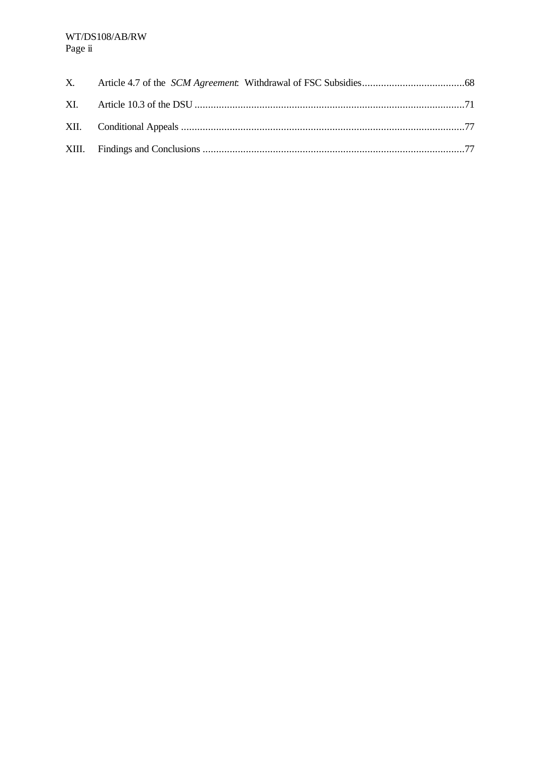X. Article 4.7 of the *SCM Agreement*: Withdrawal of FSC Subsidies......................................68

XI. Article 10.3 of the DSU .....................................................................................................71

XII. Conditional Appeals .........................................................................................................77

XIII. Findings and Conclusions .................................................................................................77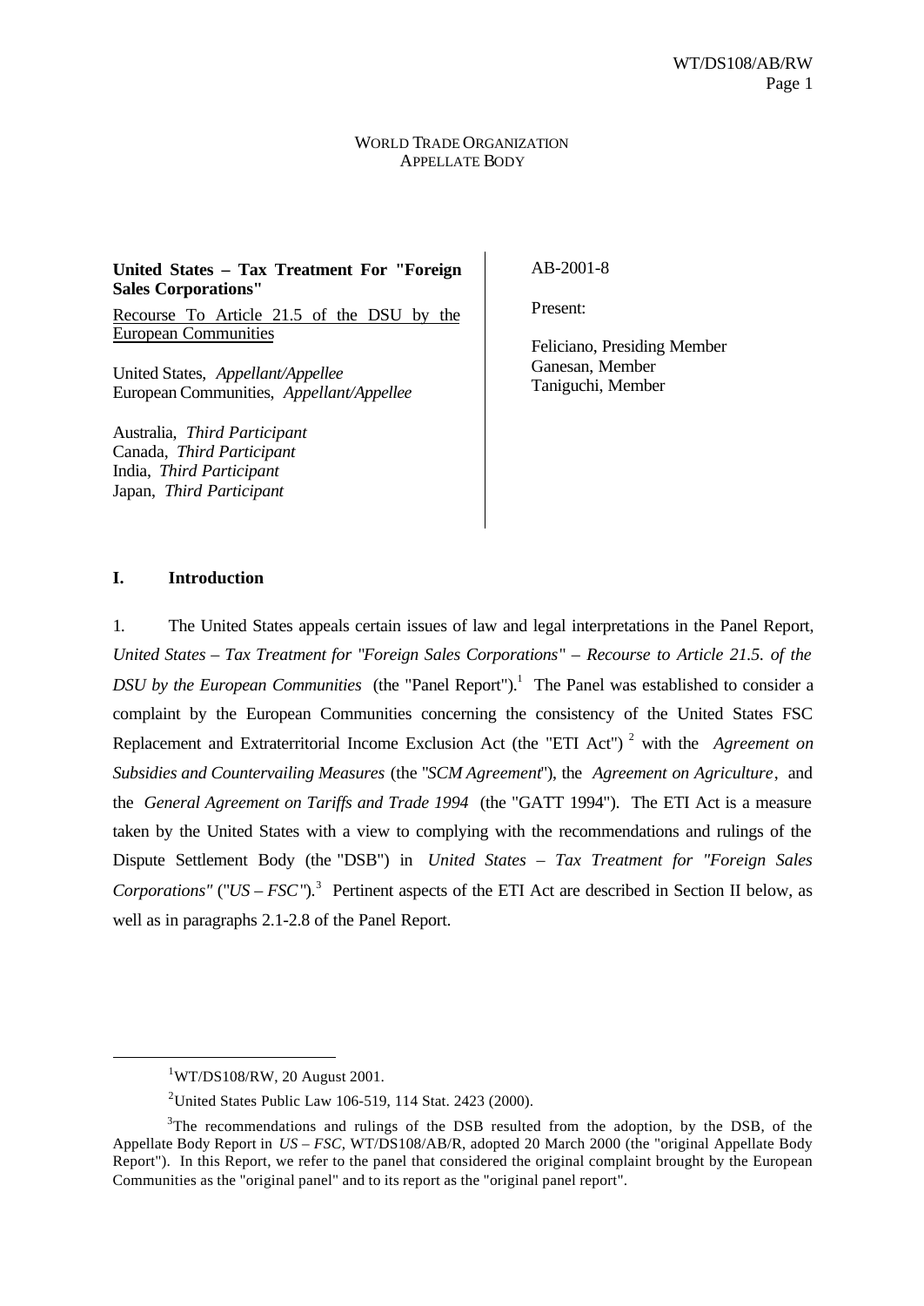WORLD TRADE ORGANIZATION
APPELLATE BODY

| | |
|---|---|
| **United States – Tax Treatment For "Foreign Sales Corporations"** | AB-2001-8 |
| Recourse To Article 21.5 of the DSU by the European Communities | Present: |
| United States, *Appellant/Appellee*<br>European Communities, *Appellant/Appellee* | Feliciano, Presiding Member<br>Ganesan, Member<br>Taniguchi, Member |
| Australia, *Third Participant*<br>Canada, *Third Participant*<br>India, *Third Participant*<br>Japan, *Third Participant* | |

## I. Introduction

1. The United States appeals certain issues of law and legal interpretations in the Panel Report, *United States – Tax Treatment for "Foreign Sales Corporations" – Recourse to Article 21.5. of the DSU by the European Communities* (the "Panel Report").[1] The Panel was established to consider a complaint by the European Communities concerning the consistency of the United States FSC Replacement and Extraterritorial Income Exclusion Act (the "ETI Act")[2] with the *Agreement on Subsidies and Countervailing Measures* (the "*SCM Agreement*"), the *Agreement on Agriculture*, and the *General Agreement on Tariffs and Trade 1994* (the "GATT 1994"). The ETI Act is a measure taken by the United States with a view to complying with the recommendations and rulings of the Dispute Settlement Body (the "DSB") in *United States – Tax Treatment for "Foreign Sales Corporations"* ("*US – FSC*").[3] Pertinent aspects of the ETI Act are described in Section II below, as well as in paragraphs 2.1-2.8 of the Panel Report.

---

[1] WT/DS108/RW, 20 August 2001.

[2] United States Public Law 106-519, 114 Stat. 2423 (2000).

[3] The recommendations and rulings of the DSB resulted from the adoption, by the DSB, of the Appellate Body Report in *US – FSC*, WT/DS108/AB/R, adopted 20 March 2000 (the "original Appellate Body Report"). In this Report, we refer to the panel that considered the original complaint brought by the European Communities as the "original panel" and to its report as the "original panel report".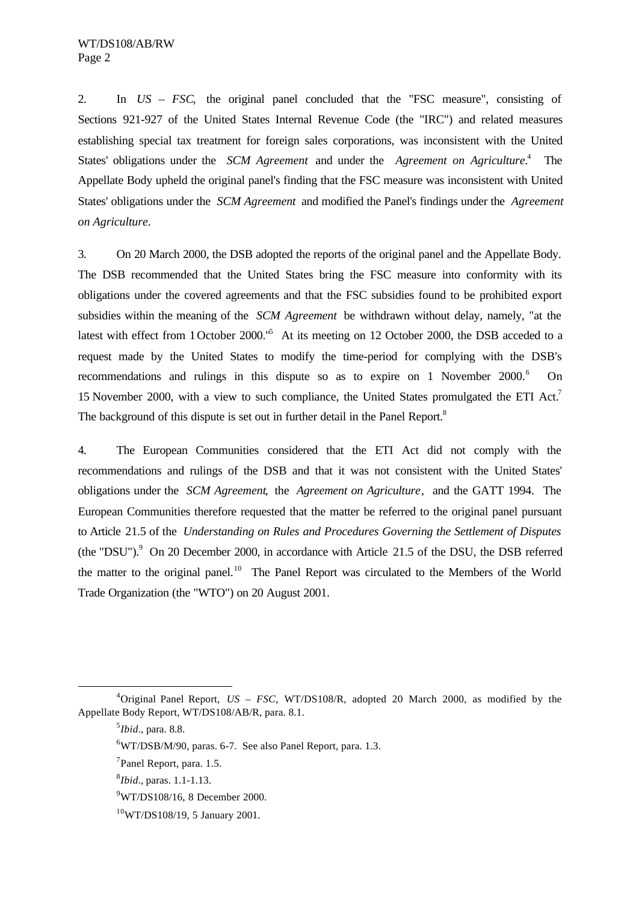2. In *US – FSC*, the original panel concluded that the "FSC measure", consisting of Sections 921-927 of the United States Internal Revenue Code (the "IRC") and related measures establishing special tax treatment for foreign sales corporations, was inconsistent with the United States' obligations under the *SCM Agreement* and under the *Agreement on Agriculture*.[4] The Appellate Body upheld the original panel's finding that the FSC measure was inconsistent with United States' obligations under the *SCM Agreement* and modified the Panel's findings under the *Agreement on Agriculture*.

3. On 20 March 2000, the DSB adopted the reports of the original panel and the Appellate Body. The DSB recommended that the United States bring the FSC measure into conformity with its obligations under the covered agreements and that the FSC subsidies found to be prohibited export subsidies within the meaning of the *SCM Agreement* be withdrawn without delay, namely, "at the latest with effect from 1 October 2000."[5] At its meeting on 12 October 2000, the DSB acceded to a request made by the United States to modify the time-period for complying with the DSB's recommendations and rulings in this dispute so as to expire on 1 November 2000.[6] On 15 November 2000, with a view to such compliance, the United States promulgated the ETI Act.[7] The background of this dispute is set out in further detail in the Panel Report.[8]

4. The European Communities considered that the ETI Act did not comply with the recommendations and rulings of the DSB and that it was not consistent with the United States' obligations under the *SCM Agreement*, the *Agreement on Agriculture*, and the GATT 1994. The European Communities therefore requested that the matter be referred to the original panel pursuant to Article 21.5 of the *Understanding on Rules and Procedures Governing the Settlement of Disputes* (the "DSU").[9] On 20 December 2000, in accordance with Article 21.5 of the DSU, the DSB referred the matter to the original panel.[10] The Panel Report was circulated to the Members of the World Trade Organization (the "WTO") on 20 August 2001.

---

[4]Original Panel Report, *US – FSC*, WT/DS108/R, adopted 20 March 2000, as modified by the Appellate Body Report, WT/DS108/AB/R, para. 8.1.

[5]*Ibid*., para. 8.8.

[6]WT/DSB/M/90, paras. 6-7. See also Panel Report, para. 1.3.

[7]Panel Report, para. 1.5.

[8]*Ibid*., paras. 1.1-1.13.

[9]WT/DS108/16, 8 December 2000.

[10]WT/DS108/19, 5 January 2001.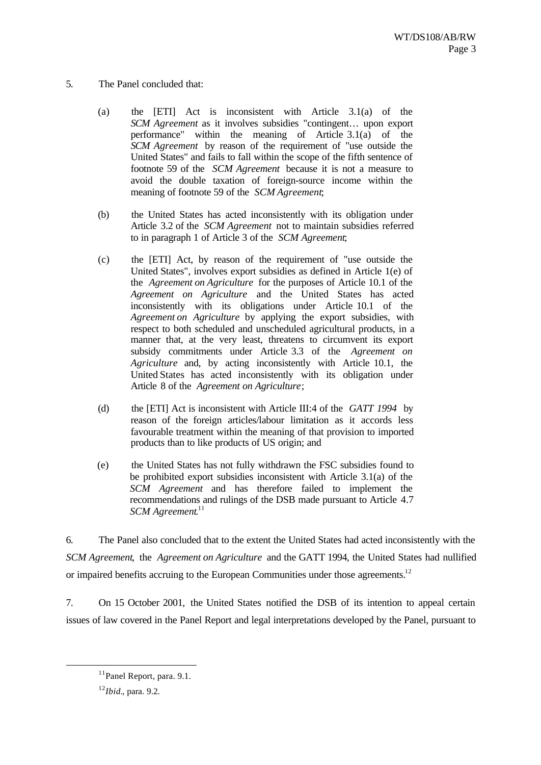5. The Panel concluded that:

> (a) the [ETI] Act is inconsistent with Article 3.1(a) of the *SCM Agreement* as it involves subsidies "contingent… upon export performance" within the meaning of Article 3.1(a) of the *SCM Agreement* by reason of the requirement of "use outside the United States" and fails to fall within the scope of the fifth sentence of footnote 59 of the *SCM Agreement* because it is not a measure to avoid the double taxation of foreign-source income within the meaning of footnote 59 of the *SCM Agreement*;
>
> (b) the United States has acted inconsistently with its obligation under Article 3.2 of the *SCM Agreement* not to maintain subsidies referred to in paragraph 1 of Article 3 of the *SCM Agreement*;
>
> (c) the [ETI] Act, by reason of the requirement of "use outside the United States", involves export subsidies as defined in Article 1(e) of the *Agreement on Agriculture* for the purposes of Article 10.1 of the *Agreement on Agriculture* and the United States has acted inconsistently with its obligations under Article 10.1 of the *Agreement on Agriculture* by applying the export subsidies, with respect to both scheduled and unscheduled agricultural products, in a manner that, at the very least, threatens to circumvent its export subsidy commitments under Article 3.3 of the *Agreement on Agriculture* and, by acting inconsistently with Article 10.1, the United States has acted inconsistently with its obligation under Article 8 of the *Agreement on Agriculture*;
>
> (d) the [ETI] Act is inconsistent with Article III:4 of the *GATT 1994* by reason of the foreign articles/labour limitation as it accords less favourable treatment within the meaning of that provision to imported products than to like products of US origin; and
>
> (e) the United States has not fully withdrawn the FSC subsidies found to be prohibited export subsidies inconsistent with Article 3.1(a) of the *SCM Agreement* and has therefore failed to implement the recommendations and rulings of the DSB made pursuant to Article 4.7 *SCM Agreement*.[11]

6. The Panel also concluded that to the extent the United States had acted inconsistently with the *SCM Agreement*, the *Agreement on Agriculture* and the GATT 1994, the United States had nullified or impaired benefits accruing to the European Communities under those agreements.[12]

7. On 15 October 2001, the United States notified the DSB of its intention to appeal certain issues of law covered in the Panel Report and legal interpretations developed by the Panel, pursuant to

---

[11] Panel Report, para. 9.1.

[12] *Ibid*., para. 9.2.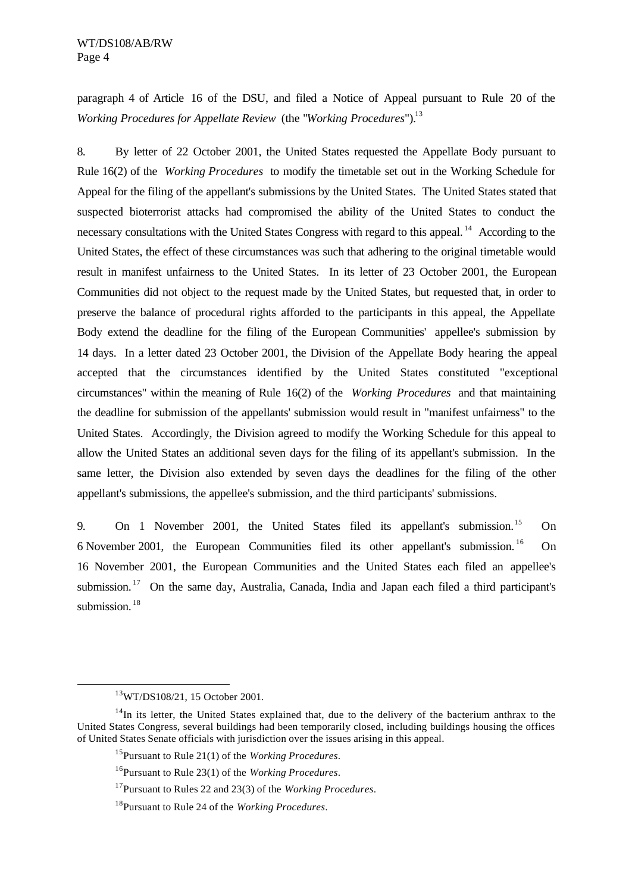paragraph 4 of Article 16 of the DSU, and filed a Notice of Appeal pursuant to Rule 20 of the *Working Procedures for Appellate Review* (the "*Working Procedures*").[13]

8. By letter of 22 October 2001, the United States requested the Appellate Body pursuant to Rule 16(2) of the *Working Procedures* to modify the timetable set out in the Working Schedule for Appeal for the filing of the appellant's submissions by the United States. The United States stated that suspected bioterrorist attacks had compromised the ability of the United States to conduct the necessary consultations with the United States Congress with regard to this appeal.[14] According to the United States, the effect of these circumstances was such that adhering to the original timetable would result in manifest unfairness to the United States. In its letter of 23 October 2001, the European Communities did not object to the request made by the United States, but requested that, in order to preserve the balance of procedural rights afforded to the participants in this appeal, the Appellate Body extend the deadline for the filing of the European Communities' appellee's submission by 14 days. In a letter dated 23 October 2001, the Division of the Appellate Body hearing the appeal accepted that the circumstances identified by the United States constituted "exceptional circumstances" within the meaning of Rule 16(2) of the *Working Procedures* and that maintaining the deadline for submission of the appellants' submission would result in "manifest unfairness" to the United States. Accordingly, the Division agreed to modify the Working Schedule for this appeal to allow the United States an additional seven days for the filing of its appellant's submission. In the same letter, the Division also extended by seven days the deadlines for the filing of the other appellant's submissions, the appellee's submission, and the third participants' submissions.

9. On 1 November 2001, the United States filed its appellant's submission.[15] On 6 November 2001, the European Communities filed its other appellant's submission.[16] On 16 November 2001, the European Communities and the United States each filed an appellee's submission.[17] On the same day, Australia, Canada, India and Japan each filed a third participant's submission.[18]

---

[13] WT/DS108/21, 15 October 2001.

[14] In its letter, the United States explained that, due to the delivery of the bacterium anthrax to the United States Congress, several buildings had been temporarily closed, including buildings housing the offices of United States Senate officials with jurisdiction over the issues arising in this appeal.

[15] Pursuant to Rule 21(1) of the *Working Procedures*.

[16] Pursuant to Rule 23(1) of the *Working Procedures*.

[17] Pursuant to Rules 22 and 23(3) of the *Working Procedures*.

[18] Pursuant to Rule 24 of the *Working Procedures*.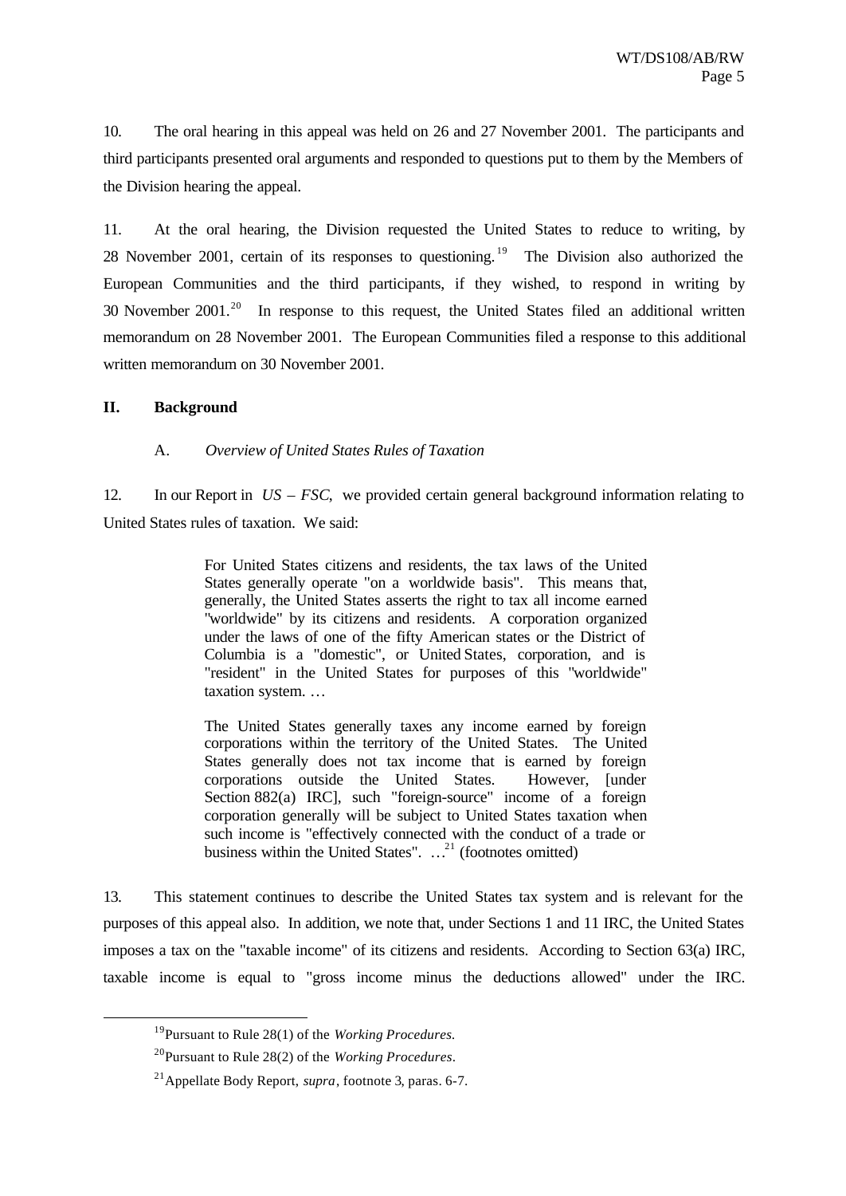10. The oral hearing in this appeal was held on 26 and 27 November 2001. The participants and third participants presented oral arguments and responded to questions put to them by the Members of the Division hearing the appeal.

11. At the oral hearing, the Division requested the United States to reduce to writing, by 28 November 2001, certain of its responses to questioning.[19] The Division also authorized the European Communities and the third participants, if they wished, to respond in writing by 30 November 2001.[20] In response to this request, the United States filed an additional written memorandum on 28 November 2001. The European Communities filed a response to this additional written memorandum on 30 November 2001.

## II. Background

### A. *Overview of United States Rules of Taxation*

12. In our Report in *US – FSC*, we provided certain general background information relating to United States rules of taxation. We said:

> For United States citizens and residents, the tax laws of the United States generally operate "on a worldwide basis". This means that, generally, the United States asserts the right to tax all income earned "worldwide" by its citizens and residents. A corporation organized under the laws of one of the fifty American states or the District of Columbia is a "domestic", or United States, corporation, and is "resident" in the United States for purposes of this "worldwide" taxation system. …
>
> The United States generally taxes any income earned by foreign corporations within the territory of the United States. The United States generally does not tax income that is earned by foreign corporations outside the United States. However, [under Section 882(a) IRC], such "foreign-source" income of a foreign corporation generally will be subject to United States taxation when such income is "effectively connected with the conduct of a trade or business within the United States". …[21] (footnotes omitted)

13. This statement continues to describe the United States tax system and is relevant for the purposes of this appeal also. In addition, we note that, under Sections 1 and 11 IRC, the United States imposes a tax on the "taxable income" of its citizens and residents. According to Section 63(a) IRC, taxable income is equal to "gross income minus the deductions allowed" under the IRC.

[19] Pursuant to Rule 28(1) of the *Working Procedures*.

[20] Pursuant to Rule 28(2) of the *Working Procedures*.

[21] Appellate Body Report, *supra*, footnote 3, paras. 6-7.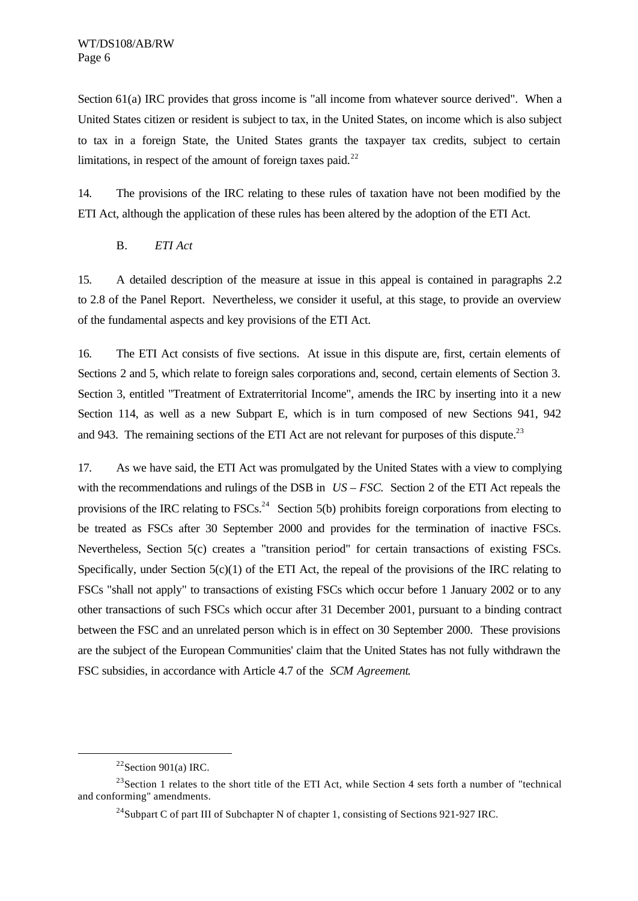Section 61(a) IRC provides that gross income is "all income from whatever source derived". When a United States citizen or resident is subject to tax, in the United States, on income which is also subject to tax in a foreign State, the United States grants the taxpayer tax credits, subject to certain limitations, in respect of the amount of foreign taxes paid.[22]

14. The provisions of the IRC relating to these rules of taxation have not been modified by the ETI Act, although the application of these rules has been altered by the adoption of the ETI Act.

### B. *ETI Act*

15. A detailed description of the measure at issue in this appeal is contained in paragraphs 2.2 to 2.8 of the Panel Report. Nevertheless, we consider it useful, at this stage, to provide an overview of the fundamental aspects and key provisions of the ETI Act.

16. The ETI Act consists of five sections. At issue in this dispute are, first, certain elements of Sections 2 and 5, which relate to foreign sales corporations and, second, certain elements of Section 3. Section 3, entitled "Treatment of Extraterritorial Income", amends the IRC by inserting into it a new Section 114, as well as a new Subpart E, which is in turn composed of new Sections 941, 942 and 943. The remaining sections of the ETI Act are not relevant for purposes of this dispute.[23]

17. As we have said, the ETI Act was promulgated by the United States with a view to complying with the recommendations and rulings of the DSB in *US – FSC*. Section 2 of the ETI Act repeals the provisions of the IRC relating to FSCs.[24] Section 5(b) prohibits foreign corporations from electing to be treated as FSCs after 30 September 2000 and provides for the termination of inactive FSCs. Nevertheless, Section 5(c) creates a "transition period" for certain transactions of existing FSCs. Specifically, under Section 5(c)(1) of the ETI Act, the repeal of the provisions of the IRC relating to FSCs "shall not apply" to transactions of existing FSCs which occur before 1 January 2002 or to any other transactions of such FSCs which occur after 31 December 2001, pursuant to a binding contract between the FSC and an unrelated person which is in effect on 30 September 2000. These provisions are the subject of the European Communities' claim that the United States has not fully withdrawn the FSC subsidies, in accordance with Article 4.7 of the *SCM Agreement*.

---

[22] Section 901(a) IRC.

[23] Section 1 relates to the short title of the ETI Act, while Section 4 sets forth a number of "technical and conforming" amendments.

[24] Subpart C of part III of Subchapter N of chapter 1, consisting of Sections 921-927 IRC.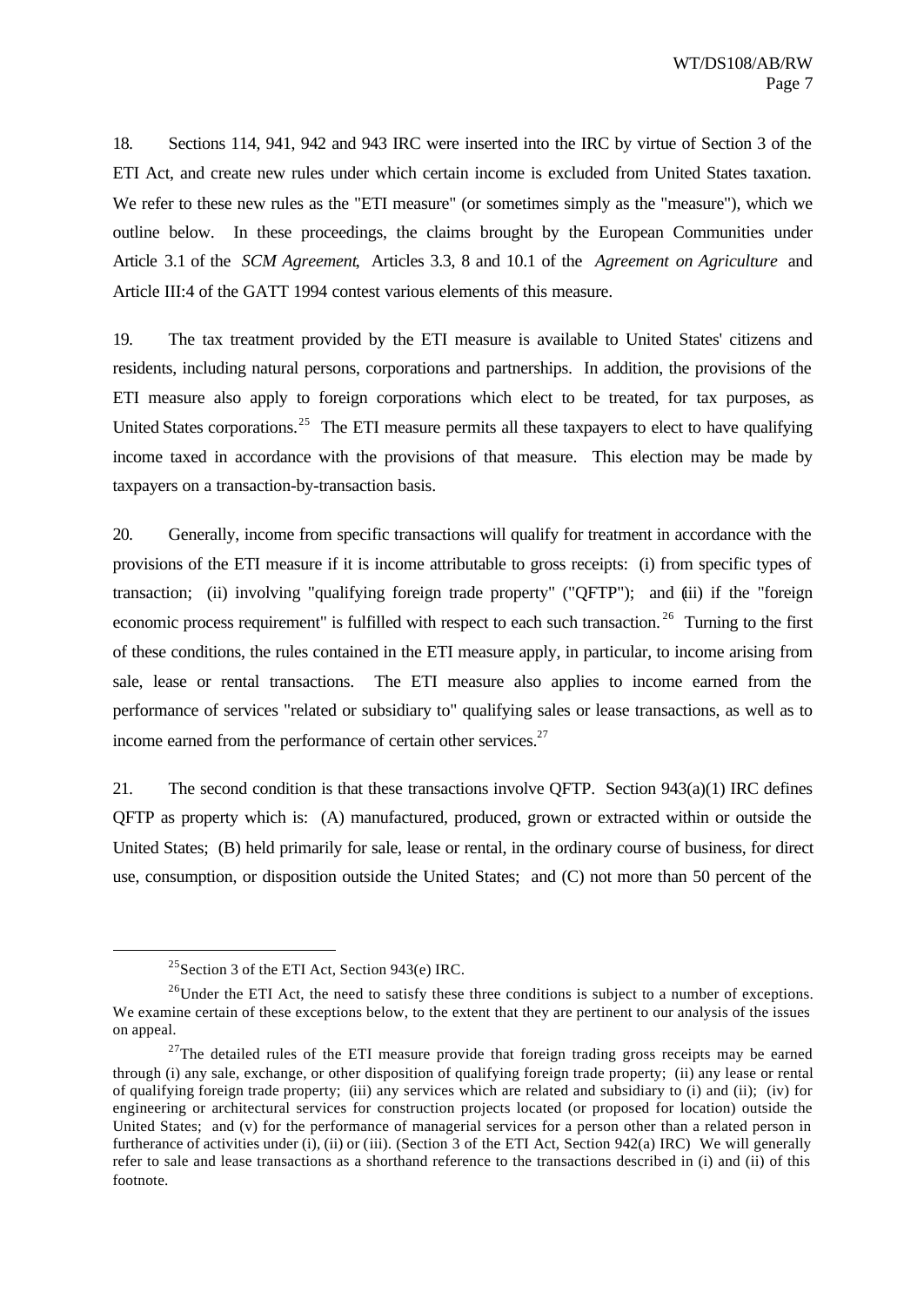18. Sections 114, 941, 942 and 943 IRC were inserted into the IRC by virtue of Section 3 of the ETI Act, and create new rules under which certain income is excluded from United States taxation. We refer to these new rules as the "ETI measure" (or sometimes simply as the "measure"), which we outline below. In these proceedings, the claims brought by the European Communities under Article 3.1 of the *SCM Agreement*, Articles 3.3, 8 and 10.1 of the *Agreement on Agriculture* and Article III:4 of the GATT 1994 contest various elements of this measure.

19. The tax treatment provided by the ETI measure is available to United States' citizens and residents, including natural persons, corporations and partnerships. In addition, the provisions of the ETI measure also apply to foreign corporations which elect to be treated, for tax purposes, as United States corporations.[25] The ETI measure permits all these taxpayers to elect to have qualifying income taxed in accordance with the provisions of that measure. This election may be made by taxpayers on a transaction-by-transaction basis.

20. Generally, income from specific transactions will qualify for treatment in accordance with the provisions of the ETI measure if it is income attributable to gross receipts: (i) from specific types of transaction; (ii) involving "qualifying foreign trade property" ("QFTP"); and (iii) if the "foreign economic process requirement" is fulfilled with respect to each such transaction.[26] Turning to the first of these conditions, the rules contained in the ETI measure apply, in particular, to income arising from sale, lease or rental transactions. The ETI measure also applies to income earned from the performance of services "related or subsidiary to" qualifying sales or lease transactions, as well as to income earned from the performance of certain other services.[27]

21. The second condition is that these transactions involve QFTP. Section 943(a)(1) IRC defines QFTP as property which is: (A) manufactured, produced, grown or extracted within or outside the United States; (B) held primarily for sale, lease or rental, in the ordinary course of business, for direct use, consumption, or disposition outside the United States; and (C) not more than 50 percent of the

---

[25] Section 3 of the ETI Act, Section 943(e) IRC.

[26] Under the ETI Act, the need to satisfy these three conditions is subject to a number of exceptions. We examine certain of these exceptions below, to the extent that they are pertinent to our analysis of the issues on appeal.

[27] The detailed rules of the ETI measure provide that foreign trading gross receipts may be earned through (i) any sale, exchange, or other disposition of qualifying foreign trade property; (ii) any lease or rental of qualifying foreign trade property; (iii) any services which are related and subsidiary to (i) and (ii); (iv) for engineering or architectural services for construction projects located (or proposed for location) outside the United States; and (v) for the performance of managerial services for a person other than a related person in furtherance of activities under (i), (ii) or (iii). (Section 3 of the ETI Act, Section 942(a) IRC) We will generally refer to sale and lease transactions as a shorthand reference to the transactions described in (i) and (ii) of this footnote.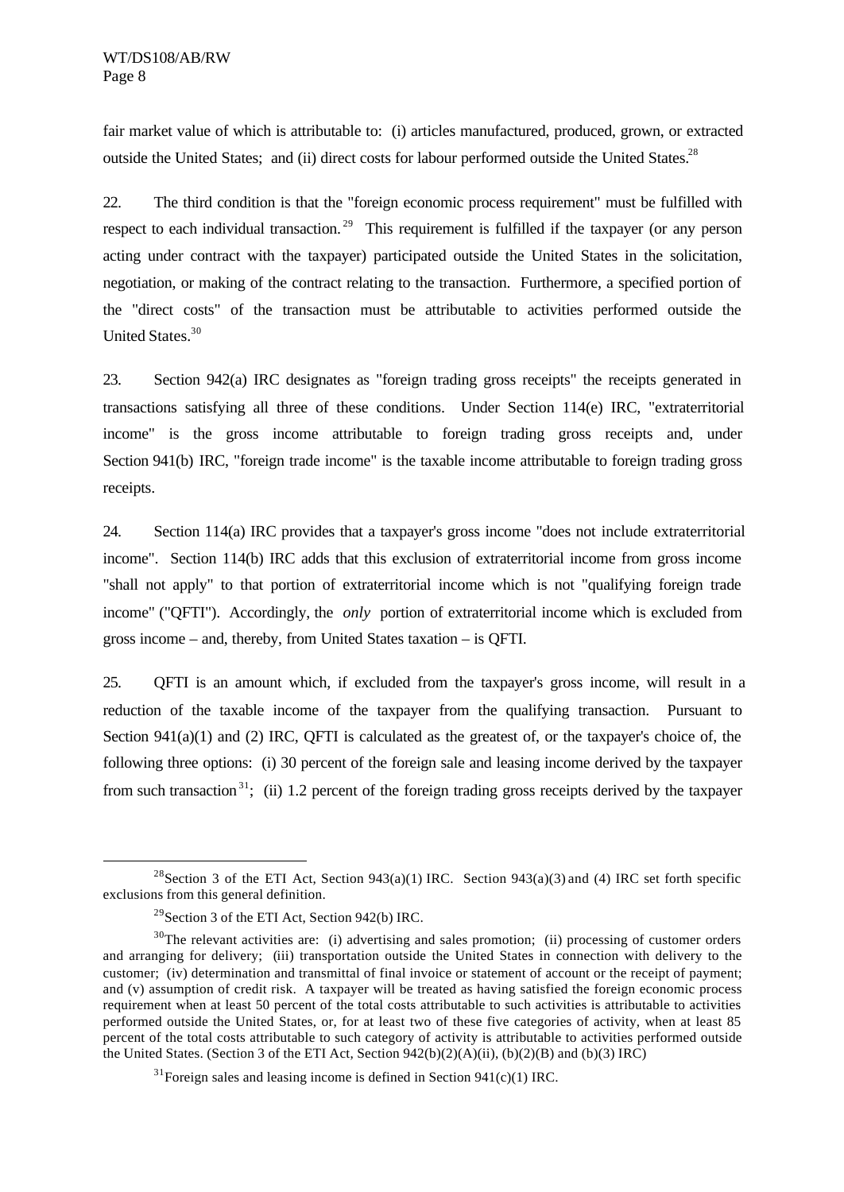fair market value of which is attributable to: (i) articles manufactured, produced, grown, or extracted outside the United States; and (ii) direct costs for labour performed outside the United States.[28]

22. The third condition is that the "foreign economic process requirement" must be fulfilled with respect to each individual transaction.[29] This requirement is fulfilled if the taxpayer (or any person acting under contract with the taxpayer) participated outside the United States in the solicitation, negotiation, or making of the contract relating to the transaction. Furthermore, a specified portion of the "direct costs" of the transaction must be attributable to activities performed outside the United States.[30]

23. Section 942(a) IRC designates as "foreign trading gross receipts" the receipts generated in transactions satisfying all three of these conditions. Under Section 114(e) IRC, "extraterritorial income" is the gross income attributable to foreign trading gross receipts and, under Section 941(b) IRC, "foreign trade income" is the taxable income attributable to foreign trading gross receipts.

24. Section 114(a) IRC provides that a taxpayer's gross income "does not include extraterritorial income". Section 114(b) IRC adds that this exclusion of extraterritorial income from gross income "shall not apply" to that portion of extraterritorial income which is not "qualifying foreign trade income" ("QFTI"). Accordingly, the *only* portion of extraterritorial income which is excluded from gross income – and, thereby, from United States taxation – is QFTI.

25. QFTI is an amount which, if excluded from the taxpayer's gross income, will result in a reduction of the taxable income of the taxpayer from the qualifying transaction. Pursuant to Section 941(a)(1) and (2) IRC, QFTI is calculated as the greatest of, or the taxpayer's choice of, the following three options: (i) 30 percent of the foreign sale and leasing income derived by the taxpayer from such transaction[31]; (ii) 1.2 percent of the foreign trading gross receipts derived by the taxpayer

---

[28] Section 3 of the ETI Act, Section 943(a)(1) IRC. Section 943(a)(3) and (4) IRC set forth specific exclusions from this general definition.

[29] Section 3 of the ETI Act, Section 942(b) IRC.

[30] The relevant activities are: (i) advertising and sales promotion; (ii) processing of customer orders and arranging for delivery; (iii) transportation outside the United States in connection with delivery to the customer; (iv) determination and transmittal of final invoice or statement of account or the receipt of payment; and (v) assumption of credit risk. A taxpayer will be treated as having satisfied the foreign economic process requirement when at least 50 percent of the total costs attributable to such activities is attributable to activities performed outside the United States, or, for at least two of these five categories of activity, when at least 85 percent of the total costs attributable to such category of activity is attributable to activities performed outside the United States. (Section 3 of the ETI Act, Section 942(b)(2)(A)(ii), (b)(2)(B) and (b)(3) IRC)

[31] Foreign sales and leasing income is defined in Section 941(c)(1) IRC.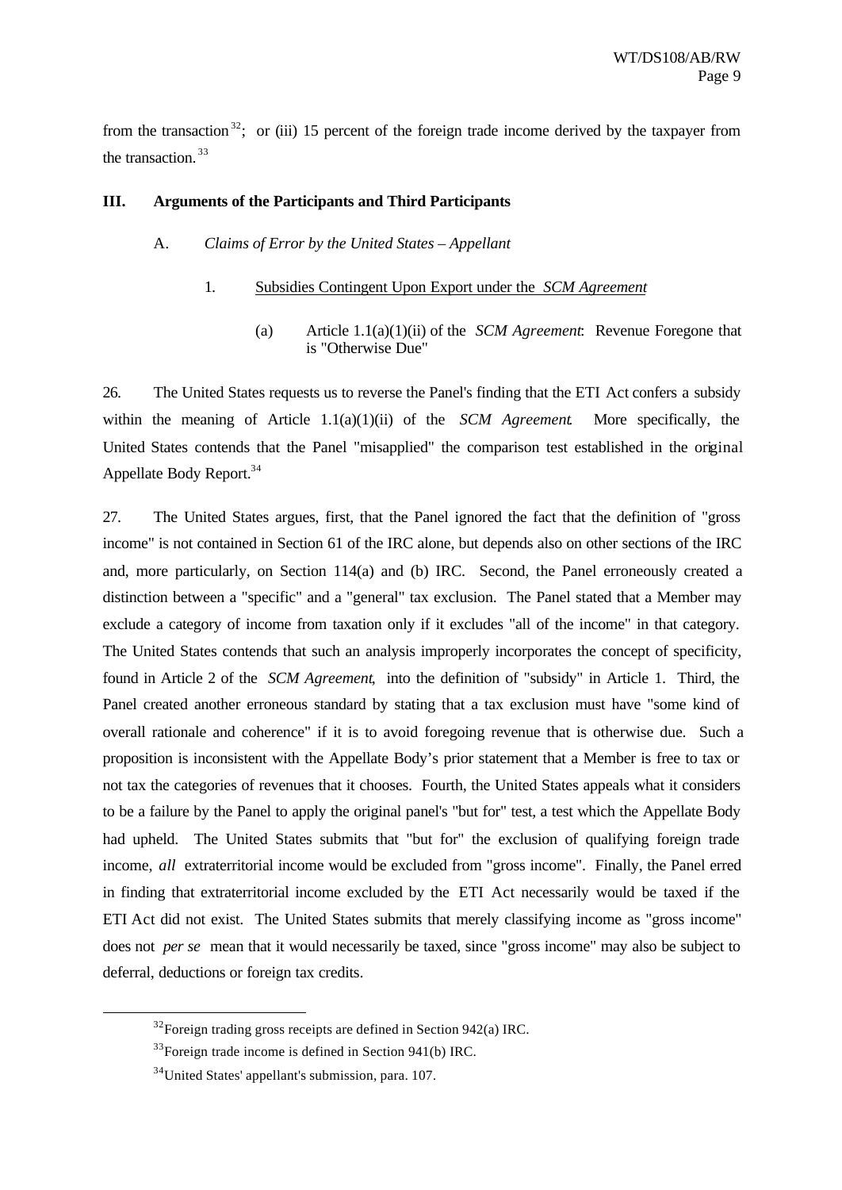from the transaction[32]; or (iii) 15 percent of the foreign trade income derived by the taxpayer from the transaction.[33]

## III. Arguments of the Participants and Third Participants

### A. *Claims of Error by the United States – Appellant*

#### 1. Subsidies Contingent Upon Export under the *SCM Agreement*

##### (a) Article 1.1(a)(1)(ii) of the *SCM Agreement*: Revenue Foregone that is "Otherwise Due"

26. The United States requests us to reverse the Panel's finding that the ETI Act confers a subsidy within the meaning of Article 1.1(a)(1)(ii) of the *SCM Agreement*. More specifically, the United States contends that the Panel "misapplied" the comparison test established in the original Appellate Body Report.[34]

27. The United States argues, first, that the Panel ignored the fact that the definition of "gross income" is not contained in Section 61 of the IRC alone, but depends also on other sections of the IRC and, more particularly, on Section 114(a) and (b) IRC. Second, the Panel erroneously created a distinction between a "specific" and a "general" tax exclusion. The Panel stated that a Member may exclude a category of income from taxation only if it excludes "all of the income" in that category. The United States contends that such an analysis improperly incorporates the concept of specificity, found in Article 2 of the *SCM Agreement*, into the definition of "subsidy" in Article 1. Third, the Panel created another erroneous standard by stating that a tax exclusion must have "some kind of overall rationale and coherence" if it is to avoid foregoing revenue that is otherwise due. Such a proposition is inconsistent with the Appellate Body's prior statement that a Member is free to tax or not tax the categories of revenues that it chooses. Fourth, the United States appeals what it considers to be a failure by the Panel to apply the original panel's "but for" test, a test which the Appellate Body had upheld. The United States submits that "but for" the exclusion of qualifying foreign trade income, *all* extraterritorial income would be excluded from "gross income". Finally, the Panel erred in finding that extraterritorial income excluded by the ETI Act necessarily would be taxed if the ETI Act did not exist. The United States submits that merely classifying income as "gross income" does not *per se* mean that it would necessarily be taxed, since "gross income" may also be subject to deferral, deductions or foreign tax credits.

---

[32] Foreign trading gross receipts are defined in Section 942(a) IRC.

[33] Foreign trade income is defined in Section 941(b) IRC.

[34] United States' appellant's submission, para. 107.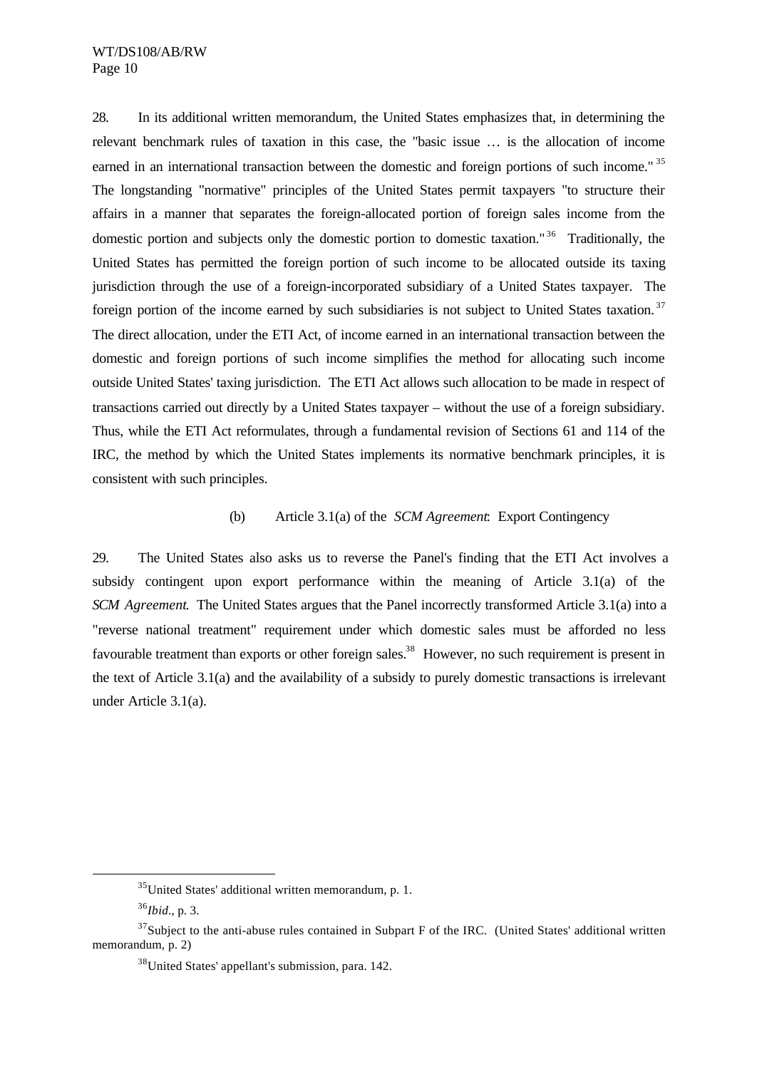28. In its additional written memorandum, the United States emphasizes that, in determining the relevant benchmark rules of taxation in this case, the "basic issue … is the allocation of income earned in an international transaction between the domestic and foreign portions of such income."[35] The longstanding "normative" principles of the United States permit taxpayers "to structure their affairs in a manner that separates the foreign-allocated portion of foreign sales income from the domestic portion and subjects only the domestic portion to domestic taxation."[36] Traditionally, the United States has permitted the foreign portion of such income to be allocated outside its taxing jurisdiction through the use of a foreign-incorporated subsidiary of a United States taxpayer. The foreign portion of the income earned by such subsidiaries is not subject to United States taxation.[37] The direct allocation, under the ETI Act, of income earned in an international transaction between the domestic and foreign portions of such income simplifies the method for allocating such income outside United States' taxing jurisdiction. The ETI Act allows such allocation to be made in respect of transactions carried out directly by a United States taxpayer – without the use of a foreign subsidiary. Thus, while the ETI Act reformulates, through a fundamental revision of Sections 61 and 114 of the IRC, the method by which the United States implements its normative benchmark principles, it is consistent with such principles.

### (b) Article 3.1(a) of the *SCM Agreement*: Export Contingency

29. The United States also asks us to reverse the Panel's finding that the ETI Act involves a subsidy contingent upon export performance within the meaning of Article 3.1(a) of the *SCM Agreement*. The United States argues that the Panel incorrectly transformed Article 3.1(a) into a "reverse national treatment" requirement under which domestic sales must be afforded no less favourable treatment than exports or other foreign sales.[38] However, no such requirement is present in the text of Article 3.1(a) and the availability of a subsidy to purely domestic transactions is irrelevant under Article 3.1(a).

---

[35] United States' additional written memorandum, p. 1.

[36] *Ibid*., p. 3.

[37] Subject to the anti-abuse rules contained in Subpart F of the IRC. (United States' additional written memorandum, p. 2)

[38] United States' appellant's submission, para. 142.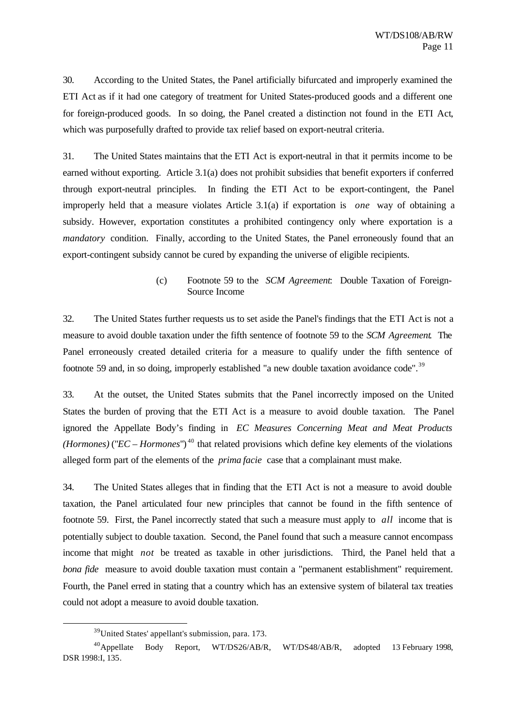30. According to the United States, the Panel artificially bifurcated and improperly examined the ETI Act as if it had one category of treatment for United States-produced goods and a different one for foreign-produced goods. In so doing, the Panel created a distinction not found in the ETI Act, which was purposefully drafted to provide tax relief based on export-neutral criteria.

31. The United States maintains that the ETI Act is export-neutral in that it permits income to be earned without exporting. Article 3.1(a) does not prohibit subsidies that benefit exporters if conferred through export-neutral principles. In finding the ETI Act to be export-contingent, the Panel improperly held that a measure violates Article 3.1(a) if exportation is *one* way of obtaining a subsidy. However, exportation constitutes a prohibited contingency only where exportation is a *mandatory* condition. Finally, according to the United States, the Panel erroneously found that an export-contingent subsidy cannot be cured by expanding the universe of eligible recipients.

(c) Footnote 59 to the *SCM Agreement*: Double Taxation of Foreign-Source Income

32. The United States further requests us to set aside the Panel's findings that the ETI Act is not a measure to avoid double taxation under the fifth sentence of footnote 59 to the *SCM Agreement*. The Panel erroneously created detailed criteria for a measure to qualify under the fifth sentence of footnote 59 and, in so doing, improperly established "a new double taxation avoidance code".[39]

33. At the outset, the United States submits that the Panel incorrectly imposed on the United States the burden of proving that the ETI Act is a measure to avoid double taxation. The Panel ignored the Appellate Body's finding in *EC Measures Concerning Meat and Meat Products (Hormones)* ("*EC – Hormones*")[40] that related provisions which define key elements of the violations alleged form part of the elements of the *prima facie* case that a complainant must make.

34. The United States alleges that in finding that the ETI Act is not a measure to avoid double taxation, the Panel articulated four new principles that cannot be found in the fifth sentence of footnote 59. First, the Panel incorrectly stated that such a measure must apply to *all* income that is potentially subject to double taxation. Second, the Panel found that such a measure cannot encompass income that might *not* be treated as taxable in other jurisdictions. Third, the Panel held that a *bona fide* measure to avoid double taxation must contain a "permanent establishment" requirement. Fourth, the Panel erred in stating that a country which has an extensive system of bilateral tax treaties could not adopt a measure to avoid double taxation.

[39] United States' appellant's submission, para. 173.

[40] Appellate Body Report, WT/DS26/AB/R, WT/DS48/AB/R, adopted 13 February 1998, DSR 1998:I, 135.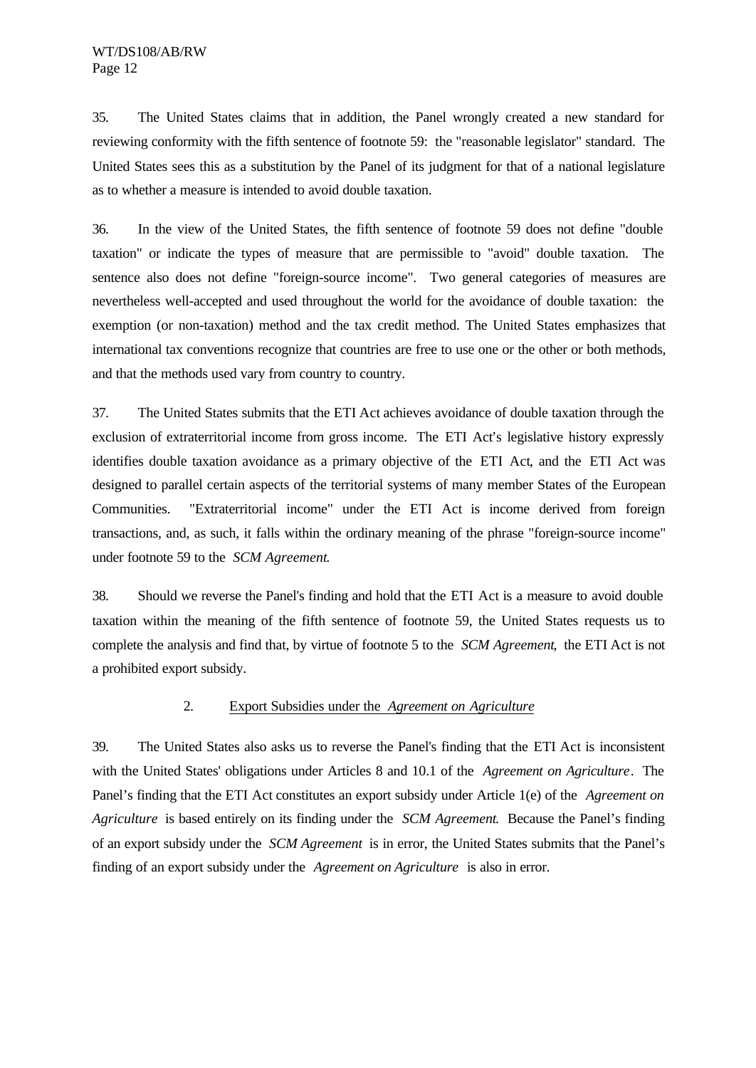35. The United States claims that in addition, the Panel wrongly created a new standard for reviewing conformity with the fifth sentence of footnote 59: the "reasonable legislator" standard. The United States sees this as a substitution by the Panel of its judgment for that of a national legislature as to whether a measure is intended to avoid double taxation.

36. In the view of the United States, the fifth sentence of footnote 59 does not define "double taxation" or indicate the types of measure that are permissible to "avoid" double taxation. The sentence also does not define "foreign-source income". Two general categories of measures are nevertheless well-accepted and used throughout the world for the avoidance of double taxation: the exemption (or non-taxation) method and the tax credit method. The United States emphasizes that international tax conventions recognize that countries are free to use one or the other or both methods, and that the methods used vary from country to country.

37. The United States submits that the ETI Act achieves avoidance of double taxation through the exclusion of extraterritorial income from gross income. The ETI Act's legislative history expressly identifies double taxation avoidance as a primary objective of the ETI Act, and the ETI Act was designed to parallel certain aspects of the territorial systems of many member States of the European Communities. "Extraterritorial income" under the ETI Act is income derived from foreign transactions, and, as such, it falls within the ordinary meaning of the phrase "foreign-source income" under footnote 59 to the *SCM Agreement*.

38. Should we reverse the Panel's finding and hold that the ETI Act is a measure to avoid double taxation within the meaning of the fifth sentence of footnote 59, the United States requests us to complete the analysis and find that, by virtue of footnote 5 to the *SCM Agreement*, the ETI Act is not a prohibited export subsidy.

### 2. Export Subsidies under the *Agreement on Agriculture*

39. The United States also asks us to reverse the Panel's finding that the ETI Act is inconsistent with the United States' obligations under Articles 8 and 10.1 of the *Agreement on Agriculture*. The Panel's finding that the ETI Act constitutes an export subsidy under Article 1(e) of the *Agreement on Agriculture* is based entirely on its finding under the *SCM Agreement*. Because the Panel's finding of an export subsidy under the *SCM Agreement* is in error, the United States submits that the Panel's finding of an export subsidy under the *Agreement on Agriculture* is also in error.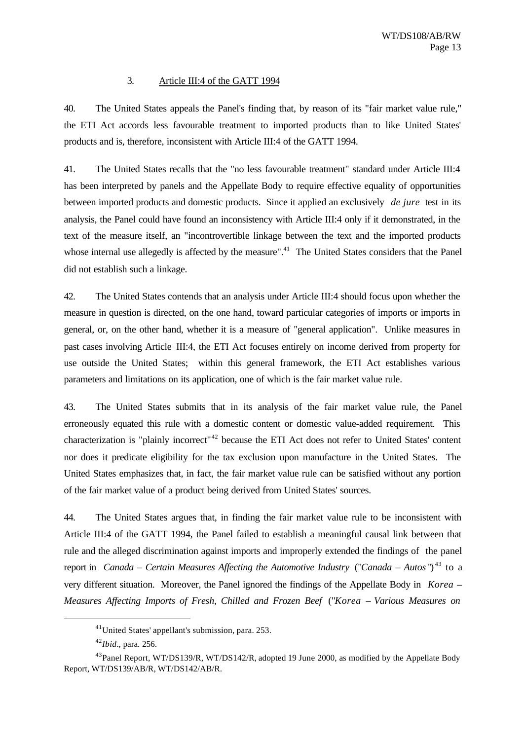### 3. Article III:4 of the GATT 1994

40. The United States appeals the Panel's finding that, by reason of its "fair market value rule," the ETI Act accords less favourable treatment to imported products than to like United States' products and is, therefore, inconsistent with Article III:4 of the GATT 1994.

41. The United States recalls that the "no less favourable treatment" standard under Article III:4 has been interpreted by panels and the Appellate Body to require effective equality of opportunities between imported products and domestic products. Since it applied an exclusively *de jure* test in its analysis, the Panel could have found an inconsistency with Article III:4 only if it demonstrated, in the text of the measure itself, an "incontrovertible linkage between the text and the imported products whose internal use allegedly is affected by the measure".[41] The United States considers that the Panel did not establish such a linkage.

42. The United States contends that an analysis under Article III:4 should focus upon whether the measure in question is directed, on the one hand, toward particular categories of imports or imports in general, or, on the other hand, whether it is a measure of "general application". Unlike measures in past cases involving Article III:4, the ETI Act focuses entirely on income derived from property for use outside the United States; within this general framework, the ETI Act establishes various parameters and limitations on its application, one of which is the fair market value rule.

43. The United States submits that in its analysis of the fair market value rule, the Panel erroneously equated this rule with a domestic content or domestic value-added requirement. This characterization is "plainly incorrect"[42] because the ETI Act does not refer to United States' content nor does it predicate eligibility for the tax exclusion upon manufacture in the United States. The United States emphasizes that, in fact, the fair market value rule can be satisfied without any portion of the fair market value of a product being derived from United States' sources.

44. The United States argues that, in finding the fair market value rule to be inconsistent with Article III:4 of the GATT 1994, the Panel failed to establish a meaningful causal link between that rule and the alleged discrimination against imports and improperly extended the findings of the panel report in *Canada – Certain Measures Affecting the Automotive Industry* ("*Canada – Autos*")[43] to a very different situation. Moreover, the Panel ignored the findings of the Appellate Body in *Korea – Measures Affecting Imports of Fresh, Chilled and Frozen Beef* ("*Korea – Various Measures on*

---

[41] United States' appellant's submission, para. 253.

[42] *Ibid*., para. 256.

[43] Panel Report, WT/DS139/R, WT/DS142/R, adopted 19 June 2000, as modified by the Appellate Body Report, WT/DS139/AB/R, WT/DS142/AB/R.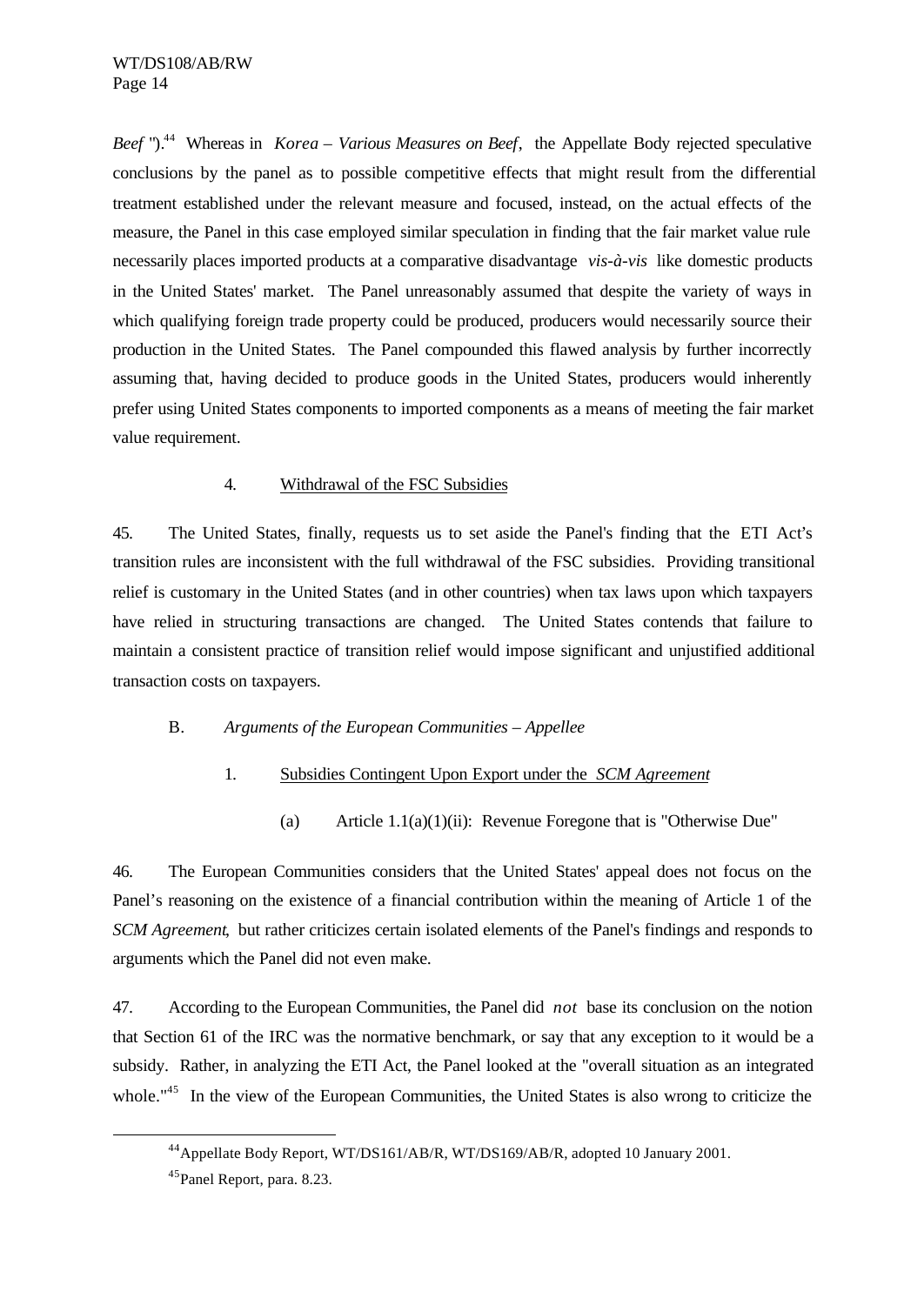*Beef* ").[44] Whereas in *Korea – Various Measures on Beef*, the Appellate Body rejected speculative conclusions by the panel as to possible competitive effects that might result from the differential treatment established under the relevant measure and focused, instead, on the actual effects of the measure, the Panel in this case employed similar speculation in finding that the fair market value rule necessarily places imported products at a comparative disadvantage *vis-à-vis* like domestic products in the United States' market. The Panel unreasonably assumed that despite the variety of ways in which qualifying foreign trade property could be produced, producers would necessarily source their production in the United States. The Panel compounded this flawed analysis by further incorrectly assuming that, having decided to produce goods in the United States, producers would inherently prefer using United States components to imported components as a means of meeting the fair market value requirement.

#### 4. Withdrawal of the FSC Subsidies

45. The United States, finally, requests us to set aside the Panel's finding that the ETI Act's transition rules are inconsistent with the full withdrawal of the FSC subsidies. Providing transitional relief is customary in the United States (and in other countries) when tax laws upon which taxpayers have relied in structuring transactions are changed. The United States contends that failure to maintain a consistent practice of transition relief would impose significant and unjustified additional transaction costs on taxpayers.

### B. *Arguments of the European Communities – Appellee*

#### 1. Subsidies Contingent Upon Export under the *SCM Agreement*

##### (a) Article 1.1(a)(1)(ii): Revenue Foregone that is "Otherwise Due"

46. The European Communities considers that the United States' appeal does not focus on the Panel's reasoning on the existence of a financial contribution within the meaning of Article 1 of the *SCM Agreement*, but rather criticizes certain isolated elements of the Panel's findings and responds to arguments which the Panel did not even make.

47. According to the European Communities, the Panel did *not* base its conclusion on the notion that Section 61 of the IRC was the normative benchmark, or say that any exception to it would be a subsidy. Rather, in analyzing the ETI Act, the Panel looked at the "overall situation as an integrated whole."[45] In the view of the European Communities, the United States is also wrong to criticize the

---

[44] Appellate Body Report, WT/DS161/AB/R, WT/DS169/AB/R, adopted 10 January 2001.

[45] Panel Report, para. 8.23.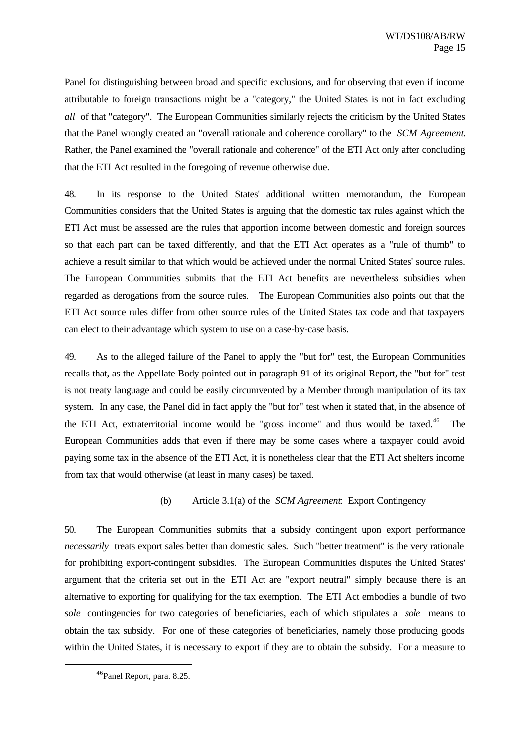Panel for distinguishing between broad and specific exclusions, and for observing that even if income attributable to foreign transactions might be a "category," the United States is not in fact excluding *all* of that "category". The European Communities similarly rejects the criticism by the United States that the Panel wrongly created an "overall rationale and coherence corollary" to the *SCM Agreement*. Rather, the Panel examined the "overall rationale and coherence" of the ETI Act only after concluding that the ETI Act resulted in the foregoing of revenue otherwise due.

48. In its response to the United States' additional written memorandum, the European Communities considers that the United States is arguing that the domestic tax rules against which the ETI Act must be assessed are the rules that apportion income between domestic and foreign sources so that each part can be taxed differently, and that the ETI Act operates as a "rule of thumb" to achieve a result similar to that which would be achieved under the normal United States' source rules. The European Communities submits that the ETI Act benefits are nevertheless subsidies when regarded as derogations from the source rules. The European Communities also points out that the ETI Act source rules differ from other source rules of the United States tax code and that taxpayers can elect to their advantage which system to use on a case-by-case basis.

49. As to the alleged failure of the Panel to apply the "but for" test, the European Communities recalls that, as the Appellate Body pointed out in paragraph 91 of its original Report, the "but for" test is not treaty language and could be easily circumvented by a Member through manipulation of its tax system. In any case, the Panel did in fact apply the "but for" test when it stated that, in the absence of the ETI Act, extraterritorial income would be "gross income" and thus would be taxed.[46] The European Communities adds that even if there may be some cases where a taxpayer could avoid paying some tax in the absence of the ETI Act, it is nonetheless clear that the ETI Act shelters income from tax that would otherwise (at least in many cases) be taxed.

#### (b) Article 3.1(a) of the *SCM Agreement*: Export Contingency

50. The European Communities submits that a subsidy contingent upon export performance *necessarily* treats export sales better than domestic sales. Such "better treatment" is the very rationale for prohibiting export-contingent subsidies. The European Communities disputes the United States' argument that the criteria set out in the ETI Act are "export neutral" simply because there is an alternative to exporting for qualifying for the tax exemption. The ETI Act embodies a bundle of two *sole* contingencies for two categories of beneficiaries, each of which stipulates a *sole* means to obtain the tax subsidy. For one of these categories of beneficiaries, namely those producing goods within the United States, it is necessary to export if they are to obtain the subsidy. For a measure to

---

[46] Panel Report, para. 8.25.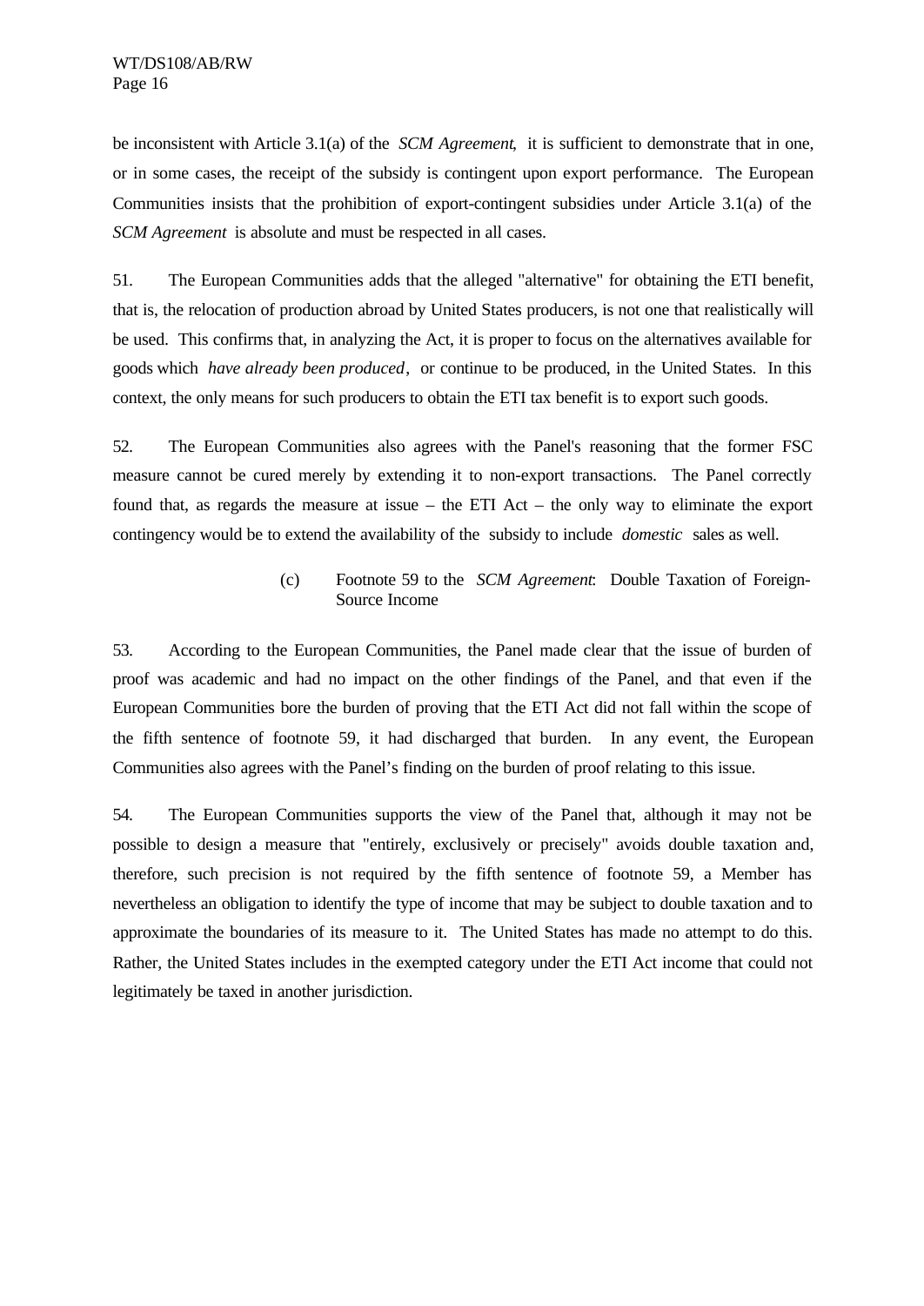be inconsistent with Article 3.1(a) of the *SCM Agreement*, it is sufficient to demonstrate that in one, or in some cases, the receipt of the subsidy is contingent upon export performance. The European Communities insists that the prohibition of export-contingent subsidies under Article 3.1(a) of the *SCM Agreement* is absolute and must be respected in all cases.

51. The European Communities adds that the alleged "alternative" for obtaining the ETI benefit, that is, the relocation of production abroad by United States producers, is not one that realistically will be used. This confirms that, in analyzing the Act, it is proper to focus on the alternatives available for goods which *have already been produced*, or continue to be produced, in the United States. In this context, the only means for such producers to obtain the ETI tax benefit is to export such goods.

52. The European Communities also agrees with the Panel's reasoning that the former FSC measure cannot be cured merely by extending it to non-export transactions. The Panel correctly found that, as regards the measure at issue – the ETI Act – the only way to eliminate the export contingency would be to extend the availability of the subsidy to include *domestic* sales as well.

#### (c) Footnote 59 to the *SCM Agreement*: Double Taxation of Foreign-Source Income

53. According to the European Communities, the Panel made clear that the issue of burden of proof was academic and had no impact on the other findings of the Panel, and that even if the European Communities bore the burden of proving that the ETI Act did not fall within the scope of the fifth sentence of footnote 59, it had discharged that burden. In any event, the European Communities also agrees with the Panel's finding on the burden of proof relating to this issue.

54. The European Communities supports the view of the Panel that, although it may not be possible to design a measure that "entirely, exclusively or precisely" avoids double taxation and, therefore, such precision is not required by the fifth sentence of footnote 59, a Member has nevertheless an obligation to identify the type of income that may be subject to double taxation and to approximate the boundaries of its measure to it. The United States has made no attempt to do this. Rather, the United States includes in the exempted category under the ETI Act income that could not legitimately be taxed in another jurisdiction.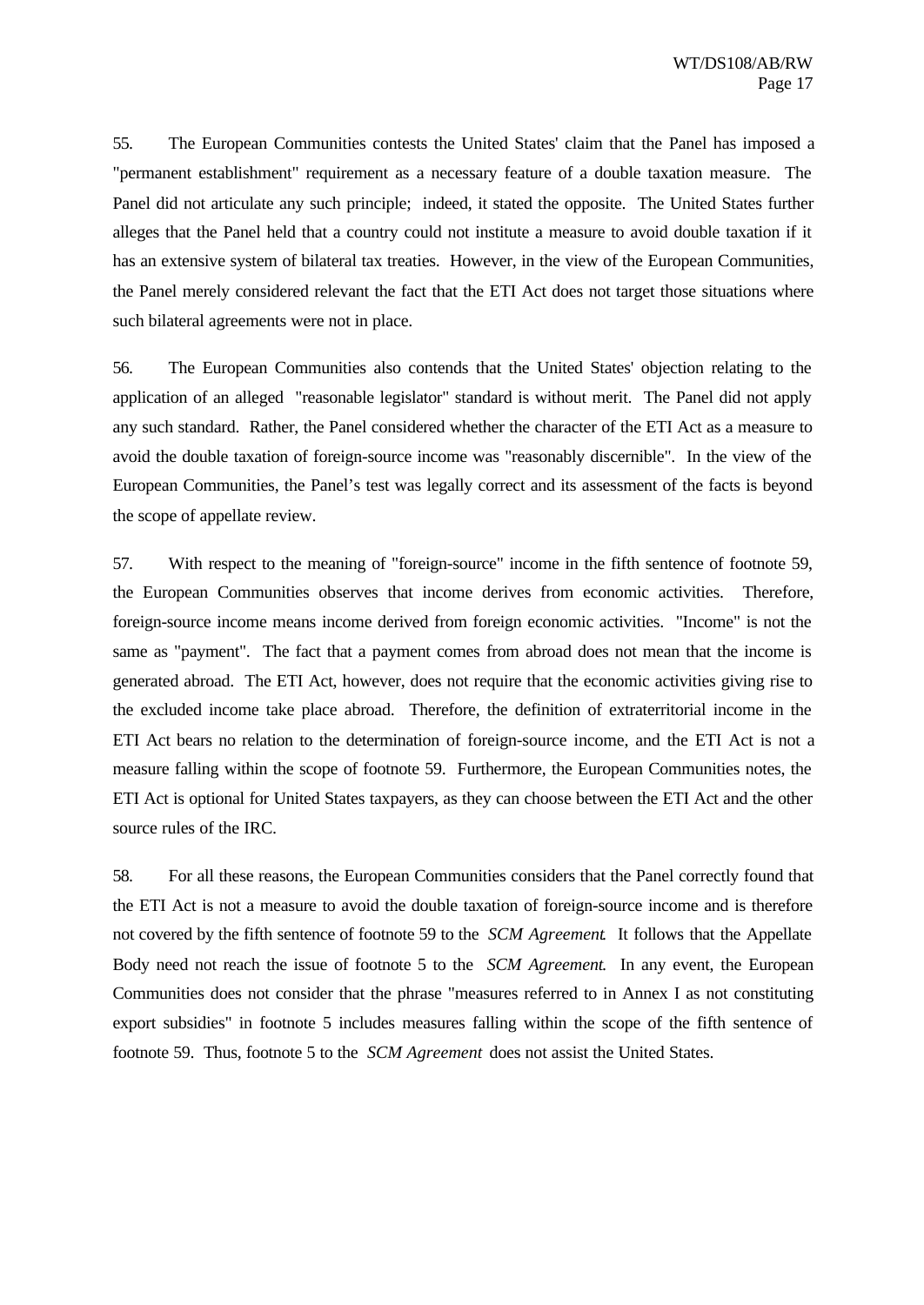55. The European Communities contests the United States' claim that the Panel has imposed a "permanent establishment" requirement as a necessary feature of a double taxation measure. The Panel did not articulate any such principle; indeed, it stated the opposite. The United States further alleges that the Panel held that a country could not institute a measure to avoid double taxation if it has an extensive system of bilateral tax treaties. However, in the view of the European Communities, the Panel merely considered relevant the fact that the ETI Act does not target those situations where such bilateral agreements were not in place.

56. The European Communities also contends that the United States' objection relating to the application of an alleged "reasonable legislator" standard is without merit. The Panel did not apply any such standard. Rather, the Panel considered whether the character of the ETI Act as a measure to avoid the double taxation of foreign-source income was "reasonably discernible". In the view of the European Communities, the Panel's test was legally correct and its assessment of the facts is beyond the scope of appellate review.

57. With respect to the meaning of "foreign-source" income in the fifth sentence of footnote 59, the European Communities observes that income derives from economic activities. Therefore, foreign-source income means income derived from foreign economic activities. "Income" is not the same as "payment". The fact that a payment comes from abroad does not mean that the income is generated abroad. The ETI Act, however, does not require that the economic activities giving rise to the excluded income take place abroad. Therefore, the definition of extraterritorial income in the ETI Act bears no relation to the determination of foreign-source income, and the ETI Act is not a measure falling within the scope of footnote 59. Furthermore, the European Communities notes, the ETI Act is optional for United States taxpayers, as they can choose between the ETI Act and the other source rules of the IRC.

58. For all these reasons, the European Communities considers that the Panel correctly found that the ETI Act is not a measure to avoid the double taxation of foreign-source income and is therefore not covered by the fifth sentence of footnote 59 to the *SCM Agreement*. It follows that the Appellate Body need not reach the issue of footnote 5 to the *SCM Agreement*. In any event, the European Communities does not consider that the phrase "measures referred to in Annex I as not constituting export subsidies" in footnote 5 includes measures falling within the scope of the fifth sentence of footnote 59. Thus, footnote 5 to the *SCM Agreement* does not assist the United States.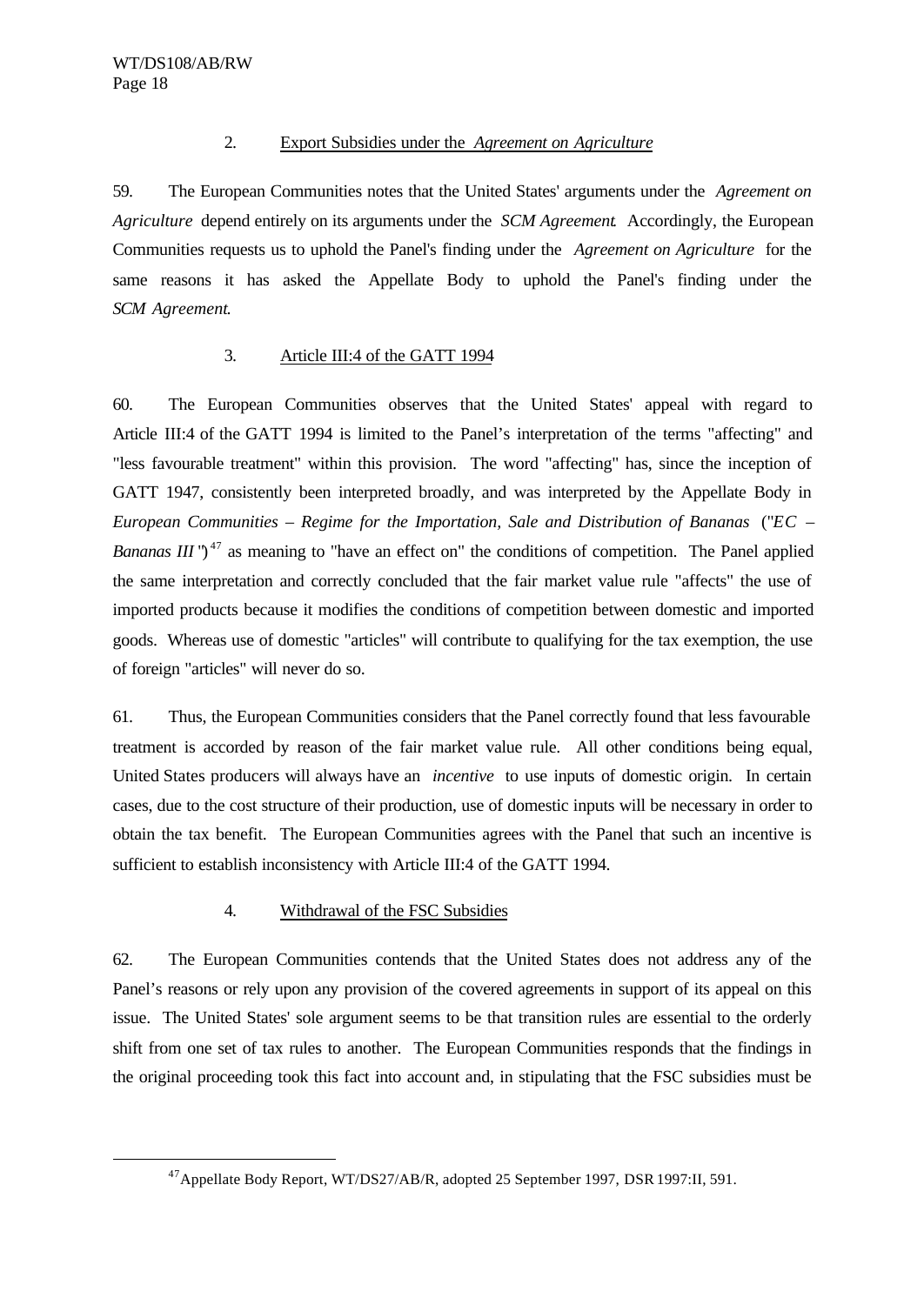### 2. Export Subsidies under the *Agreement on Agriculture*

59. The European Communities notes that the United States' arguments under the *Agreement on Agriculture* depend entirely on its arguments under the *SCM Agreement*. Accordingly, the European Communities requests us to uphold the Panel's finding under the *Agreement on Agriculture* for the same reasons it has asked the Appellate Body to uphold the Panel's finding under the *SCM Agreement*.

### 3. Article III:4 of the GATT 1994

60. The European Communities observes that the United States' appeal with regard to Article III:4 of the GATT 1994 is limited to the Panel's interpretation of the terms "affecting" and "less favourable treatment" within this provision. The word "affecting" has, since the inception of GATT 1947, consistently been interpreted broadly, and was interpreted by the Appellate Body in *European Communities – Regime for the Importation, Sale and Distribution of Bananas* ("*EC – Bananas III* ")[47] as meaning to "have an effect on" the conditions of competition. The Panel applied the same interpretation and correctly concluded that the fair market value rule "affects" the use of imported products because it modifies the conditions of competition between domestic and imported goods. Whereas use of domestic "articles" will contribute to qualifying for the tax exemption, the use of foreign "articles" will never do so.

61. Thus, the European Communities considers that the Panel correctly found that less favourable treatment is accorded by reason of the fair market value rule. All other conditions being equal, United States producers will always have an *incentive* to use inputs of domestic origin. In certain cases, due to the cost structure of their production, use of domestic inputs will be necessary in order to obtain the tax benefit. The European Communities agrees with the Panel that such an incentive is sufficient to establish inconsistency with Article III:4 of the GATT 1994.

### 4. Withdrawal of the FSC Subsidies

62. The European Communities contends that the United States does not address any of the Panel's reasons or rely upon any provision of the covered agreements in support of its appeal on this issue. The United States' sole argument seems to be that transition rules are essential to the orderly shift from one set of tax rules to another. The European Communities responds that the findings in the original proceeding took this fact into account and, in stipulating that the FSC subsidies must be

---

[47] Appellate Body Report, WT/DS27/AB/R, adopted 25 September 1997, DSR 1997:II, 591.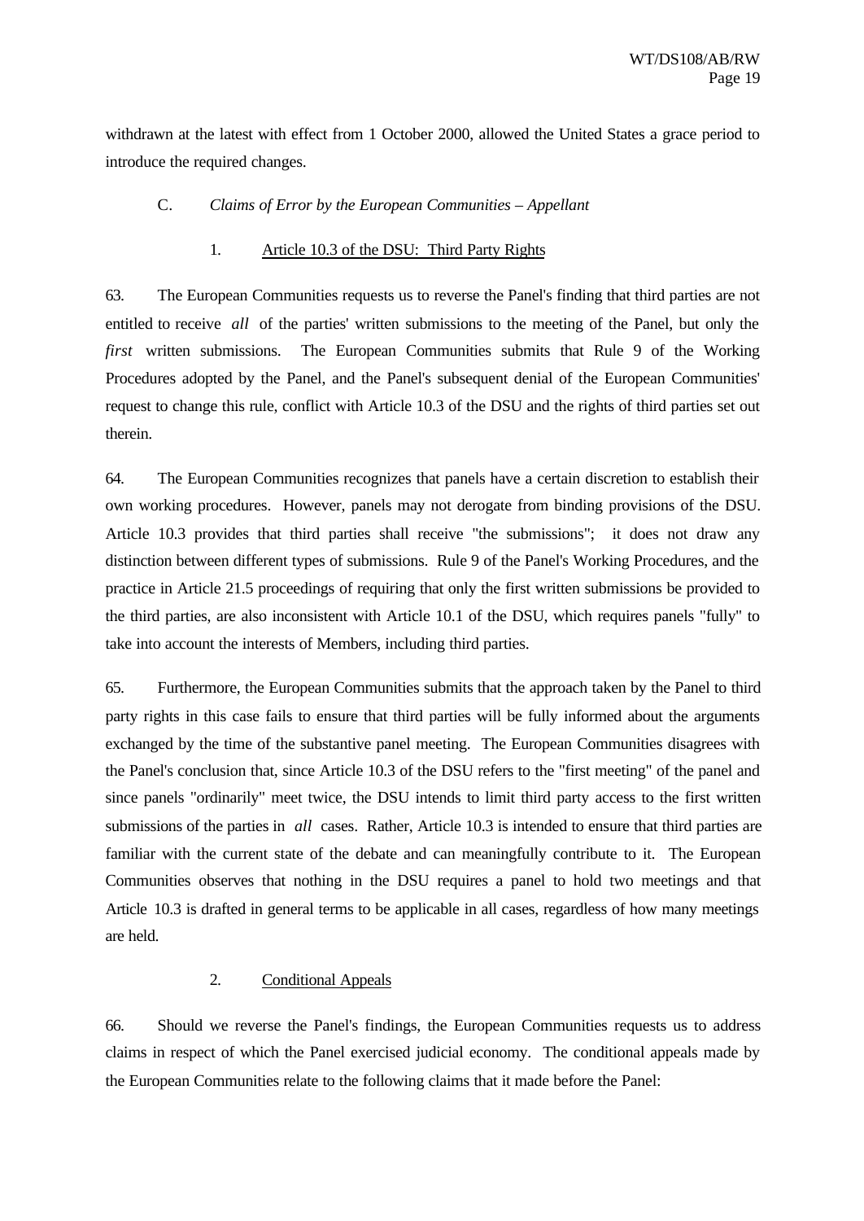withdrawn at the latest with effect from 1 October 2000, allowed the United States a grace period to introduce the required changes.

### C. *Claims of Error by the European Communities – Appellant*

#### 1. Article 10.3 of the DSU: Third Party Rights

63. The European Communities requests us to reverse the Panel's finding that third parties are not entitled to receive *all* of the parties' written submissions to the meeting of the Panel, but only the *first* written submissions. The European Communities submits that Rule 9 of the Working Procedures adopted by the Panel, and the Panel's subsequent denial of the European Communities' request to change this rule, conflict with Article 10.3 of the DSU and the rights of third parties set out therein.

64. The European Communities recognizes that panels have a certain discretion to establish their own working procedures. However, panels may not derogate from binding provisions of the DSU. Article 10.3 provides that third parties shall receive "the submissions"; it does not draw any distinction between different types of submissions. Rule 9 of the Panel's Working Procedures, and the practice in Article 21.5 proceedings of requiring that only the first written submissions be provided to the third parties, are also inconsistent with Article 10.1 of the DSU, which requires panels "fully" to take into account the interests of Members, including third parties.

65. Furthermore, the European Communities submits that the approach taken by the Panel to third party rights in this case fails to ensure that third parties will be fully informed about the arguments exchanged by the time of the substantive panel meeting. The European Communities disagrees with the Panel's conclusion that, since Article 10.3 of the DSU refers to the "first meeting" of the panel and since panels "ordinarily" meet twice, the DSU intends to limit third party access to the first written submissions of the parties in *all* cases. Rather, Article 10.3 is intended to ensure that third parties are familiar with the current state of the debate and can meaningfully contribute to it. The European Communities observes that nothing in the DSU requires a panel to hold two meetings and that Article 10.3 is drafted in general terms to be applicable in all cases, regardless of how many meetings are held.

#### 2. Conditional Appeals

66. Should we reverse the Panel's findings, the European Communities requests us to address claims in respect of which the Panel exercised judicial economy. The conditional appeals made by the European Communities relate to the following claims that it made before the Panel: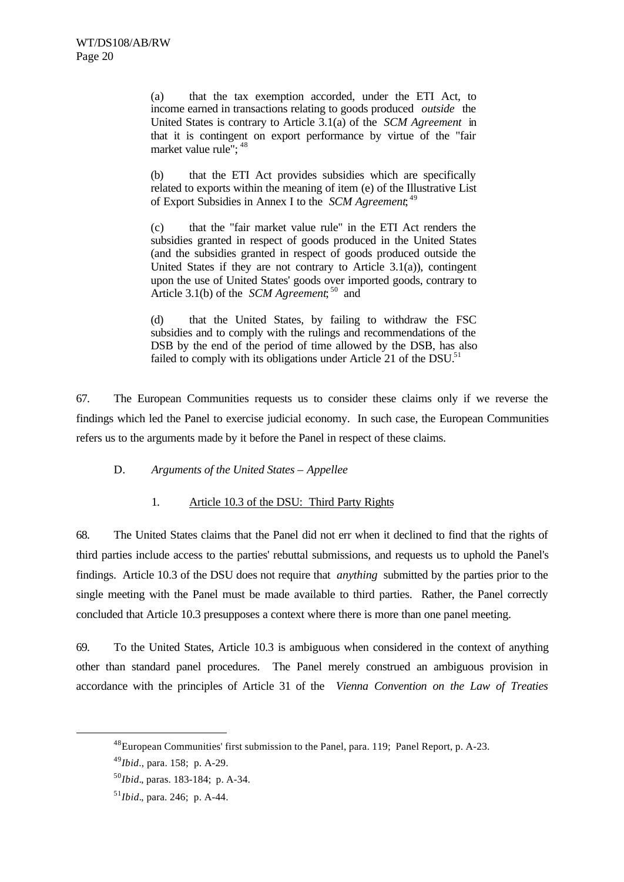(a) that the tax exemption accorded, under the ETI Act, to income earned in transactions relating to goods produced *outside* the United States is contrary to Article 3.1(a) of the *SCM Agreement* in that it is contingent on export performance by virtue of the "fair market value rule"; [48]

(b) that the ETI Act provides subsidies which are specifically related to exports within the meaning of item (e) of the Illustrative List of Export Subsidies in Annex I to the *SCM Agreement*; [49]

(c) that the "fair market value rule" in the ETI Act renders the subsidies granted in respect of goods produced in the United States (and the subsidies granted in respect of goods produced outside the United States if they are not contrary to Article 3.1(a)), contingent upon the use of United States' goods over imported goods, contrary to Article 3.1(b) of the *SCM Agreement*; [50] and

(d) that the United States, by failing to withdraw the FSC subsidies and to comply with the rulings and recommendations of the DSB by the end of the period of time allowed by the DSB, has also failed to comply with its obligations under Article 21 of the DSU.[51]

67. The European Communities requests us to consider these claims only if we reverse the findings which led the Panel to exercise judicial economy. In such case, the European Communities refers us to the arguments made by it before the Panel in respect of these claims.

### D. *Arguments of the United States – Appellee*

#### 1. Article 10.3 of the DSU: Third Party Rights

68. The United States claims that the Panel did not err when it declined to find that the rights of third parties include access to the parties' rebuttal submissions, and requests us to uphold the Panel's findings. Article 10.3 of the DSU does not require that *anything* submitted by the parties prior to the single meeting with the Panel must be made available to third parties. Rather, the Panel correctly concluded that Article 10.3 presupposes a context where there is more than one panel meeting.

69. To the United States, Article 10.3 is ambiguous when considered in the context of anything other than standard panel procedures. The Panel merely construed an ambiguous provision in accordance with the principles of Article 31 of the *Vienna Convention on the Law of Treaties*

---

[48] European Communities' first submission to the Panel, para. 119; Panel Report, p. A-23.

[49] *Ibid*., para. 158; p. A-29.

[50] *Ibid*., paras. 183-184; p. A-34.

[51] *Ibid*., para. 246; p. A-44.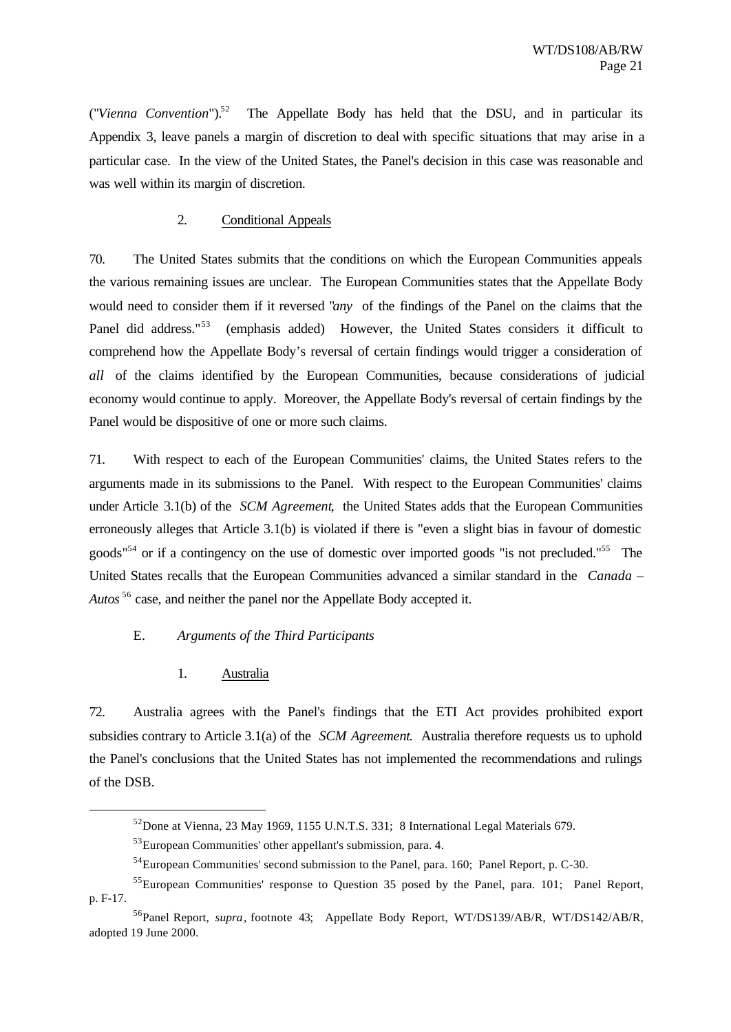("*Vienna Convention*").[52] The Appellate Body has held that the DSU, and in particular its Appendix 3, leave panels a margin of discretion to deal with specific situations that may arise in a particular case. In the view of the United States, the Panel's decision in this case was reasonable and was well within its margin of discretion.

### 2. Conditional Appeals

70. The United States submits that the conditions on which the European Communities appeals the various remaining issues are unclear. The European Communities states that the Appellate Body would need to consider them if it reversed "*any* of the findings of the Panel on the claims that the Panel did address."[53] (emphasis added) However, the United States considers it difficult to comprehend how the Appellate Body's reversal of certain findings would trigger a consideration of *all* of the claims identified by the European Communities, because considerations of judicial economy would continue to apply. Moreover, the Appellate Body's reversal of certain findings by the Panel would be dispositive of one or more such claims.

71. With respect to each of the European Communities' claims, the United States refers to the arguments made in its submissions to the Panel. With respect to the European Communities' claims under Article 3.1(b) of the *SCM Agreement*, the United States adds that the European Communities erroneously alleges that Article 3.1(b) is violated if there is "even a slight bias in favour of domestic goods"[54] or if a contingency on the use of domestic over imported goods "is not precluded."[55] The United States recalls that the European Communities advanced a similar standard in the *Canada – Autos*[56] case, and neither the panel nor the Appellate Body accepted it.

## E. *Arguments of the Third Participants*

### 1. Australia

72. Australia agrees with the Panel's findings that the ETI Act provides prohibited export subsidies contrary to Article 3.1(a) of the *SCM Agreement*. Australia therefore requests us to uphold the Panel's conclusions that the United States has not implemented the recommendations and rulings of the DSB.

---

[52] Done at Vienna, 23 May 1969, 1155 U.N.T.S. 331; 8 International Legal Materials 679.

[53] European Communities' other appellant's submission, para. 4.

[54] European Communities' second submission to the Panel, para. 160; Panel Report, p. C-30.

[55] European Communities' response to Question 35 posed by the Panel, para. 101; Panel Report, p. F-17.

[56] Panel Report, *supra*, footnote 43; Appellate Body Report, WT/DS139/AB/R, WT/DS142/AB/R, adopted 19 June 2000.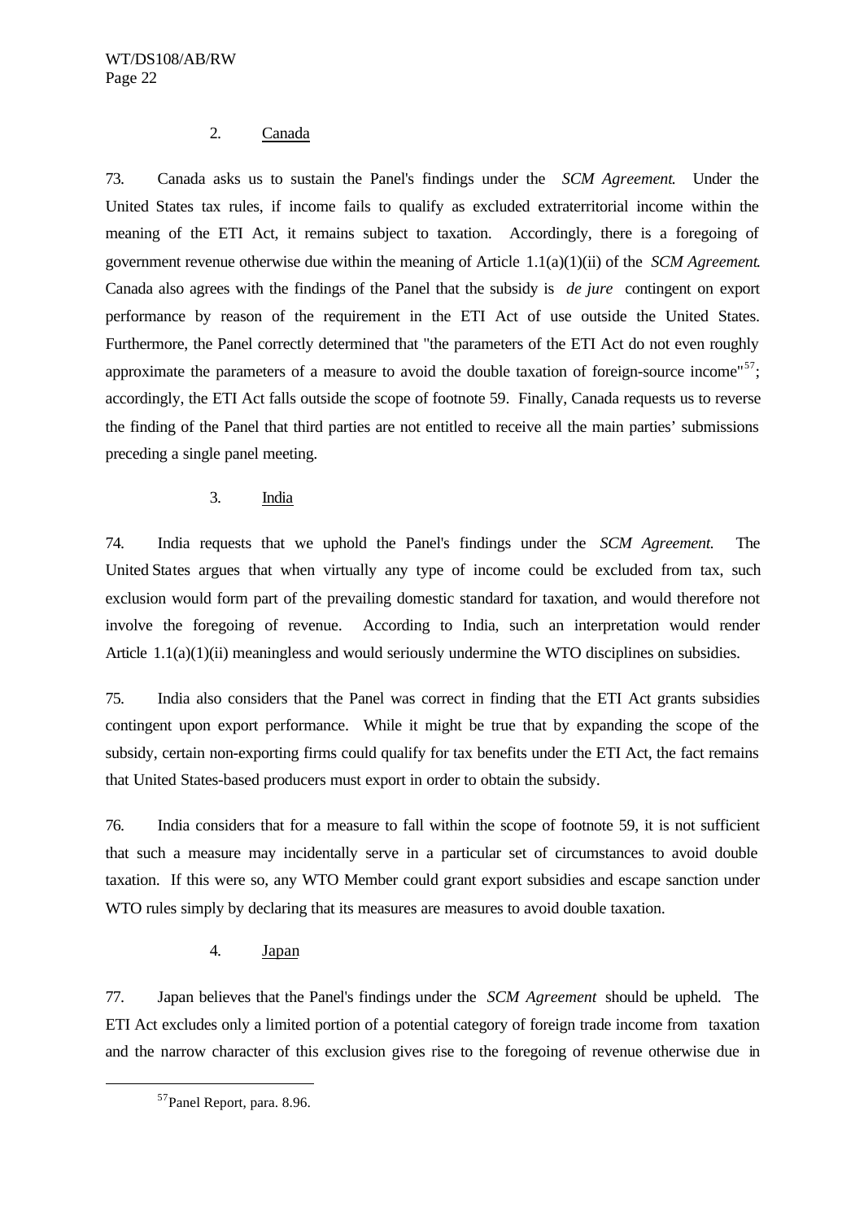### 2. Canada

73. Canada asks us to sustain the Panel's findings under the *SCM Agreement*. Under the United States tax rules, if income fails to qualify as excluded extraterritorial income within the meaning of the ETI Act, it remains subject to taxation. Accordingly, there is a foregoing of government revenue otherwise due within the meaning of Article 1.1(a)(1)(ii) of the *SCM Agreement*. Canada also agrees with the findings of the Panel that the subsidy is *de jure* contingent on export performance by reason of the requirement in the ETI Act of use outside the United States. Furthermore, the Panel correctly determined that "the parameters of the ETI Act do not even roughly approximate the parameters of a measure to avoid the double taxation of foreign-source income"[57]; accordingly, the ETI Act falls outside the scope of footnote 59. Finally, Canada requests us to reverse the finding of the Panel that third parties are not entitled to receive all the main parties' submissions preceding a single panel meeting.

### 3. India

74. India requests that we uphold the Panel's findings under the *SCM Agreement*. The United States argues that when virtually any type of income could be excluded from tax, such exclusion would form part of the prevailing domestic standard for taxation, and would therefore not involve the foregoing of revenue. According to India, such an interpretation would render Article 1.1(a)(1)(ii) meaningless and would seriously undermine the WTO disciplines on subsidies.

75. India also considers that the Panel was correct in finding that the ETI Act grants subsidies contingent upon export performance. While it might be true that by expanding the scope of the subsidy, certain non-exporting firms could qualify for tax benefits under the ETI Act, the fact remains that United States-based producers must export in order to obtain the subsidy.

76. India considers that for a measure to fall within the scope of footnote 59, it is not sufficient that such a measure may incidentally serve in a particular set of circumstances to avoid double taxation. If this were so, any WTO Member could grant export subsidies and escape sanction under WTO rules simply by declaring that its measures are measures to avoid double taxation.

### 4. Japan

77. Japan believes that the Panel's findings under the *SCM Agreement* should be upheld. The ETI Act excludes only a limited portion of a potential category of foreign trade income from taxation and the narrow character of this exclusion gives rise to the foregoing of revenue otherwise due in

---

[57] Panel Report, para. 8.96.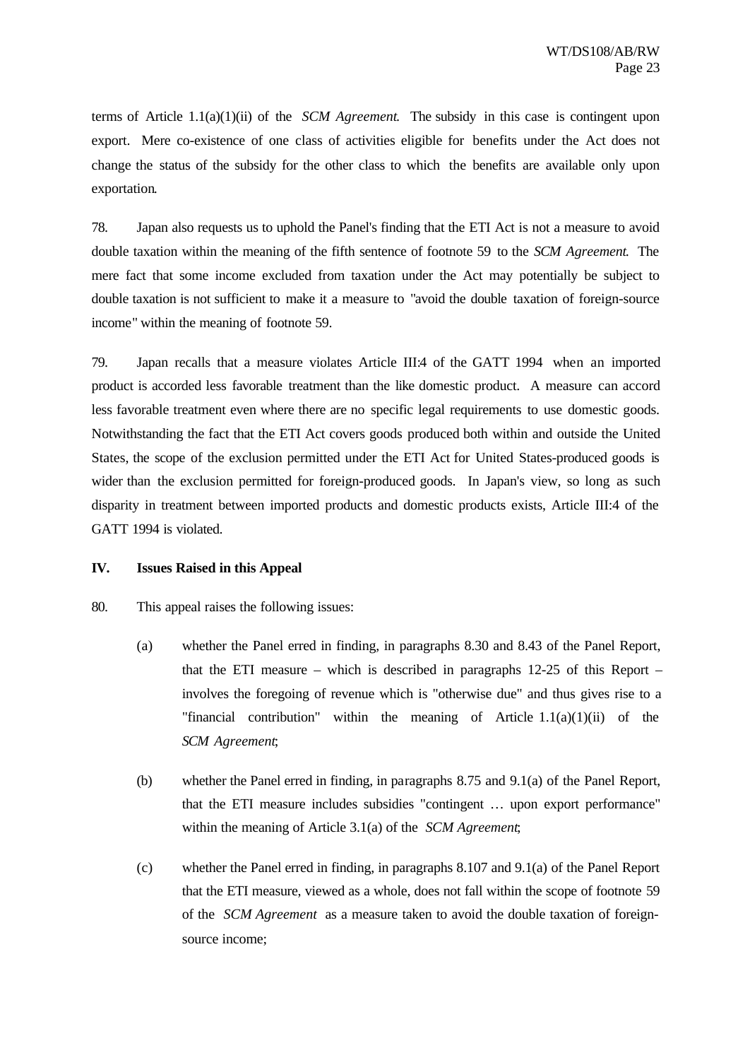terms of Article 1.1(a)(1)(ii) of the *SCM Agreement*. The subsidy in this case is contingent upon export. Mere co-existence of one class of activities eligible for benefits under the Act does not change the status of the subsidy for the other class to which the benefits are available only upon exportation.

78. Japan also requests us to uphold the Panel's finding that the ETI Act is not a measure to avoid double taxation within the meaning of the fifth sentence of footnote 59 to the *SCM Agreement*. The mere fact that some income excluded from taxation under the Act may potentially be subject to double taxation is not sufficient to make it a measure to "avoid the double taxation of foreign-source income" within the meaning of footnote 59.

79. Japan recalls that a measure violates Article III:4 of the GATT 1994 when an imported product is accorded less favorable treatment than the like domestic product. A measure can accord less favorable treatment even where there are no specific legal requirements to use domestic goods. Notwithstanding the fact that the ETI Act covers goods produced both within and outside the United States, the scope of the exclusion permitted under the ETI Act for United States-produced goods is wider than the exclusion permitted for foreign-produced goods. In Japan's view, so long as such disparity in treatment between imported products and domestic products exists, Article III:4 of the GATT 1994 is violated.

## IV. Issues Raised in this Appeal

80. This appeal raises the following issues:

(a) whether the Panel erred in finding, in paragraphs 8.30 and 8.43 of the Panel Report, that the ETI measure – which is described in paragraphs 12-25 of this Report – involves the foregoing of revenue which is "otherwise due" and thus gives rise to a "financial contribution" within the meaning of Article 1.1(a)(1)(ii) of the *SCM Agreement*;

(b) whether the Panel erred in finding, in paragraphs 8.75 and 9.1(a) of the Panel Report, that the ETI measure includes subsidies "contingent … upon export performance" within the meaning of Article 3.1(a) of the *SCM Agreement*;

(c) whether the Panel erred in finding, in paragraphs 8.107 and 9.1(a) of the Panel Report that the ETI measure, viewed as a whole, does not fall within the scope of footnote 59 of the *SCM Agreement* as a measure taken to avoid the double taxation of foreign-source income;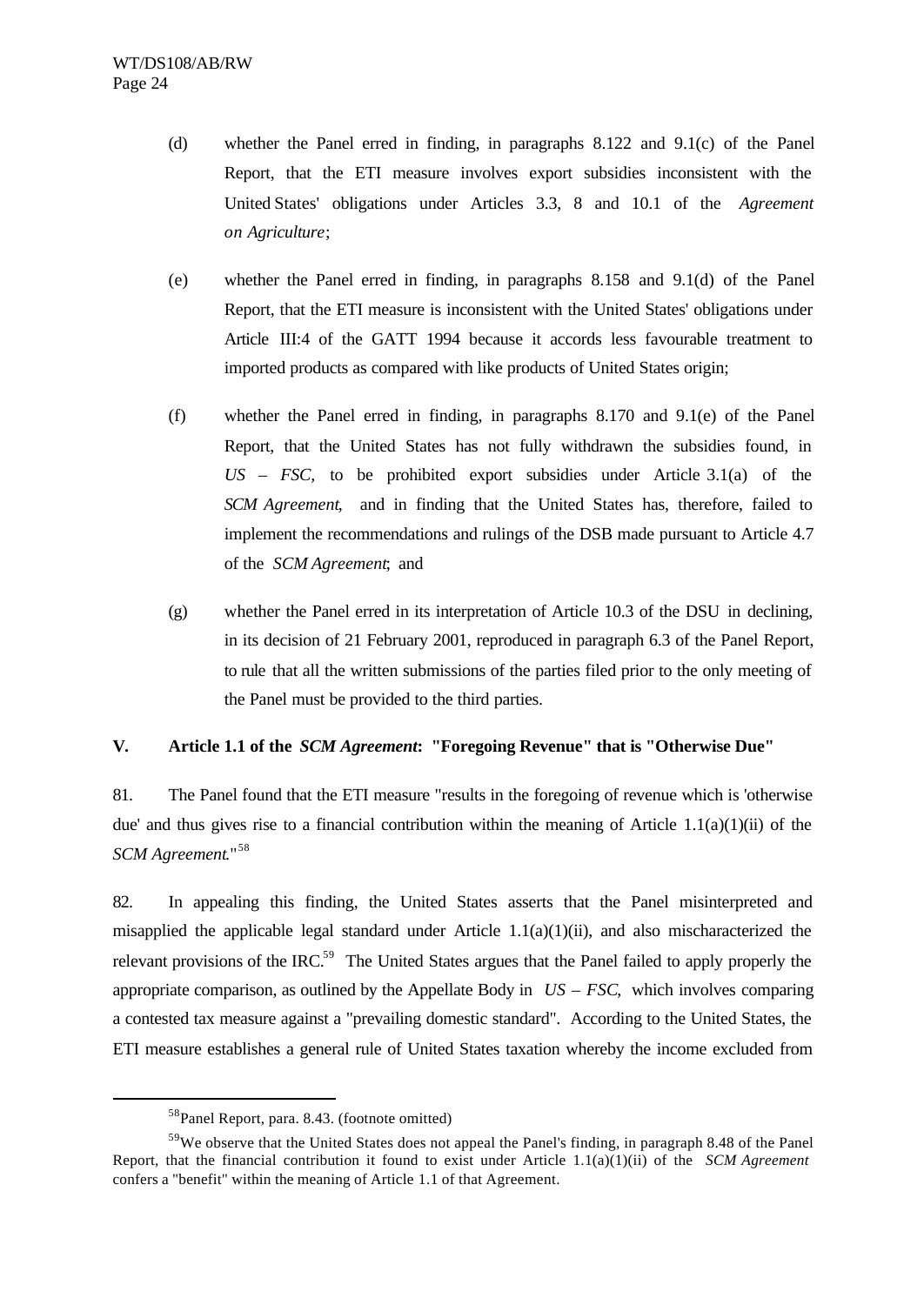(d) whether the Panel erred in finding, in paragraphs 8.122 and 9.1(c) of the Panel Report, that the ETI measure involves export subsidies inconsistent with the United States' obligations under Articles 3.3, 8 and 10.1 of the *Agreement on Agriculture*;

(e) whether the Panel erred in finding, in paragraphs 8.158 and 9.1(d) of the Panel Report, that the ETI measure is inconsistent with the United States' obligations under Article III:4 of the GATT 1994 because it accords less favourable treatment to imported products as compared with like products of United States origin;

(f) whether the Panel erred in finding, in paragraphs 8.170 and 9.1(e) of the Panel Report, that the United States has not fully withdrawn the subsidies found, in *US – FSC,* to be prohibited export subsidies under Article 3.1(a) of the *SCM Agreement*, and in finding that the United States has, therefore, failed to implement the recommendations and rulings of the DSB made pursuant to Article 4.7 of the *SCM Agreement*; and

(g) whether the Panel erred in its interpretation of Article 10.3 of the DSU in declining, in its decision of 21 February 2001, reproduced in paragraph 6.3 of the Panel Report, to rule that all the written submissions of the parties filed prior to the only meeting of the Panel must be provided to the third parties.

## V. Article 1.1 of the *SCM Agreement*: "Foregoing Revenue" that is "Otherwise Due"

81. The Panel found that the ETI measure "results in the foregoing of revenue which is 'otherwise due' and thus gives rise to a financial contribution within the meaning of Article 1.1(a)(1)(ii) of the *SCM Agreement*."[58]

82. In appealing this finding, the United States asserts that the Panel misinterpreted and misapplied the applicable legal standard under Article 1.1(a)(1)(ii), and also mischaracterized the relevant provisions of the IRC.[59] The United States argues that the Panel failed to apply properly the appropriate comparison, as outlined by the Appellate Body in *US – FSC*, which involves comparing a contested tax measure against a "prevailing domestic standard". According to the United States, the ETI measure establishes a general rule of United States taxation whereby the income excluded from

---

[58] Panel Report, para. 8.43. (footnote omitted)

[59] We observe that the United States does not appeal the Panel's finding, in paragraph 8.48 of the Panel Report, that the financial contribution it found to exist under Article 1.1(a)(1)(ii) of the *SCM Agreement* confers a "benefit" within the meaning of Article 1.1 of that Agreement.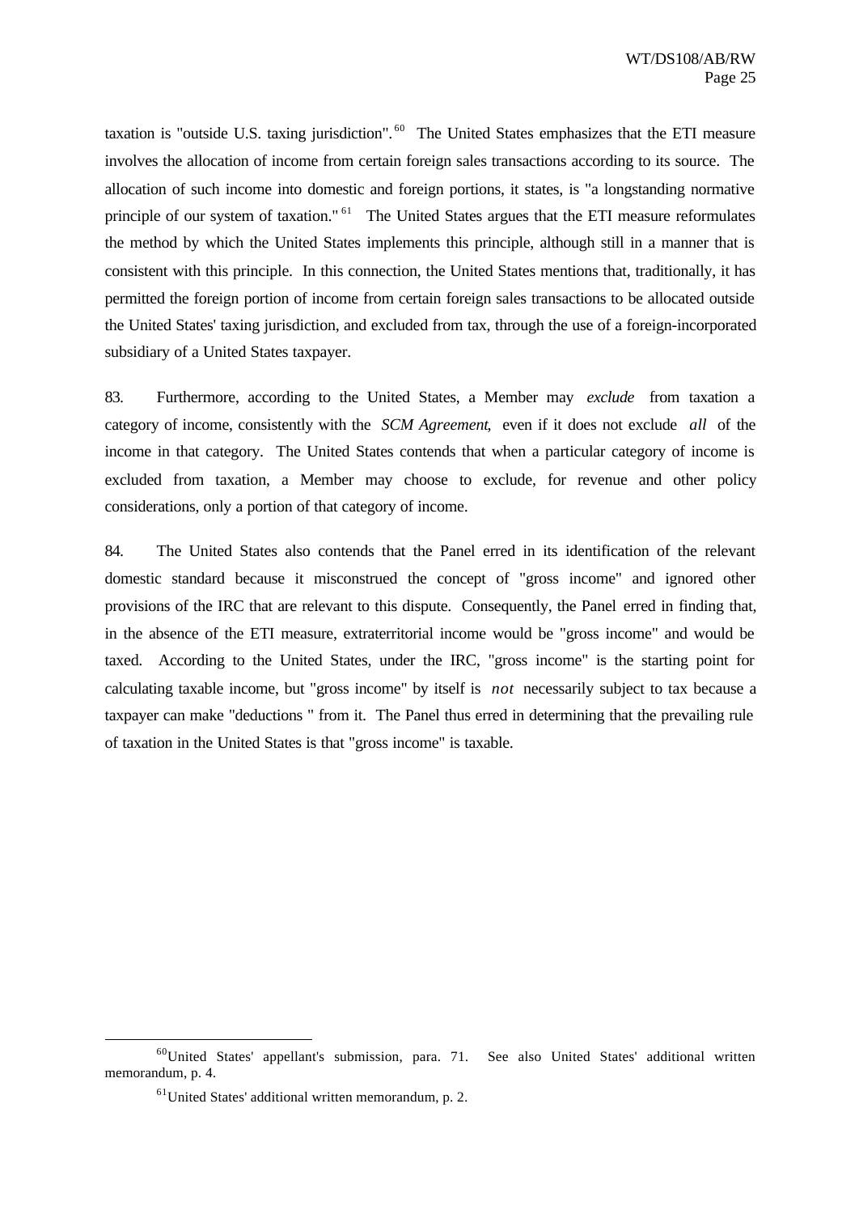taxation is "outside U.S. taxing jurisdiction".[60] The United States emphasizes that the ETI measure involves the allocation of income from certain foreign sales transactions according to its source. The allocation of such income into domestic and foreign portions, it states, is "a longstanding normative principle of our system of taxation."[61] The United States argues that the ETI measure reformulates the method by which the United States implements this principle, although still in a manner that is consistent with this principle. In this connection, the United States mentions that, traditionally, it has permitted the foreign portion of income from certain foreign sales transactions to be allocated outside the United States' taxing jurisdiction, and excluded from tax, through the use of a foreign-incorporated subsidiary of a United States taxpayer.

83. Furthermore, according to the United States, a Member may *exclude* from taxation a category of income, consistently with the *SCM Agreement*, even if it does not exclude *all* of the income in that category. The United States contends that when a particular category of income is excluded from taxation, a Member may choose to exclude, for revenue and other policy considerations, only a portion of that category of income.

84. The United States also contends that the Panel erred in its identification of the relevant domestic standard because it misconstrued the concept of "gross income" and ignored other provisions of the IRC that are relevant to this dispute. Consequently, the Panel erred in finding that, in the absence of the ETI measure, extraterritorial income would be "gross income" and would be taxed. According to the United States, under the IRC, "gross income" is the starting point for calculating taxable income, but "gross income" by itself is *not* necessarily subject to tax because a taxpayer can make "deductions " from it. The Panel thus erred in determining that the prevailing rule of taxation in the United States is that "gross income" is taxable.

---

[60] United States' appellant's submission, para. 71. See also United States' additional written memorandum, p. 4.

[61] United States' additional written memorandum, p. 2.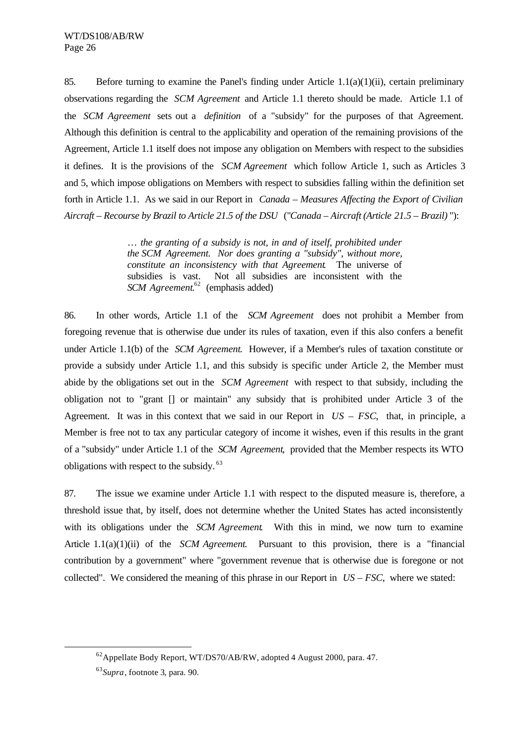85. Before turning to examine the Panel's finding under Article 1.1(a)(1)(ii), certain preliminary observations regarding the *SCM Agreement* and Article 1.1 thereto should be made. Article 1.1 of the *SCM Agreement* sets out a *definition* of a "subsidy" for the purposes of that Agreement. Although this definition is central to the applicability and operation of the remaining provisions of the Agreement, Article 1.1 itself does not impose any obligation on Members with respect to the subsidies it defines. It is the provisions of the *SCM Agreement* which follow Article 1, such as Articles 3 and 5, which impose obligations on Members with respect to subsidies falling within the definition set forth in Article 1.1. As we said in our Report in *Canada – Measures Affecting the Export of Civilian Aircraft – Recourse by Brazil to Article 21.5 of the DSU* ("*Canada – Aircraft (Article 21.5 – Brazil)*"):

> … *the granting of a subsidy is not, in and of itself, prohibited under the SCM Agreement. Nor does granting a "subsidy", without more, constitute an inconsistency with that Agreement*. The universe of subsidies is vast. Not all subsidies are inconsistent with the *SCM Agreement*.[62] (emphasis added)

86. In other words, Article 1.1 of the *SCM Agreement* does not prohibit a Member from foregoing revenue that is otherwise due under its rules of taxation, even if this also confers a benefit under Article 1.1(b) of the *SCM Agreement*. However, if a Member's rules of taxation constitute or provide a subsidy under Article 1.1, and this subsidy is specific under Article 2, the Member must abide by the obligations set out in the *SCM Agreement* with respect to that subsidy, including the obligation not to "grant [] or maintain" any subsidy that is prohibited under Article 3 of the Agreement. It was in this context that we said in our Report in *US – FSC*, that, in principle, a Member is free not to tax any particular category of income it wishes, even if this results in the grant of a "subsidy" under Article 1.1 of the *SCM Agreement*, provided that the Member respects its WTO obligations with respect to the subsidy.[63]

87. The issue we examine under Article 1.1 with respect to the disputed measure is, therefore, a threshold issue that, by itself, does not determine whether the United States has acted inconsistently with its obligations under the *SCM Agreement*. With this in mind, we now turn to examine Article 1.1(a)(1)(ii) of the *SCM Agreement*. Pursuant to this provision, there is a "financial contribution by a government" where "government revenue that is otherwise due is foregone or not collected". We considered the meaning of this phrase in our Report in *US – FSC*, where we stated:

---

[62] Appellate Body Report, WT/DS70/AB/RW, adopted 4 August 2000, para. 47.

[63] *Supra*, footnote 3, para. 90.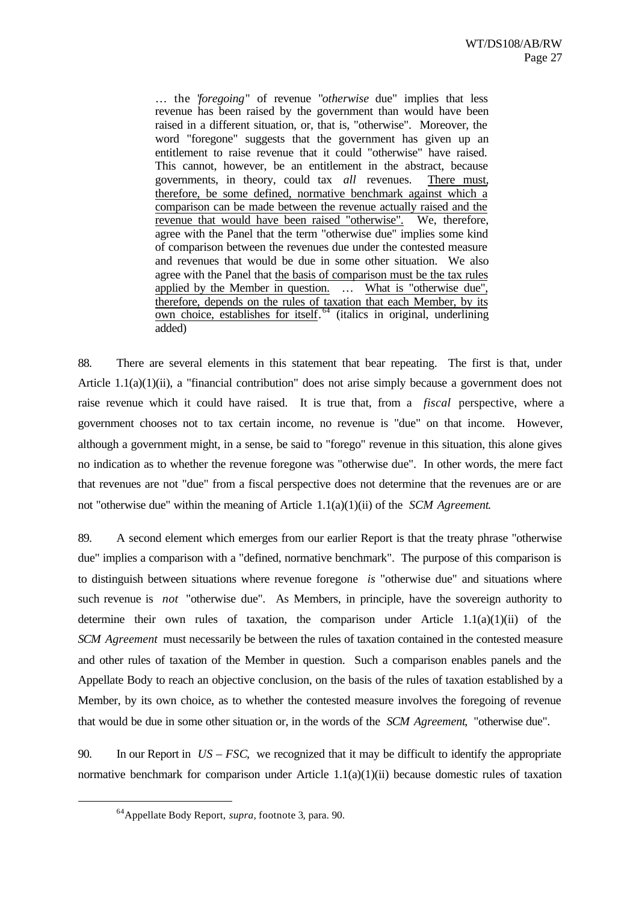> … the "*foregoing*" of revenue "*otherwise* due" implies that less revenue has been raised by the government than would have been raised in a different situation, or, that is, "otherwise". Moreover, the word "foregone" suggests that the government has given up an entitlement to raise revenue that it could "otherwise" have raised. This cannot, however, be an entitlement in the abstract, because governments, in theory, could tax *all* revenues. <u>There must, therefore, be some defined, normative benchmark against which a comparison can be made between the revenue actually raised and the revenue that would have been raised "otherwise".</u> We, therefore, agree with the Panel that the term "otherwise due" implies some kind of comparison between the revenues due under the contested measure and revenues that would be due in some other situation. We also agree with the Panel that <u>the basis of comparison must be the tax rules applied by the Member in question.</u> … <u>What is "otherwise due", therefore, depends on the rules of taxation that each Member, by its own choice, establishes for itself.</u>[64] (italics in original, underlining added)

88. There are several elements in this statement that bear repeating. The first is that, under Article 1.1(a)(1)(ii), a "financial contribution" does not arise simply because a government does not raise revenue which it could have raised. It is true that, from a *fiscal* perspective, where a government chooses not to tax certain income, no revenue is "due" on that income. However, although a government might, in a sense, be said to "forego" revenue in this situation, this alone gives no indication as to whether the revenue foregone was "otherwise due". In other words, the mere fact that revenues are not "due" from a fiscal perspective does not determine that the revenues are or are not "otherwise due" within the meaning of Article 1.1(a)(1)(ii) of the *SCM Agreement*.

89. A second element which emerges from our earlier Report is that the treaty phrase "otherwise due" implies a comparison with a "defined, normative benchmark". The purpose of this comparison is to distinguish between situations where revenue foregone *is* "otherwise due" and situations where such revenue is *not* "otherwise due". As Members, in principle, have the sovereign authority to determine their own rules of taxation, the comparison under Article 1.1(a)(1)(ii) of the *SCM Agreement* must necessarily be between the rules of taxation contained in the contested measure and other rules of taxation of the Member in question. Such a comparison enables panels and the Appellate Body to reach an objective conclusion, on the basis of the rules of taxation established by a Member, by its own choice, as to whether the contested measure involves the foregoing of revenue that would be due in some other situation or, in the words of the *SCM Agreement*, "otherwise due".

90. In our Report in *US – FSC*, we recognized that it may be difficult to identify the appropriate normative benchmark for comparison under Article 1.1(a)(1)(ii) because domestic rules of taxation

---

[64] Appellate Body Report, *supra*, footnote 3, para. 90.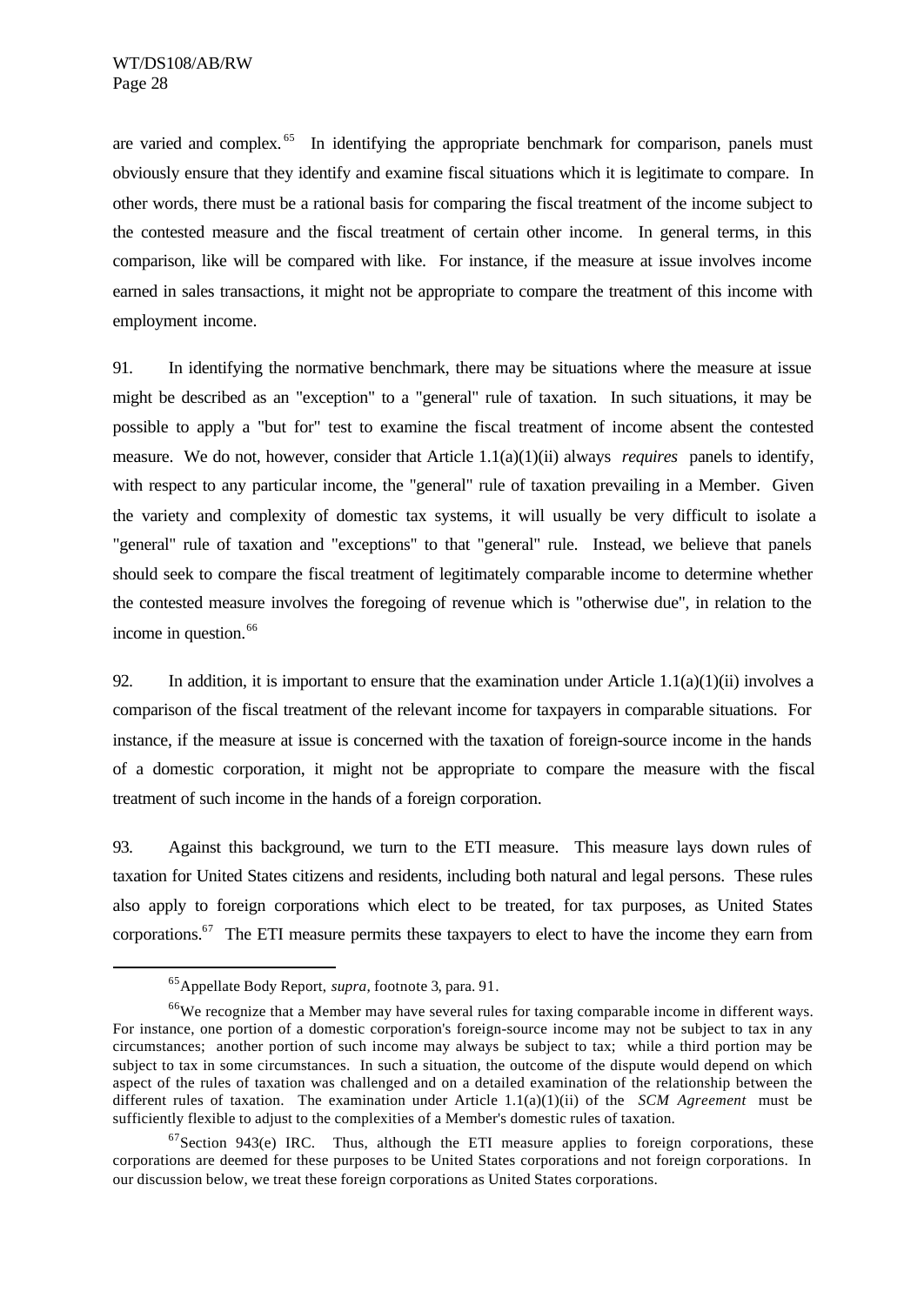are varied and complex.[65] In identifying the appropriate benchmark for comparison, panels must obviously ensure that they identify and examine fiscal situations which it is legitimate to compare. In other words, there must be a rational basis for comparing the fiscal treatment of the income subject to the contested measure and the fiscal treatment of certain other income. In general terms, in this comparison, like will be compared with like. For instance, if the measure at issue involves income earned in sales transactions, it might not be appropriate to compare the treatment of this income with employment income.

91. In identifying the normative benchmark, there may be situations where the measure at issue might be described as an "exception" to a "general" rule of taxation. In such situations, it may be possible to apply a "but for" test to examine the fiscal treatment of income absent the contested measure. We do not, however, consider that Article 1.1(a)(1)(ii) always *requires* panels to identify, with respect to any particular income, the "general" rule of taxation prevailing in a Member. Given the variety and complexity of domestic tax systems, it will usually be very difficult to isolate a "general" rule of taxation and "exceptions" to that "general" rule. Instead, we believe that panels should seek to compare the fiscal treatment of legitimately comparable income to determine whether the contested measure involves the foregoing of revenue which is "otherwise due", in relation to the income in question.[66]

92. In addition, it is important to ensure that the examination under Article 1.1(a)(1)(ii) involves a comparison of the fiscal treatment of the relevant income for taxpayers in comparable situations. For instance, if the measure at issue is concerned with the taxation of foreign-source income in the hands of a domestic corporation, it might not be appropriate to compare the measure with the fiscal treatment of such income in the hands of a foreign corporation.

93. Against this background, we turn to the ETI measure. This measure lays down rules of taxation for United States citizens and residents, including both natural and legal persons. These rules also apply to foreign corporations which elect to be treated, for tax purposes, as United States corporations.[67] The ETI measure permits these taxpayers to elect to have the income they earn from

---

[65] Appellate Body Report, *supra*, footnote 3, para. 91.

[66] We recognize that a Member may have several rules for taxing comparable income in different ways. For instance, one portion of a domestic corporation's foreign-source income may not be subject to tax in any circumstances; another portion of such income may always be subject to tax; while a third portion may be subject to tax in some circumstances. In such a situation, the outcome of the dispute would depend on which aspect of the rules of taxation was challenged and on a detailed examination of the relationship between the different rules of taxation. The examination under Article 1.1(a)(1)(ii) of the *SCM Agreement* must be sufficiently flexible to adjust to the complexities of a Member's domestic rules of taxation.

[67] Section 943(e) IRC. Thus, although the ETI measure applies to foreign corporations, these corporations are deemed for these purposes to be United States corporations and not foreign corporations. In our discussion below, we treat these foreign corporations as United States corporations.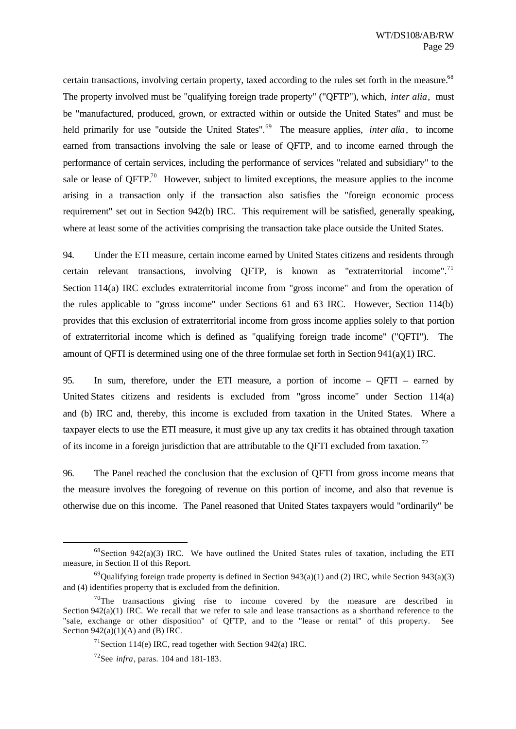certain transactions, involving certain property, taxed according to the rules set forth in the measure.[68] The property involved must be "qualifying foreign trade property" ("QFTP"), which, *inter alia*, must be "manufactured, produced, grown, or extracted within or outside the United States" and must be held primarily for use "outside the United States".[69] The measure applies, *inter alia*, to income earned from transactions involving the sale or lease of QFTP, and to income earned through the performance of certain services, including the performance of services "related and subsidiary" to the sale or lease of QFTP.[70] However, subject to limited exceptions, the measure applies to the income arising in a transaction only if the transaction also satisfies the "foreign economic process requirement" set out in Section 942(b) IRC. This requirement will be satisfied, generally speaking, where at least some of the activities comprising the transaction take place outside the United States.

94. Under the ETI measure, certain income earned by United States citizens and residents through certain relevant transactions, involving QFTP, is known as "extraterritorial income".[71] Section 114(a) IRC excludes extraterritorial income from "gross income" and from the operation of the rules applicable to "gross income" under Sections 61 and 63 IRC. However, Section 114(b) provides that this exclusion of extraterritorial income from gross income applies solely to that portion of extraterritorial income which is defined as "qualifying foreign trade income" ("QFTI"). The amount of QFTI is determined using one of the three formulae set forth in Section 941(a)(1) IRC.

95. In sum, therefore, under the ETI measure, a portion of income – QFTI – earned by United States citizens and residents is excluded from "gross income" under Section 114(a) and (b) IRC and, thereby, this income is excluded from taxation in the United States. Where a taxpayer elects to use the ETI measure, it must give up any tax credits it has obtained through taxation of its income in a foreign jurisdiction that are attributable to the QFTI excluded from taxation.[72]

96. The Panel reached the conclusion that the exclusion of QFTI from gross income means that the measure involves the foregoing of revenue on this portion of income, and also that revenue is otherwise due on this income. The Panel reasoned that United States taxpayers would "ordinarily" be

---

[68] Section 942(a)(3) IRC. We have outlined the United States rules of taxation, including the ETI measure, in Section II of this Report.

[69] Qualifying foreign trade property is defined in Section 943(a)(1) and (2) IRC, while Section 943(a)(3) and (4) identifies property that is excluded from the definition.

[70] The transactions giving rise to income covered by the measure are described in Section 942(a)(1) IRC. We recall that we refer to sale and lease transactions as a shorthand reference to the "sale, exchange or other disposition" of QFTP, and to the "lease or rental" of this property. See Section 942(a)(1)(A) and (B) IRC.

[71] Section 114(e) IRC, read together with Section 942(a) IRC.

[72] See *infra*, paras. 104 and 181-183.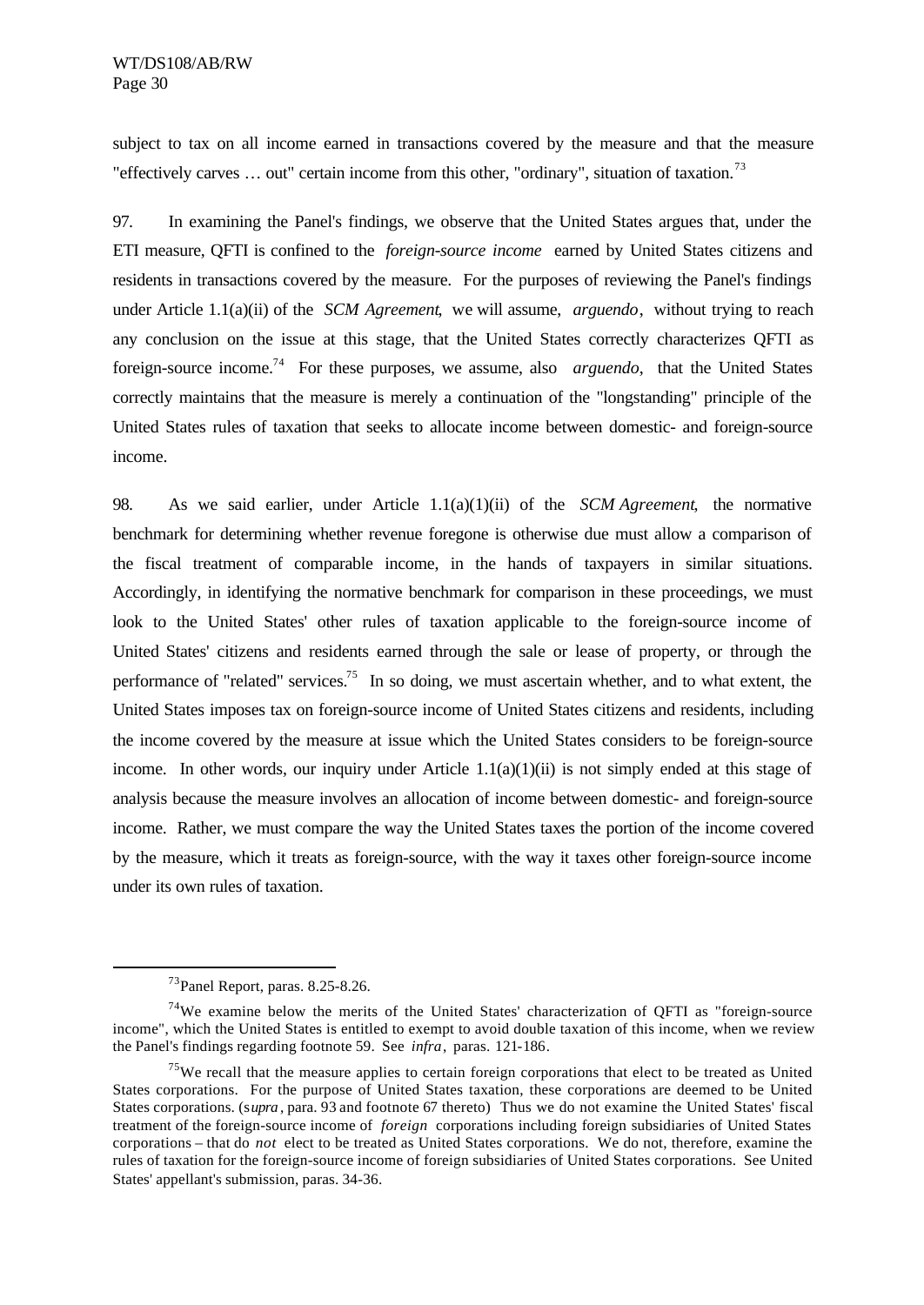subject to tax on all income earned in transactions covered by the measure and that the measure "effectively carves … out" certain income from this other, "ordinary", situation of taxation.[73]

97. In examining the Panel's findings, we observe that the United States argues that, under the ETI measure, QFTI is confined to the *foreign-source income* earned by United States citizens and residents in transactions covered by the measure. For the purposes of reviewing the Panel's findings under Article 1.1(a)(ii) of the *SCM Agreement*, we will assume, *arguendo*, without trying to reach any conclusion on the issue at this stage, that the United States correctly characterizes QFTI as foreign-source income.[74] For these purposes, we assume, also *arguendo*, that the United States correctly maintains that the measure is merely a continuation of the "longstanding" principle of the United States rules of taxation that seeks to allocate income between domestic- and foreign-source income.

98. As we said earlier, under Article 1.1(a)(1)(ii) of the *SCM Agreement*, the normative benchmark for determining whether revenue foregone is otherwise due must allow a comparison of the fiscal treatment of comparable income, in the hands of taxpayers in similar situations. Accordingly, in identifying the normative benchmark for comparison in these proceedings, we must look to the United States' other rules of taxation applicable to the foreign-source income of United States' citizens and residents earned through the sale or lease of property, or through the performance of "related" services.[75] In so doing, we must ascertain whether, and to what extent, the United States imposes tax on foreign-source income of United States citizens and residents, including the income covered by the measure at issue which the United States considers to be foreign-source income. In other words, our inquiry under Article 1.1(a)(1)(ii) is not simply ended at this stage of analysis because the measure involves an allocation of income between domestic- and foreign-source income. Rather, we must compare the way the United States taxes the portion of the income covered by the measure, which it treats as foreign-source, with the way it taxes other foreign-source income under its own rules of taxation.

---

[73] Panel Report, paras. 8.25-8.26.

[74] We examine below the merits of the United States' characterization of QFTI as "foreign-source income", which the United States is entitled to exempt to avoid double taxation of this income, when we review the Panel's findings regarding footnote 59. See *infra*, paras. 121-186.

[75] We recall that the measure applies to certain foreign corporations that elect to be treated as United States corporations. For the purpose of United States taxation, these corporations are deemed to be United States corporations. (*supra*, para. 93 and footnote 67 thereto) Thus we do not examine the United States' fiscal treatment of the foreign-source income of *foreign* corporations including foreign subsidiaries of United States corporations – that do *not* elect to be treated as United States corporations. We do not, therefore, examine the rules of taxation for the foreign-source income of foreign subsidiaries of United States corporations. See United States' appellant's submission, paras. 34-36.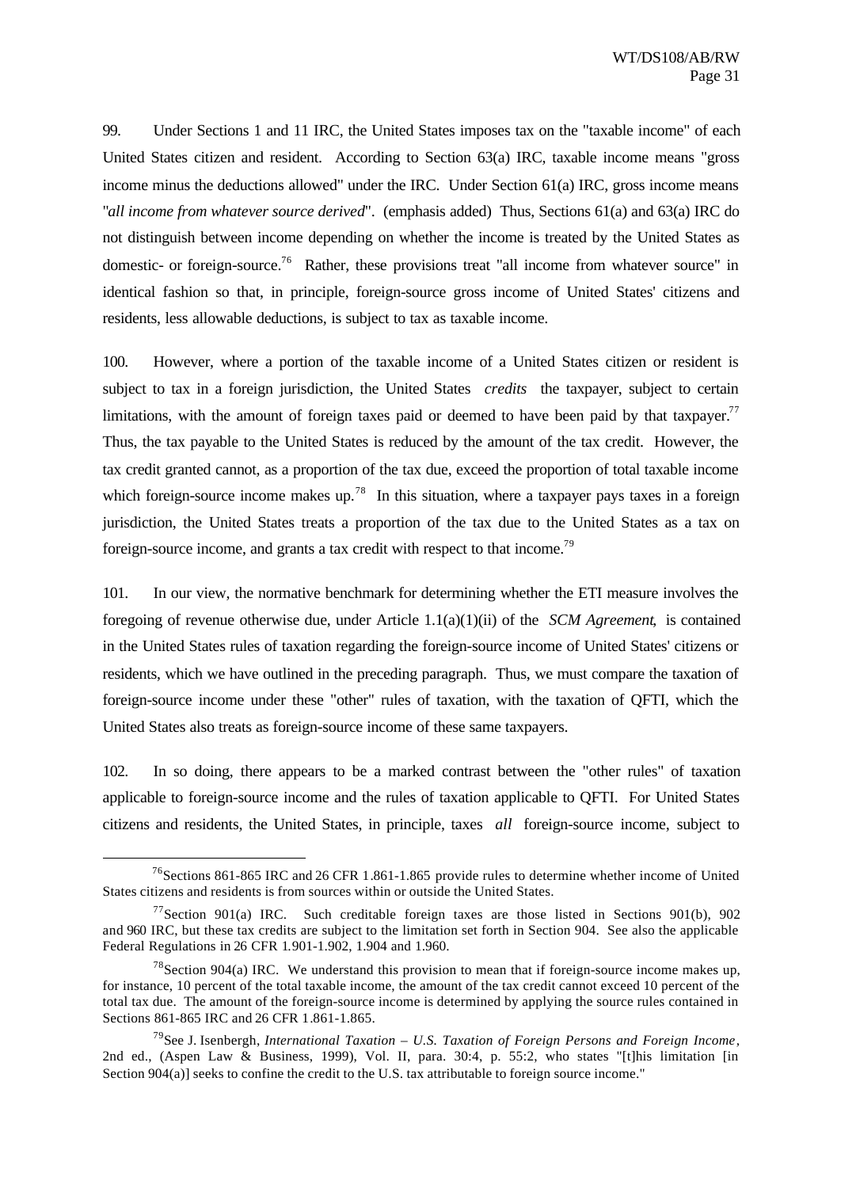99. Under Sections 1 and 11 IRC, the United States imposes tax on the "taxable income" of each United States citizen and resident. According to Section 63(a) IRC, taxable income means "gross income minus the deductions allowed" under the IRC. Under Section 61(a) IRC, gross income means "*all income from whatever source derived*". (emphasis added) Thus, Sections 61(a) and 63(a) IRC do not distinguish between income depending on whether the income is treated by the United States as domestic- or foreign-source.[76] Rather, these provisions treat "all income from whatever source" in identical fashion so that, in principle, foreign-source gross income of United States' citizens and residents, less allowable deductions, is subject to tax as taxable income.

100. However, where a portion of the taxable income of a United States citizen or resident is subject to tax in a foreign jurisdiction, the United States *credits* the taxpayer, subject to certain limitations, with the amount of foreign taxes paid or deemed to have been paid by that taxpayer.[77] Thus, the tax payable to the United States is reduced by the amount of the tax credit. However, the tax credit granted cannot, as a proportion of the tax due, exceed the proportion of total taxable income which foreign-source income makes up.[78] In this situation, where a taxpayer pays taxes in a foreign jurisdiction, the United States treats a proportion of the tax due to the United States as a tax on foreign-source income, and grants a tax credit with respect to that income.[79]

101. In our view, the normative benchmark for determining whether the ETI measure involves the foregoing of revenue otherwise due, under Article 1.1(a)(1)(ii) of the *SCM Agreement*, is contained in the United States rules of taxation regarding the foreign-source income of United States' citizens or residents, which we have outlined in the preceding paragraph. Thus, we must compare the taxation of foreign-source income under these "other" rules of taxation, with the taxation of QFTI, which the United States also treats as foreign-source income of these same taxpayers.

102. In so doing, there appears to be a marked contrast between the "other rules" of taxation applicable to foreign-source income and the rules of taxation applicable to QFTI. For United States citizens and residents, the United States, in principle, taxes *all* foreign-source income, subject to

---

[76] Sections 861-865 IRC and 26 CFR 1.861-1.865 provide rules to determine whether income of United States citizens and residents is from sources within or outside the United States.

[77] Section 901(a) IRC. Such creditable foreign taxes are those listed in Sections 901(b), 902 and 960 IRC, but these tax credits are subject to the limitation set forth in Section 904. See also the applicable Federal Regulations in 26 CFR 1.901-1.902, 1.904 and 1.960.

[78] Section 904(a) IRC. We understand this provision to mean that if foreign-source income makes up, for instance, 10 percent of the total taxable income, the amount of the tax credit cannot exceed 10 percent of the total tax due. The amount of the foreign-source income is determined by applying the source rules contained in Sections 861-865 IRC and 26 CFR 1.861-1.865.

[79] See J. Isenbergh, *International Taxation – U.S. Taxation of Foreign Persons and Foreign Income*, 2nd ed., (Aspen Law & Business, 1999), Vol. II, para. 30:4, p. 55:2, who states "[t]his limitation [in Section 904(a)] seeks to confine the credit to the U.S. tax attributable to foreign source income."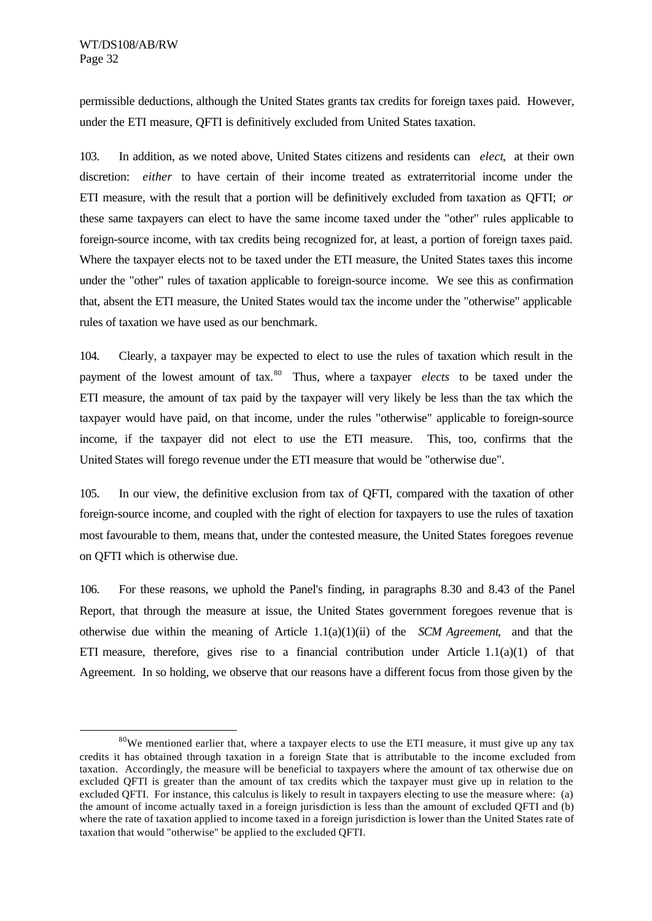permissible deductions, although the United States grants tax credits for foreign taxes paid. However, under the ETI measure, QFTI is definitively excluded from United States taxation.

103. In addition, as we noted above, United States citizens and residents can *elect*, at their own discretion: *either* to have certain of their income treated as extraterritorial income under the ETI measure, with the result that a portion will be definitively excluded from taxation as QFTI; *or* these same taxpayers can elect to have the same income taxed under the "other" rules applicable to foreign-source income, with tax credits being recognized for, at least, a portion of foreign taxes paid. Where the taxpayer elects not to be taxed under the ETI measure, the United States taxes this income under the "other" rules of taxation applicable to foreign-source income. We see this as confirmation that, absent the ETI measure, the United States would tax the income under the "otherwise" applicable rules of taxation we have used as our benchmark.

104. Clearly, a taxpayer may be expected to elect to use the rules of taxation which result in the payment of the lowest amount of tax.[80] Thus, where a taxpayer *elects* to be taxed under the ETI measure, the amount of tax paid by the taxpayer will very likely be less than the tax which the taxpayer would have paid, on that income, under the rules "otherwise" applicable to foreign-source income, if the taxpayer did not elect to use the ETI measure. This, too, confirms that the United States will forego revenue under the ETI measure that would be "otherwise due".

105. In our view, the definitive exclusion from tax of QFTI, compared with the taxation of other foreign-source income, and coupled with the right of election for taxpayers to use the rules of taxation most favourable to them, means that, under the contested measure, the United States foregoes revenue on QFTI which is otherwise due.

106. For these reasons, we uphold the Panel's finding, in paragraphs 8.30 and 8.43 of the Panel Report, that through the measure at issue, the United States government foregoes revenue that is otherwise due within the meaning of Article 1.1(a)(1)(ii) of the *SCM Agreement*, and that the ETI measure, therefore, gives rise to a financial contribution under Article 1.1(a)(1) of that Agreement. In so holding, we observe that our reasons have a different focus from those given by the

---

[80] We mentioned earlier that, where a taxpayer elects to use the ETI measure, it must give up any tax credits it has obtained through taxation in a foreign State that is attributable to the income excluded from taxation. Accordingly, the measure will be beneficial to taxpayers where the amount of tax otherwise due on excluded QFTI is greater than the amount of tax credits which the taxpayer must give up in relation to the excluded QFTI. For instance, this calculus is likely to result in taxpayers electing to use the measure where: (a) the amount of income actually taxed in a foreign jurisdiction is less than the amount of excluded QFTI and (b) where the rate of taxation applied to income taxed in a foreign jurisdiction is lower than the United States rate of taxation that would "otherwise" be applied to the excluded QFTI.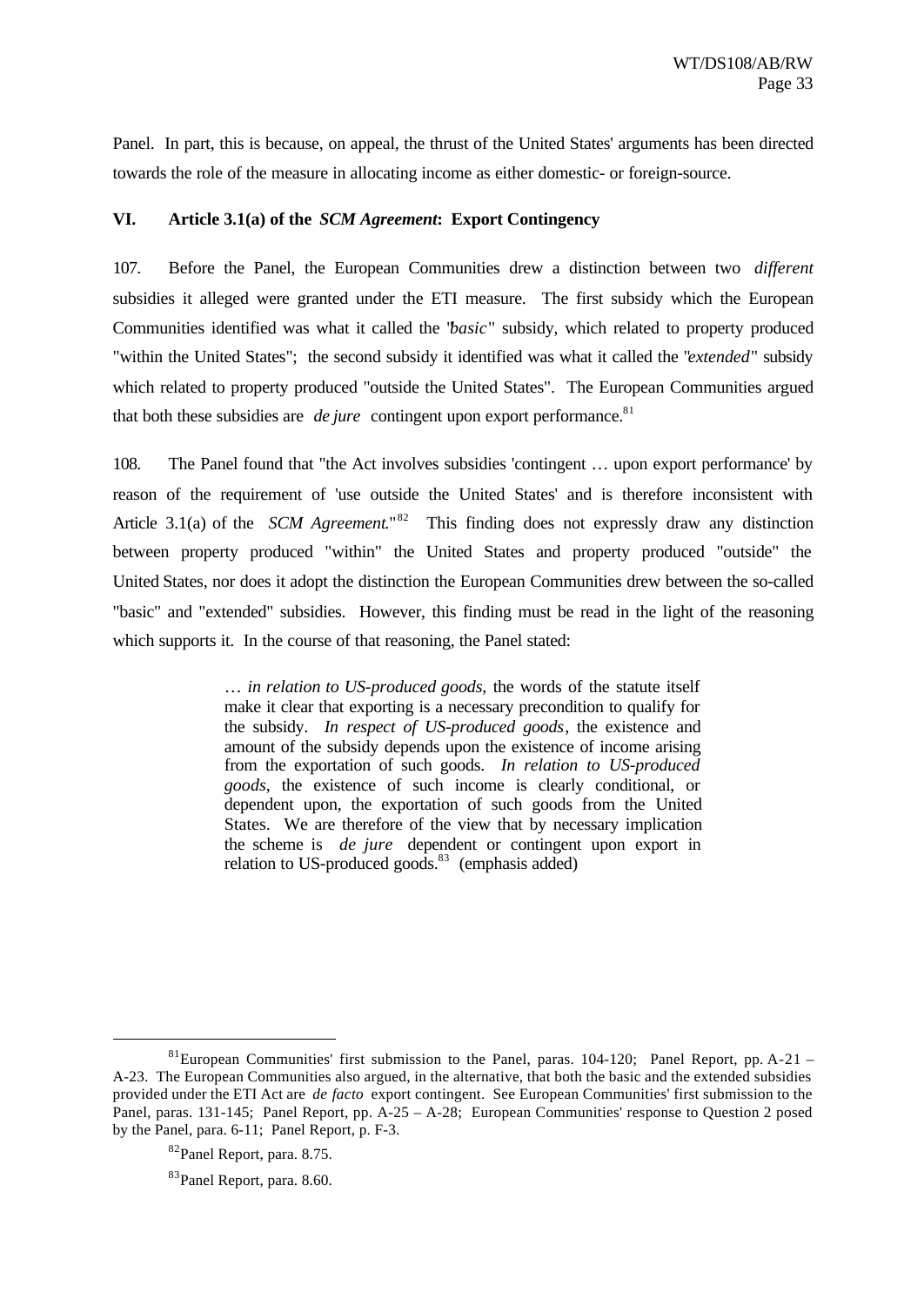Panel. In part, this is because, on appeal, the thrust of the United States' arguments has been directed towards the role of the measure in allocating income as either domestic- or foreign-source.

## VI. Article 3.1(a) of the *SCM Agreement*: Export Contingency

107. Before the Panel, the European Communities drew a distinction between two *different* subsidies it alleged were granted under the ETI measure. The first subsidy which the European Communities identified was what it called the "*basic*" subsidy, which related to property produced "within the United States"; the second subsidy it identified was what it called the "*extended*" subsidy which related to property produced "outside the United States". The European Communities argued that both these subsidies are *de jure* contingent upon export performance.[81]

108. The Panel found that "the Act involves subsidies 'contingent … upon export performance' by reason of the requirement of 'use outside the United States' and is therefore inconsistent with Article 3.1(a) of the *SCM Agreement*."[82] This finding does not expressly draw any distinction between property produced "within" the United States and property produced "outside" the United States, nor does it adopt the distinction the European Communities drew between the so-called "basic" and "extended" subsidies. However, this finding must be read in the light of the reasoning which supports it. In the course of that reasoning, the Panel stated:

> … *in relation to US-produced goods*, the words of the statute itself make it clear that exporting is a necessary precondition to qualify for the subsidy. *In respect of US-produced goods*, the existence and amount of the subsidy depends upon the existence of income arising from the exportation of such goods. *In relation to US-produced goods*, the existence of such income is clearly conditional, or dependent upon, the exportation of such goods from the United States. We are therefore of the view that by necessary implication the scheme is *de jure* dependent or contingent upon export in relation to US-produced goods.[83] (emphasis added)

---

[81] European Communities' first submission to the Panel, paras. 104-120; Panel Report, pp. A-21 – A-23. The European Communities also argued, in the alternative, that both the basic and the extended subsidies provided under the ETI Act are *de facto* export contingent. See European Communities' first submission to the Panel, paras. 131-145; Panel Report, pp. A-25 – A-28; European Communities' response to Question 2 posed by the Panel, para. 6-11; Panel Report, p. F-3.

[82] Panel Report, para. 8.75.

[83] Panel Report, para. 8.60.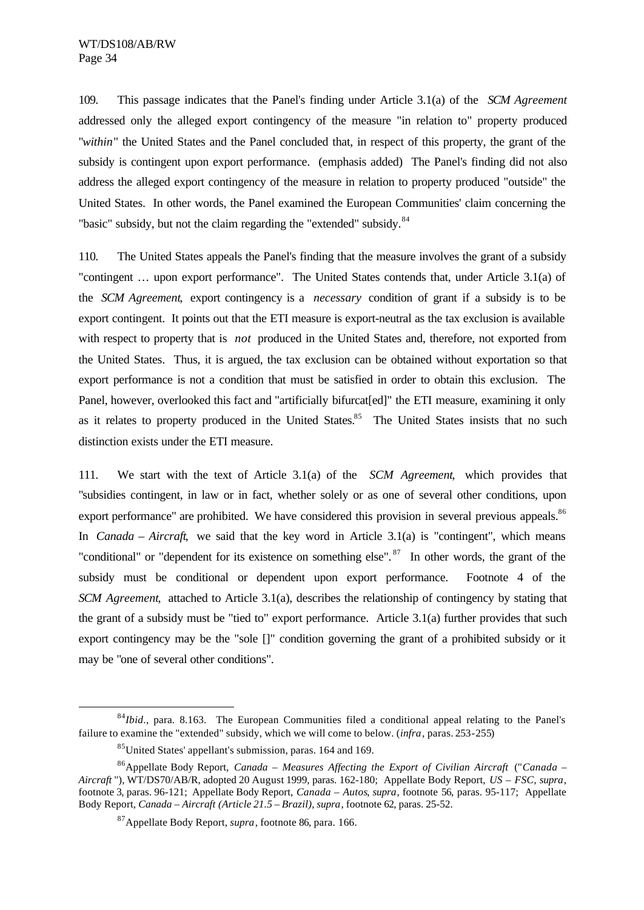109. This passage indicates that the Panel's finding under Article 3.1(a) of the *SCM Agreement* addressed only the alleged export contingency of the measure "in relation to" property produced "*within*" the United States and the Panel concluded that, in respect of this property, the grant of the subsidy is contingent upon export performance. (emphasis added) The Panel's finding did not also address the alleged export contingency of the measure in relation to property produced "outside" the United States. In other words, the Panel examined the European Communities' claim concerning the "basic" subsidy, but not the claim regarding the "extended" subsidy.[84]

110. The United States appeals the Panel's finding that the measure involves the grant of a subsidy "contingent … upon export performance". The United States contends that, under Article 3.1(a) of the *SCM Agreement*, export contingency is a *necessary* condition of grant if a subsidy is to be export contingent. It points out that the ETI measure is export-neutral as the tax exclusion is available with respect to property that is *not* produced in the United States and, therefore, not exported from the United States. Thus, it is argued, the tax exclusion can be obtained without exportation so that export performance is not a condition that must be satisfied in order to obtain this exclusion. The Panel, however, overlooked this fact and "artificially bifurcat[ed]" the ETI measure, examining it only as it relates to property produced in the United States.[85] The United States insists that no such distinction exists under the ETI measure.

111. We start with the text of Article 3.1(a) of the *SCM Agreement*, which provides that "subsidies contingent, in law or in fact, whether solely or as one of several other conditions, upon export performance" are prohibited. We have considered this provision in several previous appeals.[86] In *Canada – Aircraft*, we said that the key word in Article 3.1(a) is "contingent", which means "conditional" or "dependent for its existence on something else".[87] In other words, the grant of the subsidy must be conditional or dependent upon export performance. Footnote 4 of the *SCM Agreement*, attached to Article 3.1(a), describes the relationship of contingency by stating that the grant of a subsidy must be "tied to" export performance. Article 3.1(a) further provides that such export contingency may be the "sole []" condition governing the grant of a prohibited subsidy or it may be "one of several other conditions".

---

[84] *Ibid*., para. 8.163. The European Communities filed a conditional appeal relating to the Panel's failure to examine the "extended" subsidy, which we will come to below. (*infra*, paras. 253-255)

[85] United States' appellant's submission, paras. 164 and 169.

[86] Appellate Body Report, *Canada – Measures Affecting the Export of Civilian Aircraft* ("*Canada – Aircraft*"), WT/DS70/AB/R, adopted 20 August 1999, paras. 162-180; Appellate Body Report, *US – FSC*, *supra*, footnote 3, paras. 96-121; Appellate Body Report, *Canada – Autos*, *supra*, footnote 56, paras. 95-117; Appellate Body Report, *Canada – Aircraft (Article 21.5 – Brazil)*, *supra*, footnote 62, paras. 25-52.

[87] Appellate Body Report, *supra*, footnote 86, para. 166.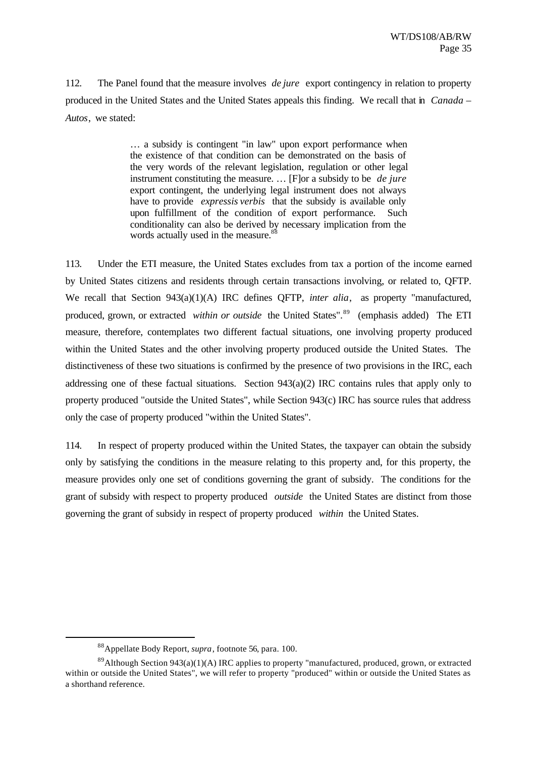112. The Panel found that the measure involves *de jure* export contingency in relation to property produced in the United States and the United States appeals this finding. We recall that in *Canada – Autos*, we stated:

> … a subsidy is contingent "in law" upon export performance when the existence of that condition can be demonstrated on the basis of the very words of the relevant legislation, regulation or other legal instrument constituting the measure. … [F]or a subsidy to be *de jure* export contingent, the underlying legal instrument does not always have to provide *expressis verbis* that the subsidy is available only upon fulfillment of the condition of export performance. Such conditionality can also be derived by necessary implication from the words actually used in the measure.[88]

113. Under the ETI measure, the United States excludes from tax a portion of the income earned by United States citizens and residents through certain transactions involving, or related to, QFTP. We recall that Section 943(a)(1)(A) IRC defines QFTP, *inter alia*, as property "manufactured, produced, grown, or extracted *within or outside* the United States".[89] (emphasis added) The ETI measure, therefore, contemplates two different factual situations, one involving property produced within the United States and the other involving property produced outside the United States. The distinctiveness of these two situations is confirmed by the presence of two provisions in the IRC, each addressing one of these factual situations. Section 943(a)(2) IRC contains rules that apply only to property produced "outside the United States", while Section 943(c) IRC has source rules that address only the case of property produced "within the United States".

114. In respect of property produced within the United States, the taxpayer can obtain the subsidy only by satisfying the conditions in the measure relating to this property and, for this property, the measure provides only one set of conditions governing the grant of subsidy. The conditions for the grant of subsidy with respect to property produced *outside* the United States are distinct from those governing the grant of subsidy in respect of property produced *within* the United States.

---

[88] Appellate Body Report, *supra*, footnote 56, para. 100.

[89] Although Section 943(a)(1)(A) IRC applies to property "manufactured, produced, grown, or extracted within or outside the United States", we will refer to property "produced" within or outside the United States as a shorthand reference.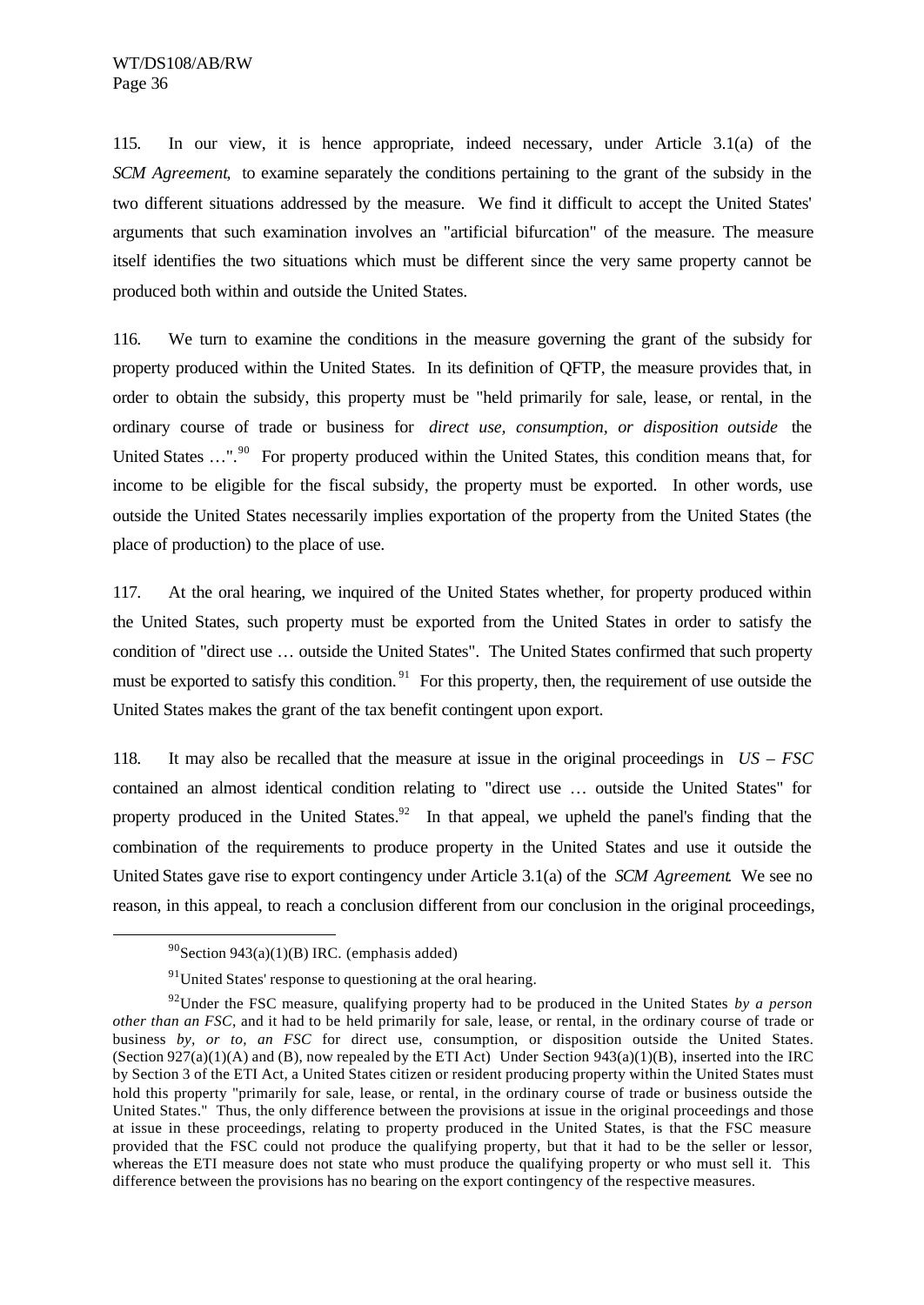115. In our view, it is hence appropriate, indeed necessary, under Article 3.1(a) of the *SCM Agreement*, to examine separately the conditions pertaining to the grant of the subsidy in the two different situations addressed by the measure. We find it difficult to accept the United States' arguments that such examination involves an "artificial bifurcation" of the measure. The measure itself identifies the two situations which must be different since the very same property cannot be produced both within and outside the United States.

116. We turn to examine the conditions in the measure governing the grant of the subsidy for property produced within the United States. In its definition of QFTP, the measure provides that, in order to obtain the subsidy, this property must be "held primarily for sale, lease, or rental, in the ordinary course of trade or business for *direct use, consumption, or disposition outside* the United States …".[90] For property produced within the United States, this condition means that, for income to be eligible for the fiscal subsidy, the property must be exported. In other words, use outside the United States necessarily implies exportation of the property from the United States (the place of production) to the place of use.

117. At the oral hearing, we inquired of the United States whether, for property produced within the United States, such property must be exported from the United States in order to satisfy the condition of "direct use … outside the United States". The United States confirmed that such property must be exported to satisfy this condition.[91] For this property, then, the requirement of use outside the United States makes the grant of the tax benefit contingent upon export.

118. It may also be recalled that the measure at issue in the original proceedings in *US – FSC* contained an almost identical condition relating to "direct use … outside the United States" for property produced in the United States.[92] In that appeal, we upheld the panel's finding that the combination of the requirements to produce property in the United States and use it outside the United States gave rise to export contingency under Article 3.1(a) of the *SCM Agreement*. We see no reason, in this appeal, to reach a conclusion different from our conclusion in the original proceedings,

---

[90] Section 943(a)(1)(B) IRC. (emphasis added)

[91] United States' response to questioning at the oral hearing.

[92] Under the FSC measure, qualifying property had to be produced in the United States *by a person other than an FSC*, and it had to be held primarily for sale, lease, or rental, in the ordinary course of trade or business *by, or to, an FSC* for direct use, consumption, or disposition outside the United States. (Section 927(a)(1)(A) and (B), now repealed by the ETI Act) Under Section 943(a)(1)(B), inserted into the IRC by Section 3 of the ETI Act, a United States citizen or resident producing property within the United States must hold this property "primarily for sale, lease, or rental, in the ordinary course of trade or business outside the United States." Thus, the only difference between the provisions at issue in the original proceedings and those at issue in these proceedings, relating to property produced in the United States, is that the FSC measure provided that the FSC could not produce the qualifying property, but that it had to be the seller or lessor, whereas the ETI measure does not state who must produce the qualifying property or who must sell it. This difference between the provisions has no bearing on the export contingency of the respective measures.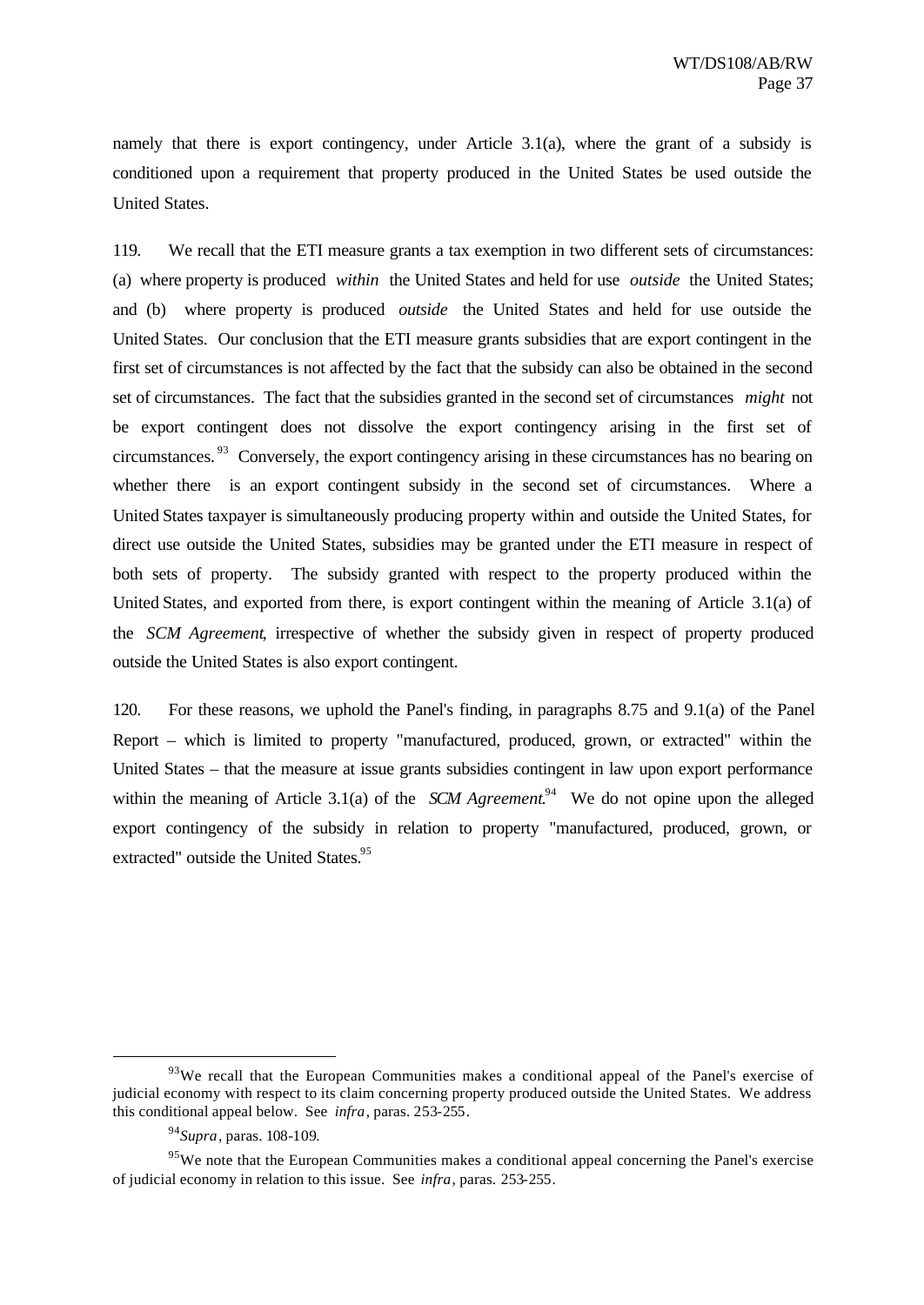namely that there is export contingency, under Article 3.1(a), where the grant of a subsidy is conditioned upon a requirement that property produced in the United States be used outside the United States.

119. We recall that the ETI measure grants a tax exemption in two different sets of circumstances: (a) where property is produced *within* the United States and held for use *outside* the United States; and (b) where property is produced *outside* the United States and held for use outside the United States. Our conclusion that the ETI measure grants subsidies that are export contingent in the first set of circumstances is not affected by the fact that the subsidy can also be obtained in the second set of circumstances. The fact that the subsidies granted in the second set of circumstances *might* not be export contingent does not dissolve the export contingency arising in the first set of circumstances.[93] Conversely, the export contingency arising in these circumstances has no bearing on whether there is an export contingent subsidy in the second set of circumstances. Where a United States taxpayer is simultaneously producing property within and outside the United States, for direct use outside the United States, subsidies may be granted under the ETI measure in respect of both sets of property. The subsidy granted with respect to the property produced within the United States, and exported from there, is export contingent within the meaning of Article 3.1(a) of the *SCM Agreement*, irrespective of whether the subsidy given in respect of property produced outside the United States is also export contingent.

120. For these reasons, we uphold the Panel's finding, in paragraphs 8.75 and 9.1(a) of the Panel Report – which is limited to property "manufactured, produced, grown, or extracted" within the United States – that the measure at issue grants subsidies contingent in law upon export performance within the meaning of Article 3.1(a) of the *SCM Agreement*.[94] We do not opine upon the alleged export contingency of the subsidy in relation to property "manufactured, produced, grown, or extracted" outside the United States.[95]

---

[93] We recall that the European Communities makes a conditional appeal of the Panel's exercise of judicial economy with respect to its claim concerning property produced outside the United States. We address this conditional appeal below. See *infra*, paras. 253-255.

[94] *Supra*, paras. 108-109.

[95] We note that the European Communities makes a conditional appeal concerning the Panel's exercise of judicial economy in relation to this issue. See *infra*, paras. 253-255.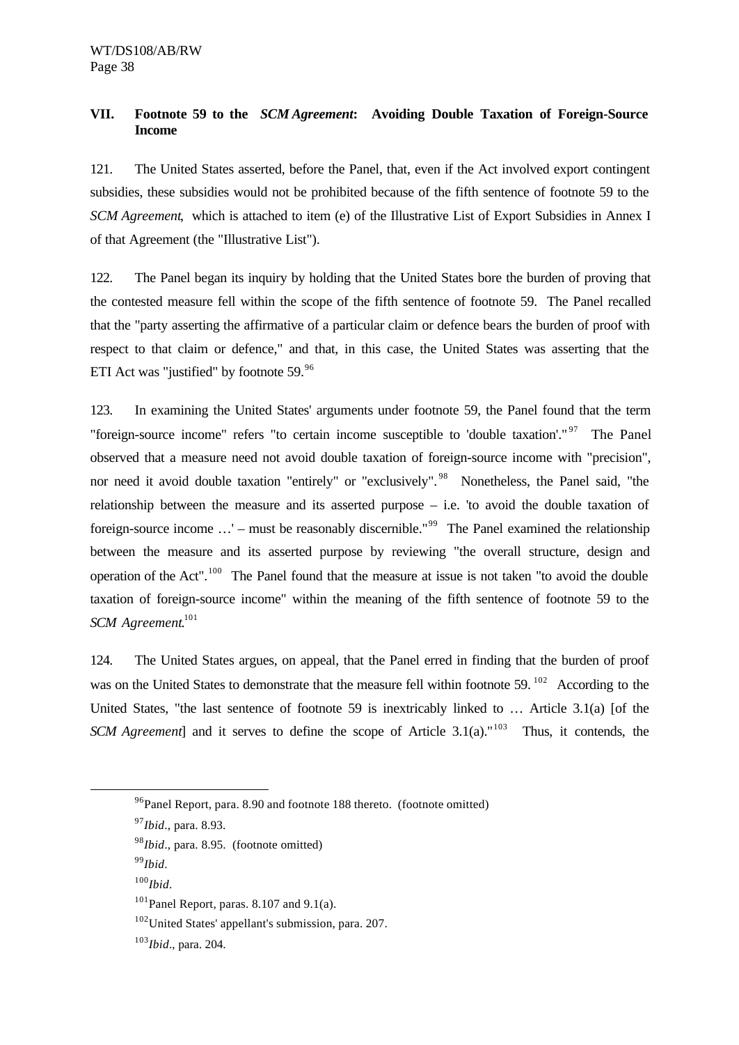## VII. Footnote 59 to the *SCM Agreement*: Avoiding Double Taxation of Foreign-Source Income

121. The United States asserted, before the Panel, that, even if the Act involved export contingent subsidies, these subsidies would not be prohibited because of the fifth sentence of footnote 59 to the *SCM Agreement*, which is attached to item (e) of the Illustrative List of Export Subsidies in Annex I of that Agreement (the "Illustrative List").

122. The Panel began its inquiry by holding that the United States bore the burden of proving that the contested measure fell within the scope of the fifth sentence of footnote 59. The Panel recalled that the "party asserting the affirmative of a particular claim or defence bears the burden of proof with respect to that claim or defence," and that, in this case, the United States was asserting that the ETI Act was "justified" by footnote 59.[96]

123. In examining the United States' arguments under footnote 59, the Panel found that the term "foreign-source income" refers "to certain income susceptible to 'double taxation'."[97] The Panel observed that a measure need not avoid double taxation of foreign-source income with "precision", nor need it avoid double taxation "entirely" or "exclusively".[98] Nonetheless, the Panel said, "the relationship between the measure and its asserted purpose – i.e. 'to avoid the double taxation of foreign-source income …' – must be reasonably discernible."[99] The Panel examined the relationship between the measure and its asserted purpose by reviewing "the overall structure, design and operation of the Act".[100] The Panel found that the measure at issue is not taken "to avoid the double taxation of foreign-source income" within the meaning of the fifth sentence of footnote 59 to the *SCM Agreement*.[101]

124. The United States argues, on appeal, that the Panel erred in finding that the burden of proof was on the United States to demonstrate that the measure fell within footnote 59.[102] According to the United States, "the last sentence of footnote 59 is inextricably linked to … Article 3.1(a) [of the *SCM Agreement*] and it serves to define the scope of Article 3.1(a)."[103] Thus, it contends, the

---

[96] Panel Report, para. 8.90 and footnote 188 thereto. (footnote omitted)

[97] *Ibid*., para. 8.93.

[98] *Ibid*., para. 8.95. (footnote omitted)

[99] *Ibid*.

[100] *Ibid*.

[101] Panel Report, paras. 8.107 and 9.1(a).

[102] United States' appellant's submission, para. 207.

[103] *Ibid*., para. 204.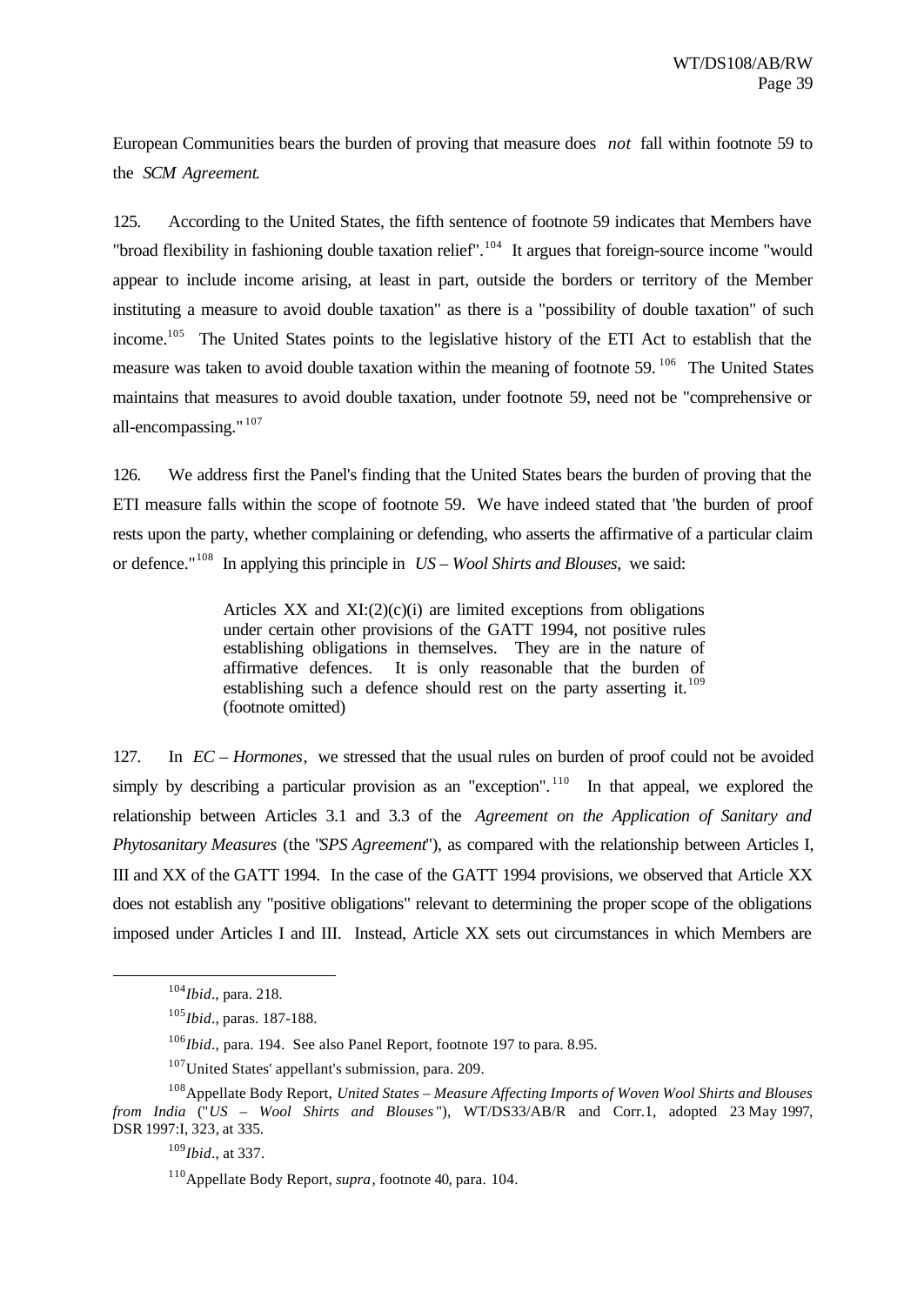European Communities bears the burden of proving that measure does *not* fall within footnote 59 to the *SCM Agreement*.

125. According to the United States, the fifth sentence of footnote 59 indicates that Members have "broad flexibility in fashioning double taxation relief".[104] It argues that foreign-source income "would appear to include income arising, at least in part, outside the borders or territory of the Member instituting a measure to avoid double taxation" as there is a "possibility of double taxation" of such income.[105] The United States points to the legislative history of the ETI Act to establish that the measure was taken to avoid double taxation within the meaning of footnote 59.[106] The United States maintains that measures to avoid double taxation, under footnote 59, need not be "comprehensive or all-encompassing."[107]

126. We address first the Panel's finding that the United States bears the burden of proving that the ETI measure falls within the scope of footnote 59. We have indeed stated that "the burden of proof rests upon the party, whether complaining or defending, who asserts the affirmative of a particular claim or defence."[108] In applying this principle in *US – Wool Shirts and Blouses*, we said:

> Articles XX and XI:(2)(c)(i) are limited exceptions from obligations under certain other provisions of the GATT 1994, not positive rules establishing obligations in themselves. They are in the nature of affirmative defences. It is only reasonable that the burden of establishing such a defence should rest on the party asserting it.[109] (footnote omitted)

127. In *EC – Hormones*, we stressed that the usual rules on burden of proof could not be avoided simply by describing a particular provision as an "exception".[110] In that appeal, we explored the relationship between Articles 3.1 and 3.3 of the *Agreement on the Application of Sanitary and Phytosanitary Measures* (the "*SPS Agreement*"), as compared with the relationship between Articles I, III and XX of the GATT 1994. In the case of the GATT 1994 provisions, we observed that Article XX does not establish any "positive obligations" relevant to determining the proper scope of the obligations imposed under Articles I and III. Instead, Article XX sets out circumstances in which Members are

---

[104] *Ibid*., para. 218.

[105] *Ibid*., paras. 187-188.

[106] *Ibid*., para. 194. See also Panel Report, footnote 197 to para. 8.95.

[107] United States' appellant's submission, para. 209.

[108] Appellate Body Report, *United States – Measure Affecting Imports of Woven Wool Shirts and Blouses from India* ("*US – Wool Shirts and Blouses*"), WT/DS33/AB/R and Corr.1, adopted 23 May 1997, DSR 1997:I, 323, at 335.

[109] *Ibid*., at 337.

[110] Appellate Body Report, *supra*, footnote 40, para. 104.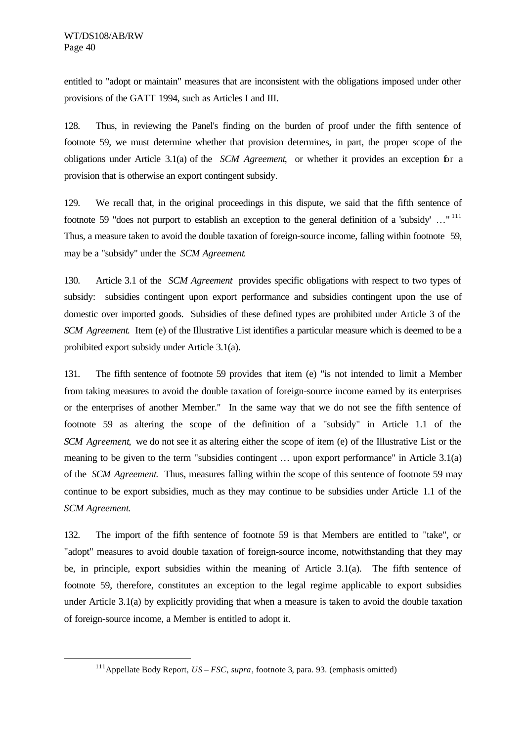entitled to "adopt or maintain" measures that are inconsistent with the obligations imposed under other provisions of the GATT 1994, such as Articles I and III.

128. Thus, in reviewing the Panel's finding on the burden of proof under the fifth sentence of footnote 59, we must determine whether that provision determines, in part, the proper scope of the obligations under Article 3.1(a) of the *SCM Agreement*, or whether it provides an exception for a provision that is otherwise an export contingent subsidy.

129. We recall that, in the original proceedings in this dispute, we said that the fifth sentence of footnote 59 "does not purport to establish an exception to the general definition of a 'subsidy' …"[111] Thus, a measure taken to avoid the double taxation of foreign-source income, falling within footnote 59, may be a "subsidy" under the *SCM Agreement*.

130. Article 3.1 of the *SCM Agreement* provides specific obligations with respect to two types of subsidy: subsidies contingent upon export performance and subsidies contingent upon the use of domestic over imported goods. Subsidies of these defined types are prohibited under Article 3 of the *SCM Agreement*. Item (e) of the Illustrative List identifies a particular measure which is deemed to be a prohibited export subsidy under Article 3.1(a).

131. The fifth sentence of footnote 59 provides that item (e) "is not intended to limit a Member from taking measures to avoid the double taxation of foreign-source income earned by its enterprises or the enterprises of another Member." In the same way that we do not see the fifth sentence of footnote 59 as altering the scope of the definition of a "subsidy" in Article 1.1 of the *SCM Agreement*, we do not see it as altering either the scope of item (e) of the Illustrative List or the meaning to be given to the term "subsidies contingent … upon export performance" in Article 3.1(a) of the *SCM Agreement*. Thus, measures falling within the scope of this sentence of footnote 59 may continue to be export subsidies, much as they may continue to be subsidies under Article 1.1 of the *SCM Agreement*.

132. The import of the fifth sentence of footnote 59 is that Members are entitled to "take", or "adopt" measures to avoid double taxation of foreign-source income, notwithstanding that they may be, in principle, export subsidies within the meaning of Article 3.1(a). The fifth sentence of footnote 59, therefore, constitutes an exception to the legal regime applicable to export subsidies under Article 3.1(a) by explicitly providing that when a measure is taken to avoid the double taxation of foreign-source income, a Member is entitled to adopt it.

---

[111] Appellate Body Report, *US – FSC*, *supra*, footnote 3, para. 93. (emphasis omitted)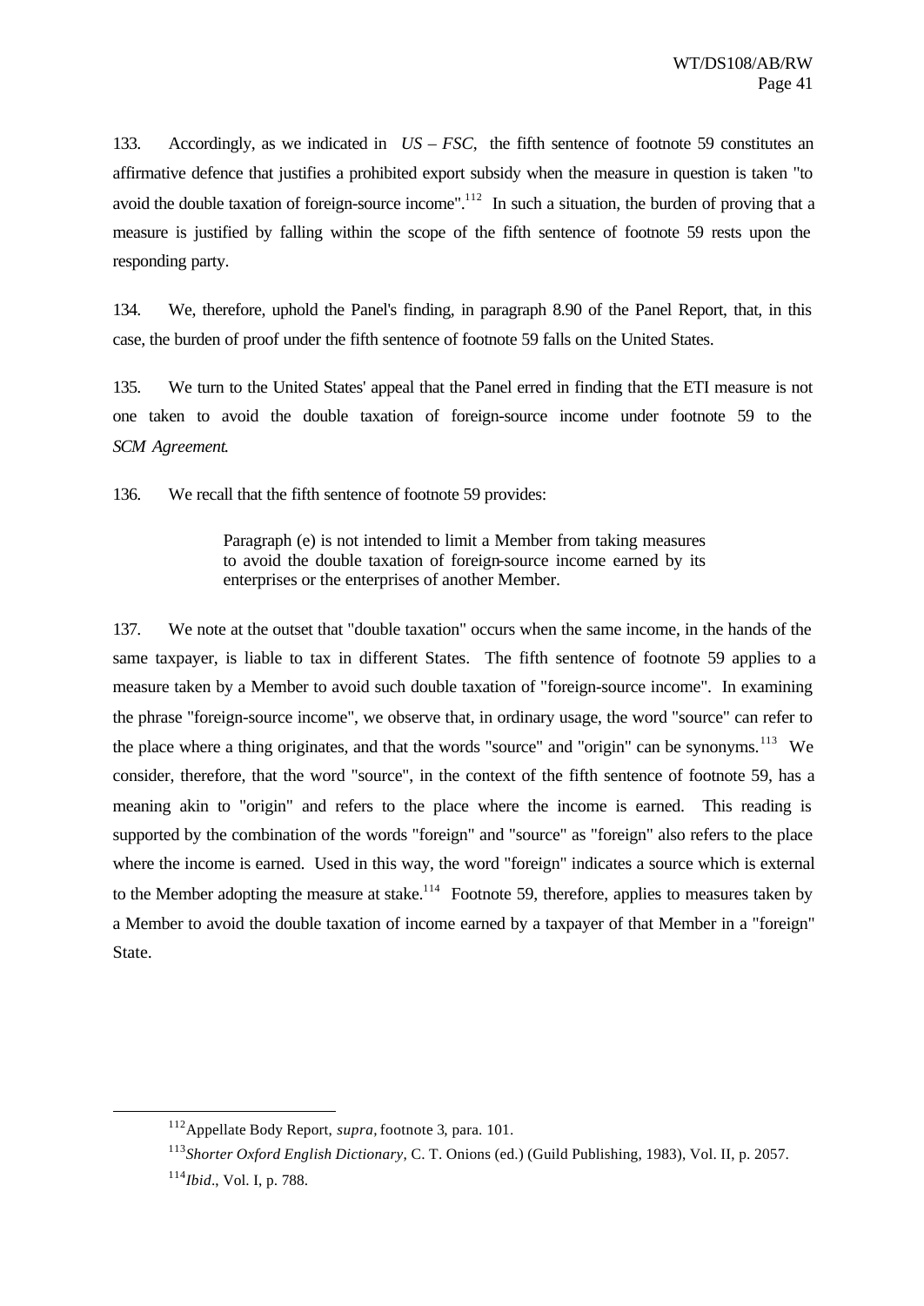133. Accordingly, as we indicated in *US – FSC*, the fifth sentence of footnote 59 constitutes an affirmative defence that justifies a prohibited export subsidy when the measure in question is taken "to avoid the double taxation of foreign-source income".[112] In such a situation, the burden of proving that a measure is justified by falling within the scope of the fifth sentence of footnote 59 rests upon the responding party.

134. We, therefore, uphold the Panel's finding, in paragraph 8.90 of the Panel Report, that, in this case, the burden of proof under the fifth sentence of footnote 59 falls on the United States.

135. We turn to the United States' appeal that the Panel erred in finding that the ETI measure is not one taken to avoid the double taxation of foreign-source income under footnote 59 to the *SCM Agreement*.

136. We recall that the fifth sentence of footnote 59 provides:

> Paragraph (e) is not intended to limit a Member from taking measures to avoid the double taxation of foreign-source income earned by its enterprises or the enterprises of another Member.

137. We note at the outset that "double taxation" occurs when the same income, in the hands of the same taxpayer, is liable to tax in different States. The fifth sentence of footnote 59 applies to a measure taken by a Member to avoid such double taxation of "foreign-source income". In examining the phrase "foreign-source income", we observe that, in ordinary usage, the word "source" can refer to the place where a thing originates, and that the words "source" and "origin" can be synonyms.[113] We consider, therefore, that the word "source", in the context of the fifth sentence of footnote 59, has a meaning akin to "origin" and refers to the place where the income is earned. This reading is supported by the combination of the words "foreign" and "source" as "foreign" also refers to the place where the income is earned. Used in this way, the word "foreign" indicates a source which is external to the Member adopting the measure at stake.[114] Footnote 59, therefore, applies to measures taken by a Member to avoid the double taxation of income earned by a taxpayer of that Member in a "foreign" State.

---

[112] Appellate Body Report, *supra*, footnote 3, para. 101.

[113] *Shorter Oxford English Dictionary*, C. T. Onions (ed.) (Guild Publishing, 1983), Vol. II, p. 2057.

[114] *Ibid*., Vol. I, p. 788.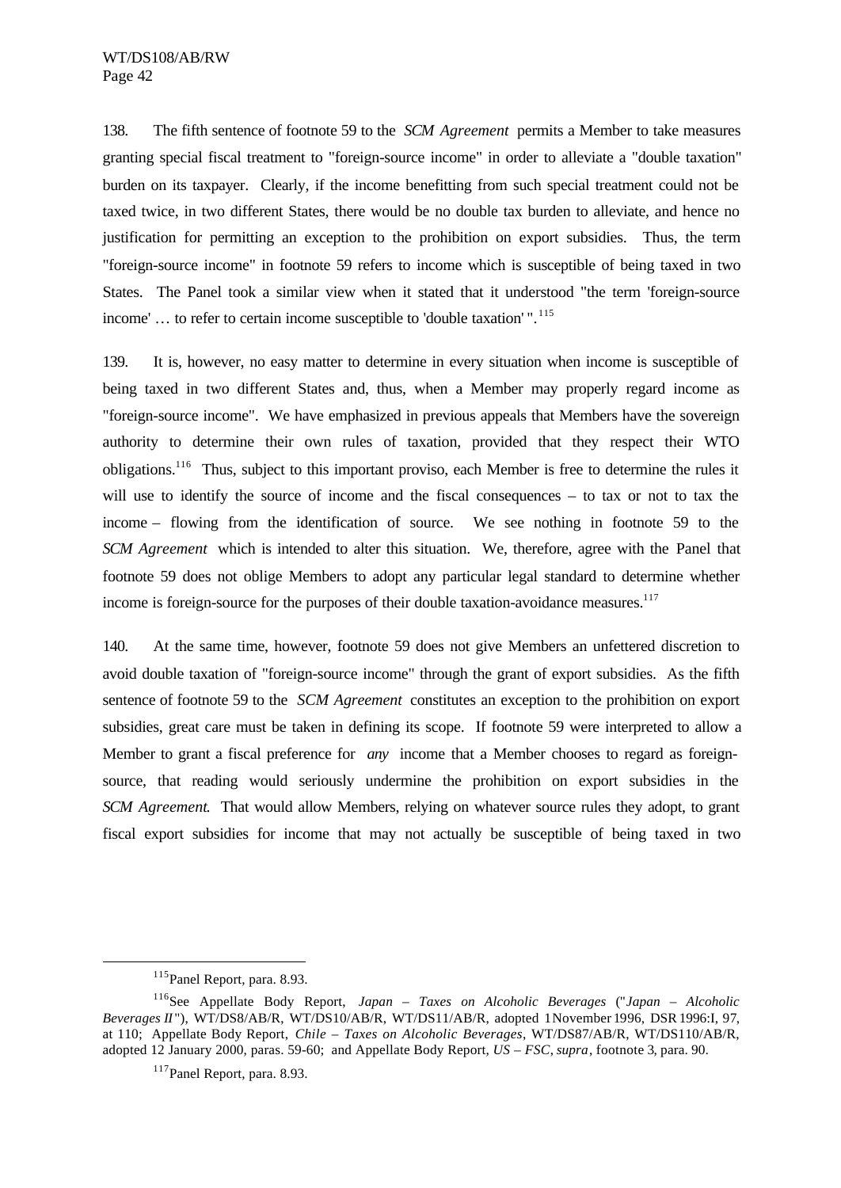138. The fifth sentence of footnote 59 to the *SCM Agreement* permits a Member to take measures granting special fiscal treatment to "foreign-source income" in order to alleviate a "double taxation" burden on its taxpayer. Clearly, if the income benefitting from such special treatment could not be taxed twice, in two different States, there would be no double tax burden to alleviate, and hence no justification for permitting an exception to the prohibition on export subsidies. Thus, the term "foreign-source income" in footnote 59 refers to income which is susceptible of being taxed in two States. The Panel took a similar view when it stated that it understood "the term 'foreign-source income' … to refer to certain income susceptible to 'double taxation' ".[115]

139. It is, however, no easy matter to determine in every situation when income is susceptible of being taxed in two different States and, thus, when a Member may properly regard income as "foreign-source income". We have emphasized in previous appeals that Members have the sovereign authority to determine their own rules of taxation, provided that they respect their WTO obligations.[116] Thus, subject to this important proviso, each Member is free to determine the rules it will use to identify the source of income and the fiscal consequences – to tax or not to tax the income – flowing from the identification of source. We see nothing in footnote 59 to the *SCM Agreement* which is intended to alter this situation. We, therefore, agree with the Panel that footnote 59 does not oblige Members to adopt any particular legal standard to determine whether income is foreign-source for the purposes of their double taxation-avoidance measures.[117]

140. At the same time, however, footnote 59 does not give Members an unfettered discretion to avoid double taxation of "foreign-source income" through the grant of export subsidies. As the fifth sentence of footnote 59 to the *SCM Agreement* constitutes an exception to the prohibition on export subsidies, great care must be taken in defining its scope. If footnote 59 were interpreted to allow a Member to grant a fiscal preference for *any* income that a Member chooses to regard as foreign-source, that reading would seriously undermine the prohibition on export subsidies in the *SCM Agreement*. That would allow Members, relying on whatever source rules they adopt, to grant fiscal export subsidies for income that may not actually be susceptible of being taxed in two

---

[115] Panel Report, para. 8.93.

[116] See Appellate Body Report, *Japan – Taxes on Alcoholic Beverages* ("*Japan – Alcoholic Beverages II*"), WT/DS8/AB/R, WT/DS10/AB/R, WT/DS11/AB/R, adopted 1 November 1996, DSR 1996:I, 97, at 110; Appellate Body Report, *Chile – Taxes on Alcoholic Beverages*, WT/DS87/AB/R, WT/DS110/AB/R, adopted 12 January 2000, paras. 59-60; and Appellate Body Report, *US – FSC*, *supra*, footnote 3, para. 90.

[117] Panel Report, para. 8.93.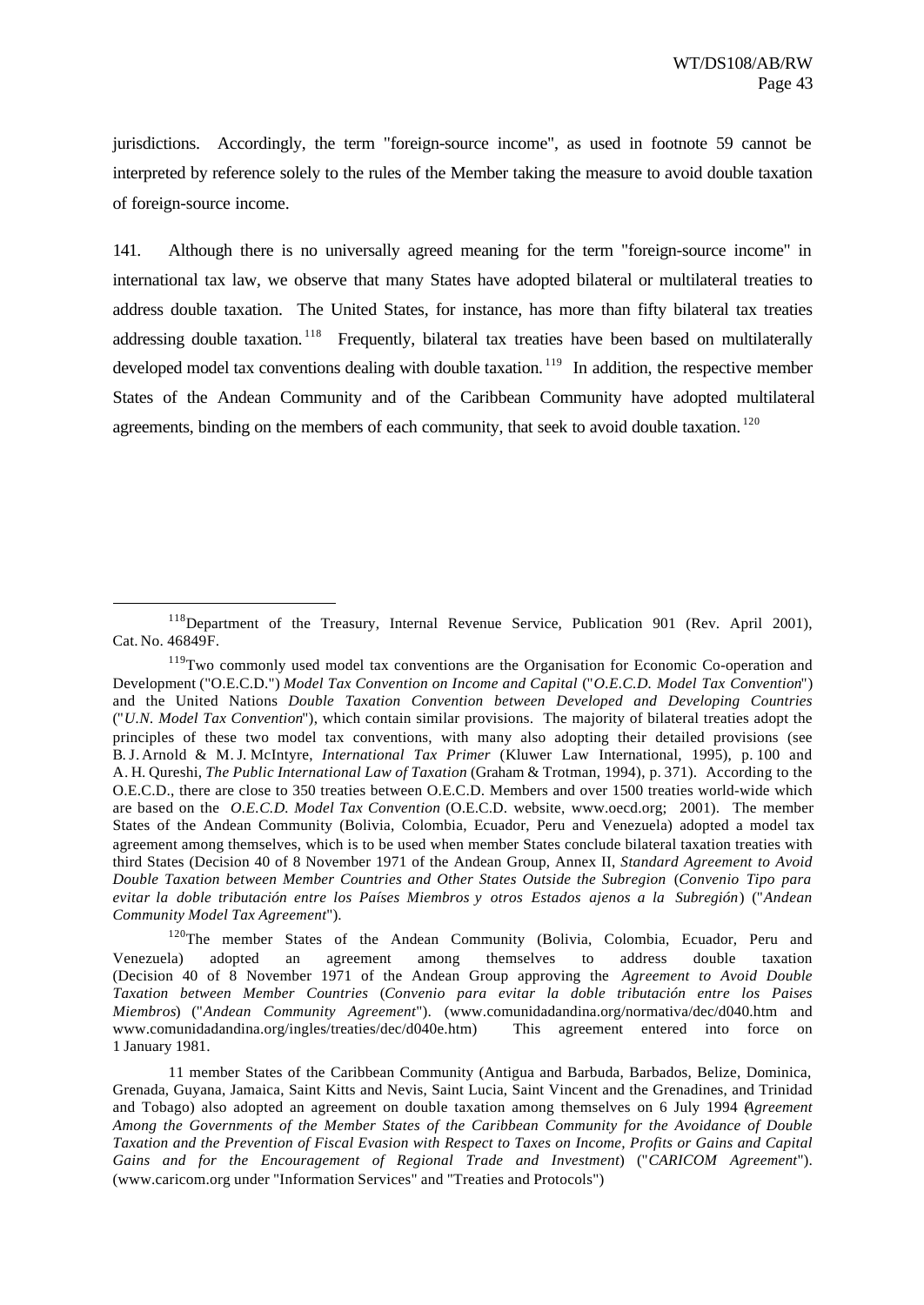jurisdictions. Accordingly, the term "foreign-source income", as used in footnote 59 cannot be interpreted by reference solely to the rules of the Member taking the measure to avoid double taxation of foreign-source income.

141. Although there is no universally agreed meaning for the term "foreign-source income" in international tax law, we observe that many States have adopted bilateral or multilateral treaties to address double taxation. The United States, for instance, has more than fifty bilateral tax treaties addressing double taxation.[118] Frequently, bilateral tax treaties have been based on multilaterally developed model tax conventions dealing with double taxation.[119] In addition, the respective member States of the Andean Community and of the Caribbean Community have adopted multilateral agreements, binding on the members of each community, that seek to avoid double taxation.[120]

---

[118] Department of the Treasury, Internal Revenue Service, Publication 901 (Rev. April 2001), Cat. No. 46849F.

[119] Two commonly used model tax conventions are the Organisation for Economic Co-operation and Development ("O.E.C.D.") *Model Tax Convention on Income and Capital* ("*O.E.C.D. Model Tax Convention*") and the United Nations *Double Taxation Convention between Developed and Developing Countries* ("*U.N. Model Tax Convention*"), which contain similar provisions. The majority of bilateral treaties adopt the principles of these two model tax conventions, with many also adopting their detailed provisions (see B. J. Arnold & M. J. McIntyre, *International Tax Primer* (Kluwer Law International, 1995), p. 100 and A. H. Qureshi, *The Public International Law of Taxation* (Graham & Trotman, 1994), p. 371). According to the O.E.C.D., there are close to 350 treaties between O.E.C.D. Members and over 1500 treaties world-wide which are based on the *O.E.C.D. Model Tax Convention* (O.E.C.D. website, www.oecd.org; 2001). The member States of the Andean Community (Bolivia, Colombia, Ecuador, Peru and Venezuela) adopted a model tax agreement among themselves, which is to be used when member States conclude bilateral taxation treaties with third States (Decision 40 of 8 November 1971 of the Andean Group, Annex II, *Standard Agreement to Avoid Double Taxation between Member Countries and Other States Outside the Subregion* (*Convenio Tipo para evitar la doble tributación entre los Países Miembros y otros Estados ajenos a la Subregión*) ("*Andean Community Model Tax Agreement*").

[120] The member States of the Andean Community (Bolivia, Colombia, Ecuador, Peru and Venezuela) adopted an agreement among themselves to address double taxation (Decision 40 of 8 November 1971 of the Andean Group approving the *Agreement to Avoid Double Taxation between Member Countries* (*Convenio para evitar la doble tributación entre los Paises Miembros*) ("*Andean Community Agreement*"). (www.comunidadandina.org/normativa/dec/d040.htm and www.comunidadandina.org/ingles/treaties/dec/d040e.htm) This agreement entered into force on 1 January 1981.

11 member States of the Caribbean Community (Antigua and Barbuda, Barbados, Belize, Dominica, Grenada, Guyana, Jamaica, Saint Kitts and Nevis, Saint Lucia, Saint Vincent and the Grenadines, and Trinidad and Tobago) also adopted an agreement on double taxation among themselves on 6 July 1994 (*Agreement Among the Governments of the Member States of the Caribbean Community for the Avoidance of Double Taxation and the Prevention of Fiscal Evasion with Respect to Taxes on Income, Profits or Gains and Capital Gains and for the Encouragement of Regional Trade and Investment*) ("*CARICOM Agreement*"). (www.caricom.org under "Information Services" and "Treaties and Protocols")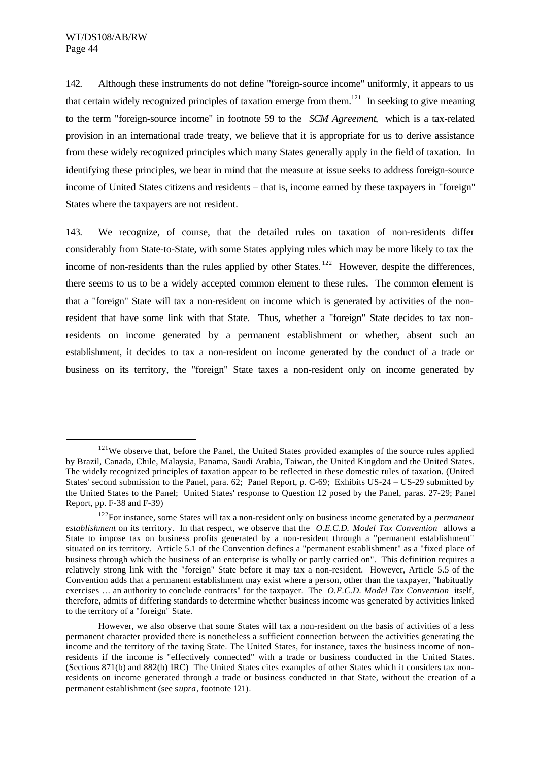142. Although these instruments do not define "foreign-source income" uniformly, it appears to us that certain widely recognized principles of taxation emerge from them.[121] In seeking to give meaning to the term "foreign-source income" in footnote 59 to the *SCM Agreement*, which is a tax-related provision in an international trade treaty, we believe that it is appropriate for us to derive assistance from these widely recognized principles which many States generally apply in the field of taxation. In identifying these principles, we bear in mind that the measure at issue seeks to address foreign-source income of United States citizens and residents – that is, income earned by these taxpayers in "foreign" States where the taxpayers are not resident.

143. We recognize, of course, that the detailed rules on taxation of non-residents differ considerably from State-to-State, with some States applying rules which may be more likely to tax the income of non-residents than the rules applied by other States.[122] However, despite the differences, there seems to us to be a widely accepted common element to these rules. The common element is that a "foreign" State will tax a non-resident on income which is generated by activities of the non-resident that have some link with that State. Thus, whether a "foreign" State decides to tax non-residents on income generated by a permanent establishment or whether, absent such an establishment, it decides to tax a non-resident on income generated by the conduct of a trade or business on its territory, the "foreign" State taxes a non-resident only on income generated by

---

[121] We observe that, before the Panel, the United States provided examples of the source rules applied by Brazil, Canada, Chile, Malaysia, Panama, Saudi Arabia, Taiwan, the United Kingdom and the United States. The widely recognized principles of taxation appear to be reflected in these domestic rules of taxation. (United States' second submission to the Panel, para. 62; Panel Report, p. C-69; Exhibits US-24 – US-29 submitted by the United States to the Panel; United States' response to Question 12 posed by the Panel, paras. 27-29; Panel Report, pp. F-38 and F-39)

[122] For instance, some States will tax a non-resident only on business income generated by a *permanent establishment* on its territory. In that respect, we observe that the *O.E.C.D. Model Tax Convention* allows a State to impose tax on business profits generated by a non-resident through a "permanent establishment" situated on its territory. Article 5.1 of the Convention defines a "permanent establishment" as a "fixed place of business through which the business of an enterprise is wholly or partly carried on". This definition requires a relatively strong link with the "foreign" State before it may tax a non-resident. However, Article 5.5 of the Convention adds that a permanent establishment may exist where a person, other than the taxpayer, "habitually exercises … an authority to conclude contracts" for the taxpayer. The *O.E.C.D. Model Tax Convention* itself, therefore, admits of differing standards to determine whether business income was generated by activities linked to the territory of a "foreign" State.

However, we also observe that some States will tax a non-resident on the basis of activities of a less permanent character provided there is nonetheless a sufficient connection between the activities generating the income and the territory of the taxing State. The United States, for instance, taxes the business income of non-residents if the income is "effectively connected" with a trade or business conducted in the United States. (Sections 871(b) and 882(b) IRC) The United States cites examples of other States which it considers tax non-residents on income generated through a trade or business conducted in that State, without the creation of a permanent establishment (see *supra*, footnote 121).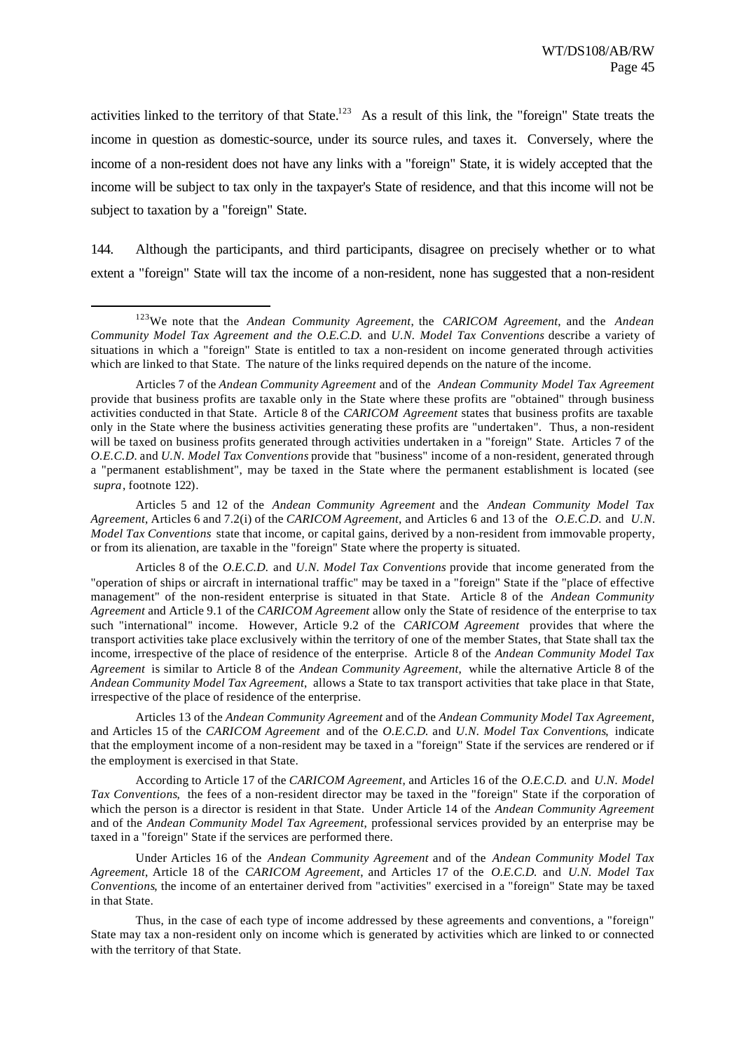activities linked to the territory of that State.[123] As a result of this link, the "foreign" State treats the income in question as domestic-source, under its source rules, and taxes it. Conversely, where the income of a non-resident does not have any links with a "foreign" State, it is widely accepted that the income will be subject to tax only in the taxpayer's State of residence, and that this income will not be subject to taxation by a "foreign" State.

144. Although the participants, and third participants, disagree on precisely whether or to what extent a "foreign" State will tax the income of a non-resident, none has suggested that a non-resident

---

[123]We note that the *Andean Community Agreement*, the *CARICOM Agreement*, and the *Andean Community Model Tax Agreement and the O.E.C.D.* and *U.N. Model Tax Conventions* describe a variety of situations in which a "foreign" State is entitled to tax a non-resident on income generated through activities which are linked to that State. The nature of the links required depends on the nature of the income.

Articles 7 of the *Andean Community Agreement* and of the *Andean Community Model Tax Agreement* provide that business profits are taxable only in the State where these profits are "obtained" through business activities conducted in that State. Article 8 of the *CARICOM Agreement* states that business profits are taxable only in the State where the business activities generating these profits are "undertaken". Thus, a non-resident will be taxed on business profits generated through activities undertaken in a "foreign" State. Articles 7 of the *O.E.C.D.* and *U.N. Model Tax Conventions* provide that "business" income of a non-resident, generated through a "permanent establishment", may be taxed in the State where the permanent establishment is located (see *supra*, footnote 122).

Articles 5 and 12 of the *Andean Community Agreement* and the *Andean Community Model Tax Agreement*, Articles 6 and 7.2(i) of the *CARICOM Agreement*, and Articles 6 and 13 of the *O.E.C.D.* and *U.N. Model Tax Conventions* state that income, or capital gains, derived by a non-resident from immovable property, or from its alienation, are taxable in the "foreign" State where the property is situated.

Articles 8 of the *O.E.C.D.* and *U.N. Model Tax Conventions* provide that income generated from the "operation of ships or aircraft in international traffic" may be taxed in a "foreign" State if the "place of effective management" of the non-resident enterprise is situated in that State. Article 8 of the *Andean Community Agreement* and Article 9.1 of the *CARICOM Agreement* allow only the State of residence of the enterprise to tax such "international" income. However, Article 9.2 of the *CARICOM Agreement* provides that where the transport activities take place exclusively within the territory of one of the member States, that State shall tax the income, irrespective of the place of residence of the enterprise. Article 8 of the *Andean Community Model Tax Agreement* is similar to Article 8 of the *Andean Community Agreement*, while the alternative Article 8 of the *Andean Community Model Tax Agreement*, allows a State to tax transport activities that take place in that State, irrespective of the place of residence of the enterprise.

Articles 13 of the *Andean Community Agreement* and of the *Andean Community Model Tax Agreement*, and Articles 15 of the *CARICOM Agreement* and of the *O.E.C.D.* and *U.N. Model Tax Conventions*, indicate that the employment income of a non-resident may be taxed in a "foreign" State if the services are rendered or if the employment is exercised in that State.

According to Article 17 of the *CARICOM Agreement*, and Articles 16 of the *O.E.C.D.* and *U.N. Model Tax Conventions*, the fees of a non-resident director may be taxed in the "foreign" State if the corporation of which the person is a director is resident in that State. Under Article 14 of the *Andean Community Agreement* and of the *Andean Community Model Tax Agreement*, professional services provided by an enterprise may be taxed in a "foreign" State if the services are performed there.

Under Articles 16 of the *Andean Community Agreement* and of the *Andean Community Model Tax Agreement*, Article 18 of the *CARICOM Agreement*, and Articles 17 of the *O.E.C.D.* and *U.N. Model Tax Conventions*, the income of an entertainer derived from "activities" exercised in a "foreign" State may be taxed in that State.

Thus, in the case of each type of income addressed by these agreements and conventions, a "foreign" State may tax a non-resident only on income which is generated by activities which are linked to or connected with the territory of that State.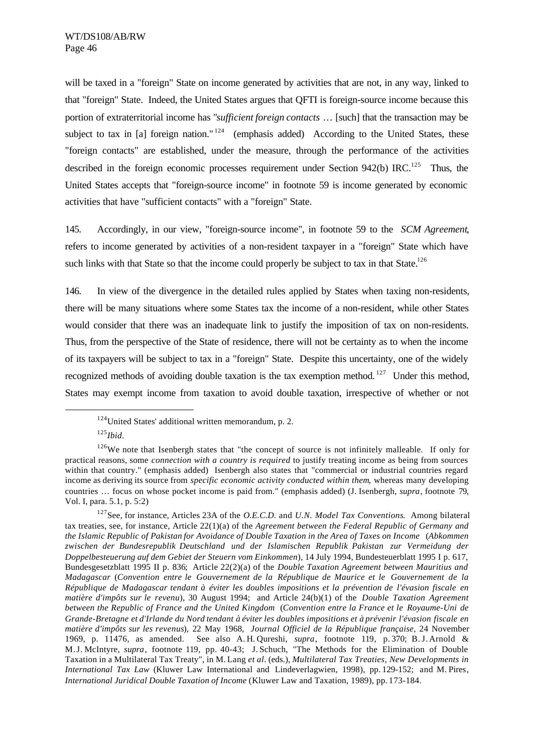will be taxed in a "foreign" State on income generated by activities that are not, in any way, linked to that "foreign" State. Indeed, the United States argues that QFTI is foreign-source income because this portion of extraterritorial income has "*sufficient foreign contacts* … [such] that the transaction may be subject to tax in [a] foreign nation."[124] (emphasis added) According to the United States, these "foreign contacts" are established, under the measure, through the performance of the activities described in the foreign economic processes requirement under Section 942(b) IRC.[125] Thus, the United States accepts that "foreign-source income" in footnote 59 is income generated by economic activities that have "sufficient contacts" with a "foreign" State.

145. Accordingly, in our view, "foreign-source income", in footnote 59 to the *SCM Agreement*, refers to income generated by activities of a non-resident taxpayer in a "foreign" State which have such links with that State so that the income could properly be subject to tax in that State.[126]

146. In view of the divergence in the detailed rules applied by States when taxing non-residents, there will be many situations where some States tax the income of a non-resident, while other States would consider that there was an inadequate link to justify the imposition of tax on non-residents. Thus, from the perspective of the State of residence, there will not be certainty as to when the income of its taxpayers will be subject to tax in a "foreign" State. Despite this uncertainty, one of the widely recognized methods of avoiding double taxation is the tax exemption method.[127] Under this method, States may exempt income from taxation to avoid double taxation, irrespective of whether or not

---

[124]United States' additional written memorandum, p. 2.

[125]*Ibid*.

[126]We note that Isenbergh states that "the concept of source is not infinitely malleable. If only for practical reasons, some *connection with a country is required* to justify treating income as being from sources within that country." (emphasis added) Isenbergh also states that "commercial or industrial countries regard income as deriving its source from *specific economic activity conducted within them*, whereas many developing countries … focus on whose pocket income is paid from." (emphasis added) (J. Isenbergh, *supra*, footnote 79, Vol. I, para. 5.1, p. 5:2)

[127]See, for instance, Articles 23A of the *O.E.C.D.* and *U.N. Model Tax Conventions*. Among bilateral tax treaties, see, for instance, Article 22(1)(a) of the *Agreement between the Federal Republic of Germany and the Islamic Republic of Pakistan for Avoidance of Double Taxation in the Area of Taxes on Income* (*Abkommen zwischen der Bundesrepublik Deutschland und der Islamischen Republik Pakistan zur Vermeidung der Doppelbesteuerung auf dem Gebiet der Steuern vom Einkommen*), 14 July 1994, Bundesteuerblatt 1995 I p. 617, Bundesgesetzblatt 1995 II p. 836; Article 22(2)(a) of the *Double Taxation Agreement between Mauritius and Madagascar* (*Convention entre le Gouvernement de la République de Maurice et le Gouvernement de la République de Madagascar tendant à éviter les doubles impositions et la prévention de l'évasion fiscale en matière d'impôts sur le revenu*), 30 August 1994; and Article 24(b)(1) of the *Double Taxation Agreement between the Republic of France and the United Kingdom* (*Convention entre la France et le Royaume-Uni de Grande-Bretagne et d'Irlande du Nord tendant à éviter les doubles impositions et à prévenir l'évasion fiscale en matière d'impôts sur les revenus*), 22 May 1968, *Journal Officiel de la République française*, 24 November 1969, p. 11476, as amended. See also A. H. Qureshi, *supra*, footnote 119, p. 370; B. J. Arnold & M. J. McIntyre, *supra*, footnote 119, pp. 40-43; J. Schuch, "The Methods for the Elimination of Double Taxation in a Multilateral Tax Treaty", in M. Lang *et al*. (eds.), *Multilateral Tax Treaties, New Developments in International Tax Law* (Kluwer Law International and Lindeverlagwien, 1998), pp. 129-152; and M. Pires, *International Juridical Double Taxation of Income* (Kluwer Law and Taxation, 1989), pp. 173-184.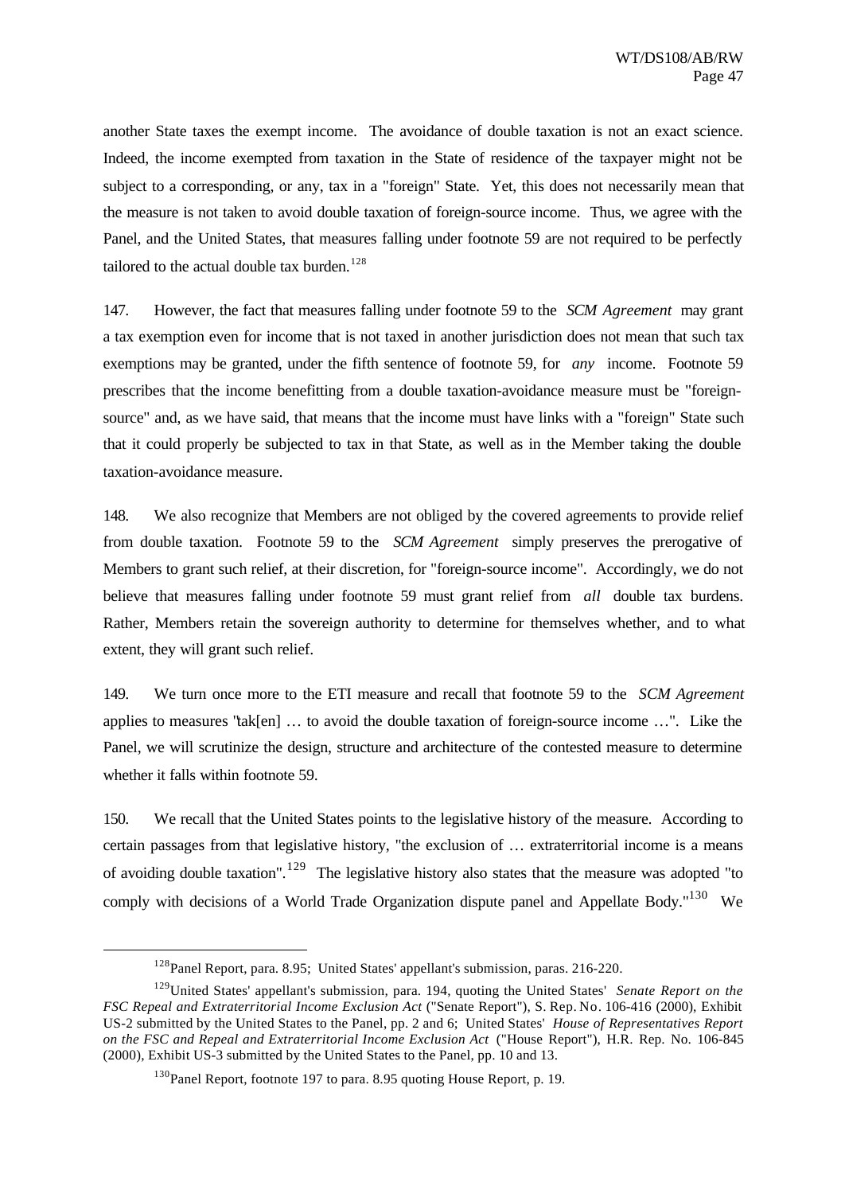another State taxes the exempt income. The avoidance of double taxation is not an exact science. Indeed, the income exempted from taxation in the State of residence of the taxpayer might not be subject to a corresponding, or any, tax in a "foreign" State. Yet, this does not necessarily mean that the measure is not taken to avoid double taxation of foreign-source income. Thus, we agree with the Panel, and the United States, that measures falling under footnote 59 are not required to be perfectly tailored to the actual double tax burden.[128]

147. However, the fact that measures falling under footnote 59 to the *SCM Agreement* may grant a tax exemption even for income that is not taxed in another jurisdiction does not mean that such tax exemptions may be granted, under the fifth sentence of footnote 59, for *any* income. Footnote 59 prescribes that the income benefitting from a double taxation-avoidance measure must be "foreign-source" and, as we have said, that means that the income must have links with a "foreign" State such that it could properly be subjected to tax in that State, as well as in the Member taking the double taxation-avoidance measure.

148. We also recognize that Members are not obliged by the covered agreements to provide relief from double taxation. Footnote 59 to the *SCM Agreement* simply preserves the prerogative of Members to grant such relief, at their discretion, for "foreign-source income". Accordingly, we do not believe that measures falling under footnote 59 must grant relief from *all* double tax burdens. Rather, Members retain the sovereign authority to determine for themselves whether, and to what extent, they will grant such relief.

149. We turn once more to the ETI measure and recall that footnote 59 to the *SCM Agreement* applies to measures "tak[en] … to avoid the double taxation of foreign-source income …". Like the Panel, we will scrutinize the design, structure and architecture of the contested measure to determine whether it falls within footnote 59.

150. We recall that the United States points to the legislative history of the measure. According to certain passages from that legislative history, "the exclusion of … extraterritorial income is a means of avoiding double taxation".[129] The legislative history also states that the measure was adopted "to comply with decisions of a World Trade Organization dispute panel and Appellate Body."[130] We

[128] Panel Report, para. 8.95; United States' appellant's submission, paras. 216-220.

[129] United States' appellant's submission, para. 194, quoting the United States' *Senate Report on the FSC Repeal and Extraterritorial Income Exclusion Act* ("Senate Report"), S. Rep. No. 106-416 (2000), Exhibit US-2 submitted by the United States to the Panel, pp. 2 and 6; United States' *House of Representatives Report on the FSC and Repeal and Extraterritorial Income Exclusion Act* ("House Report"), H.R. Rep. No. 106-845 (2000), Exhibit US-3 submitted by the United States to the Panel, pp. 10 and 13.

[130] Panel Report, footnote 197 to para. 8.95 quoting House Report, p. 19.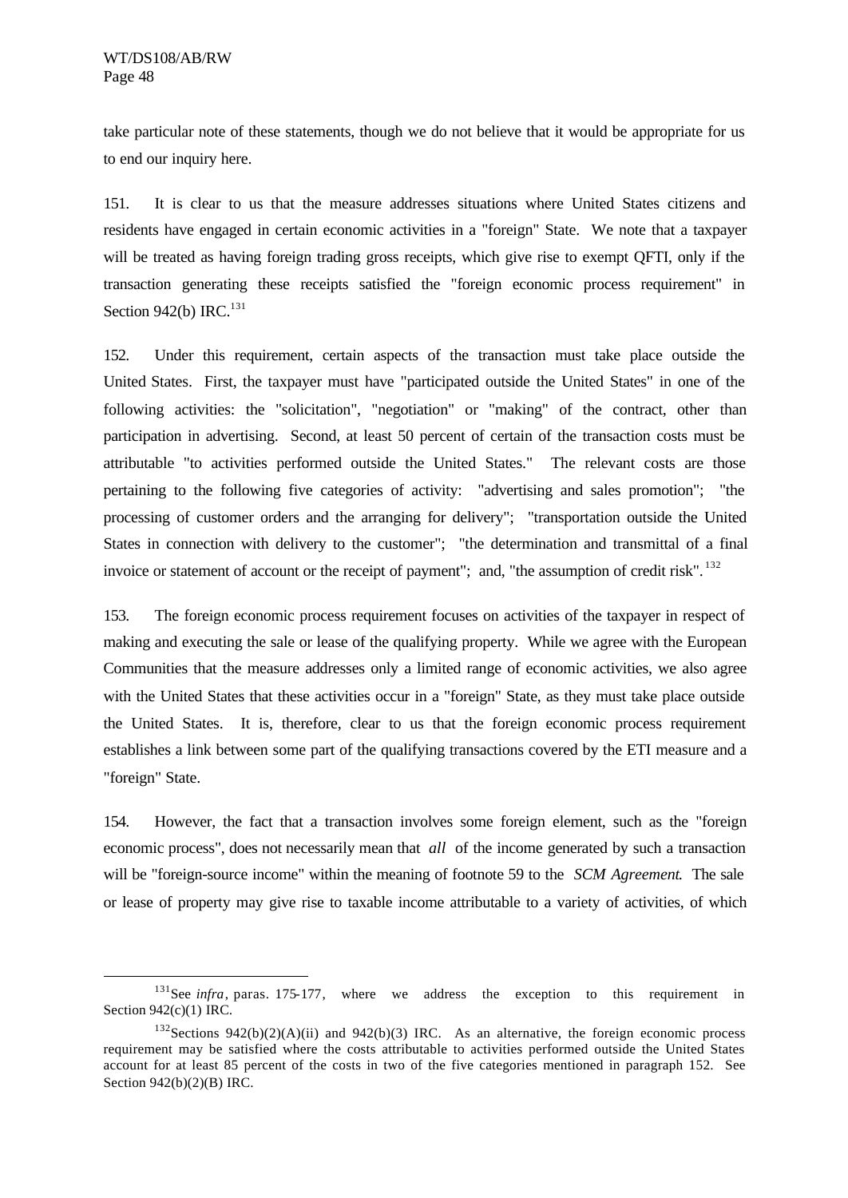take particular note of these statements, though we do not believe that it would be appropriate for us to end our inquiry here.

151. It is clear to us that the measure addresses situations where United States citizens and residents have engaged in certain economic activities in a "foreign" State. We note that a taxpayer will be treated as having foreign trading gross receipts, which give rise to exempt QFTI, only if the transaction generating these receipts satisfied the "foreign economic process requirement" in Section 942(b) IRC.[131]

152. Under this requirement, certain aspects of the transaction must take place outside the United States. First, the taxpayer must have "participated outside the United States" in one of the following activities: the "solicitation", "negotiation" or "making" of the contract, other than participation in advertising. Second, at least 50 percent of certain of the transaction costs must be attributable "to activities performed outside the United States." The relevant costs are those pertaining to the following five categories of activity: "advertising and sales promotion"; "the processing of customer orders and the arranging for delivery"; "transportation outside the United States in connection with delivery to the customer"; "the determination and transmittal of a final invoice or statement of account or the receipt of payment"; and, "the assumption of credit risk".[132]

153. The foreign economic process requirement focuses on activities of the taxpayer in respect of making and executing the sale or lease of the qualifying property. While we agree with the European Communities that the measure addresses only a limited range of economic activities, we also agree with the United States that these activities occur in a "foreign" State, as they must take place outside the United States. It is, therefore, clear to us that the foreign economic process requirement establishes a link between some part of the qualifying transactions covered by the ETI measure and a "foreign" State.

154. However, the fact that a transaction involves some foreign element, such as the "foreign economic process", does not necessarily mean that *all* of the income generated by such a transaction will be "foreign-source income" within the meaning of footnote 59 to the *SCM Agreement*. The sale or lease of property may give rise to taxable income attributable to a variety of activities, of which

---

[131] See *infra*, paras. 175-177, where we address the exception to this requirement in Section 942(c)(1) IRC.

[132] Sections 942(b)(2)(A)(ii) and 942(b)(3) IRC. As an alternative, the foreign economic process requirement may be satisfied where the costs attributable to activities performed outside the United States account for at least 85 percent of the costs in two of the five categories mentioned in paragraph 152. See Section 942(b)(2)(B) IRC.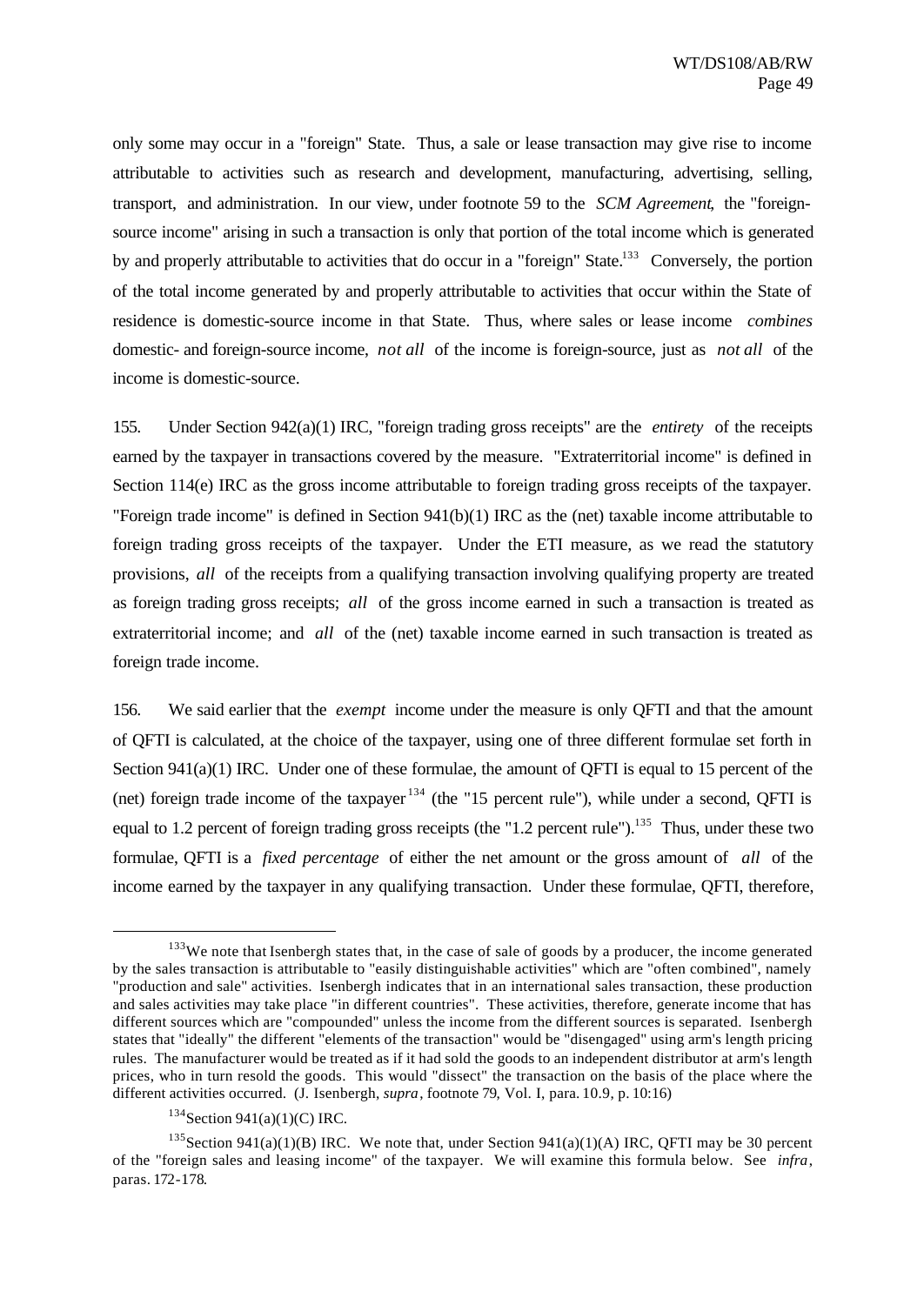only some may occur in a "foreign" State. Thus, a sale or lease transaction may give rise to income attributable to activities such as research and development, manufacturing, advertising, selling, transport, and administration. In our view, under footnote 59 to the *SCM Agreement*, the "foreign-source income" arising in such a transaction is only that portion of the total income which is generated by and properly attributable to activities that do occur in a "foreign" State.[133] Conversely, the portion of the total income generated by and properly attributable to activities that occur within the State of residence is domestic-source income in that State. Thus, where sales or lease income *combines* domestic- and foreign-source income, *not all* of the income is foreign-source, just as *not all* of the income is domestic-source.

155. Under Section 942(a)(1) IRC, "foreign trading gross receipts" are the *entirety* of the receipts earned by the taxpayer in transactions covered by the measure. "Extraterritorial income" is defined in Section 114(e) IRC as the gross income attributable to foreign trading gross receipts of the taxpayer. "Foreign trade income" is defined in Section 941(b)(1) IRC as the (net) taxable income attributable to foreign trading gross receipts of the taxpayer. Under the ETI measure, as we read the statutory provisions, *all* of the receipts from a qualifying transaction involving qualifying property are treated as foreign trading gross receipts; *all* of the gross income earned in such a transaction is treated as extraterritorial income; and *all* of the (net) taxable income earned in such transaction is treated as foreign trade income.

156. We said earlier that the *exempt* income under the measure is only QFTI and that the amount of QFTI is calculated, at the choice of the taxpayer, using one of three different formulae set forth in Section 941(a)(1) IRC. Under one of these formulae, the amount of QFTI is equal to 15 percent of the (net) foreign trade income of the taxpayer[134] (the "15 percent rule"), while under a second, QFTI is equal to 1.2 percent of foreign trading gross receipts (the "1.2 percent rule").[135] Thus, under these two formulae, QFTI is a *fixed percentage* of either the net amount or the gross amount of *all* of the income earned by the taxpayer in any qualifying transaction. Under these formulae, QFTI, therefore,

---

[133] We note that Isenbergh states that, in the case of sale of goods by a producer, the income generated by the sales transaction is attributable to "easily distinguishable activities" which are "often combined", namely "production and sale" activities. Isenbergh indicates that in an international sales transaction, these production and sales activities may take place "in different countries". These activities, therefore, generate income that has different sources which are "compounded" unless the income from the different sources is separated. Isenbergh states that "ideally" the different "elements of the transaction" would be "disengaged" using arm's length pricing rules. The manufacturer would be treated as if it had sold the goods to an independent distributor at arm's length prices, who in turn resold the goods. This would "dissect" the transaction on the basis of the place where the different activities occurred. (J. Isenbergh, *supra*, footnote 79, Vol. I, para. 10.9, p. 10:16)

[134] Section 941(a)(1)(C) IRC.

[135] Section 941(a)(1)(B) IRC. We note that, under Section 941(a)(1)(A) IRC, QFTI may be 30 percent of the "foreign sales and leasing income" of the taxpayer. We will examine this formula below. See *infra*, paras. 172-178.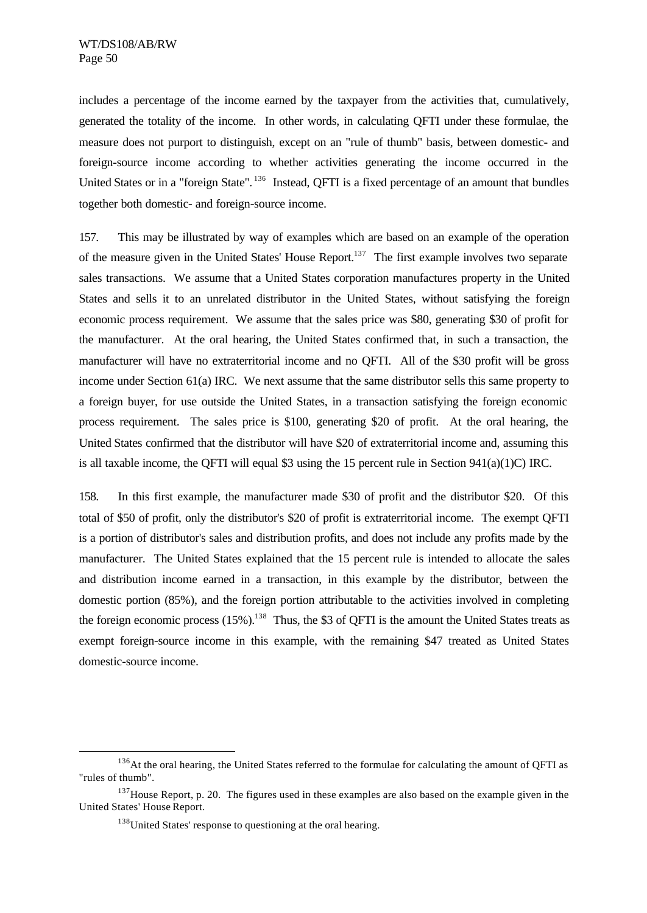includes a percentage of the income earned by the taxpayer from the activities that, cumulatively, generated the totality of the income. In other words, in calculating QFTI under these formulae, the measure does not purport to distinguish, except on an "rule of thumb" basis, between domestic- and foreign-source income according to whether activities generating the income occurred in the United States or in a "foreign State".[136] Instead, QFTI is a fixed percentage of an amount that bundles together both domestic- and foreign-source income.

157. This may be illustrated by way of examples which are based on an example of the operation of the measure given in the United States' House Report.[137] The first example involves two separate sales transactions. We assume that a United States corporation manufactures property in the United States and sells it to an unrelated distributor in the United States, without satisfying the foreign economic process requirement. We assume that the sales price was $80, generating $30 of profit for the manufacturer. At the oral hearing, the United States confirmed that, in such a transaction, the manufacturer will have no extraterritorial income and no QFTI. All of the $30 profit will be gross income under Section 61(a) IRC. We next assume that the same distributor sells this same property to a foreign buyer, for use outside the United States, in a transaction satisfying the foreign economic process requirement. The sales price is $100, generating $20 of profit. At the oral hearing, the United States confirmed that the distributor will have $20 of extraterritorial income and, assuming this is all taxable income, the QFTI will equal $3 using the 15 percent rule in Section 941(a)(1)C) IRC.

158. In this first example, the manufacturer made $30 of profit and the distributor $20. Of this total of $50 of profit, only the distributor's $20 of profit is extraterritorial income. The exempt QFTI is a portion of distributor's sales and distribution profits, and does not include any profits made by the manufacturer. The United States explained that the 15 percent rule is intended to allocate the sales and distribution income earned in a transaction, in this example by the distributor, between the domestic portion (85%), and the foreign portion attributable to the activities involved in completing the foreign economic process (15%).[138] Thus, the $3 of QFTI is the amount the United States treats as exempt foreign-source income in this example, with the remaining $47 treated as United States domestic-source income.

---

[136] At the oral hearing, the United States referred to the formulae for calculating the amount of QFTI as "rules of thumb".

[137] House Report, p. 20. The figures used in these examples are also based on the example given in the United States' House Report.

[138] United States' response to questioning at the oral hearing.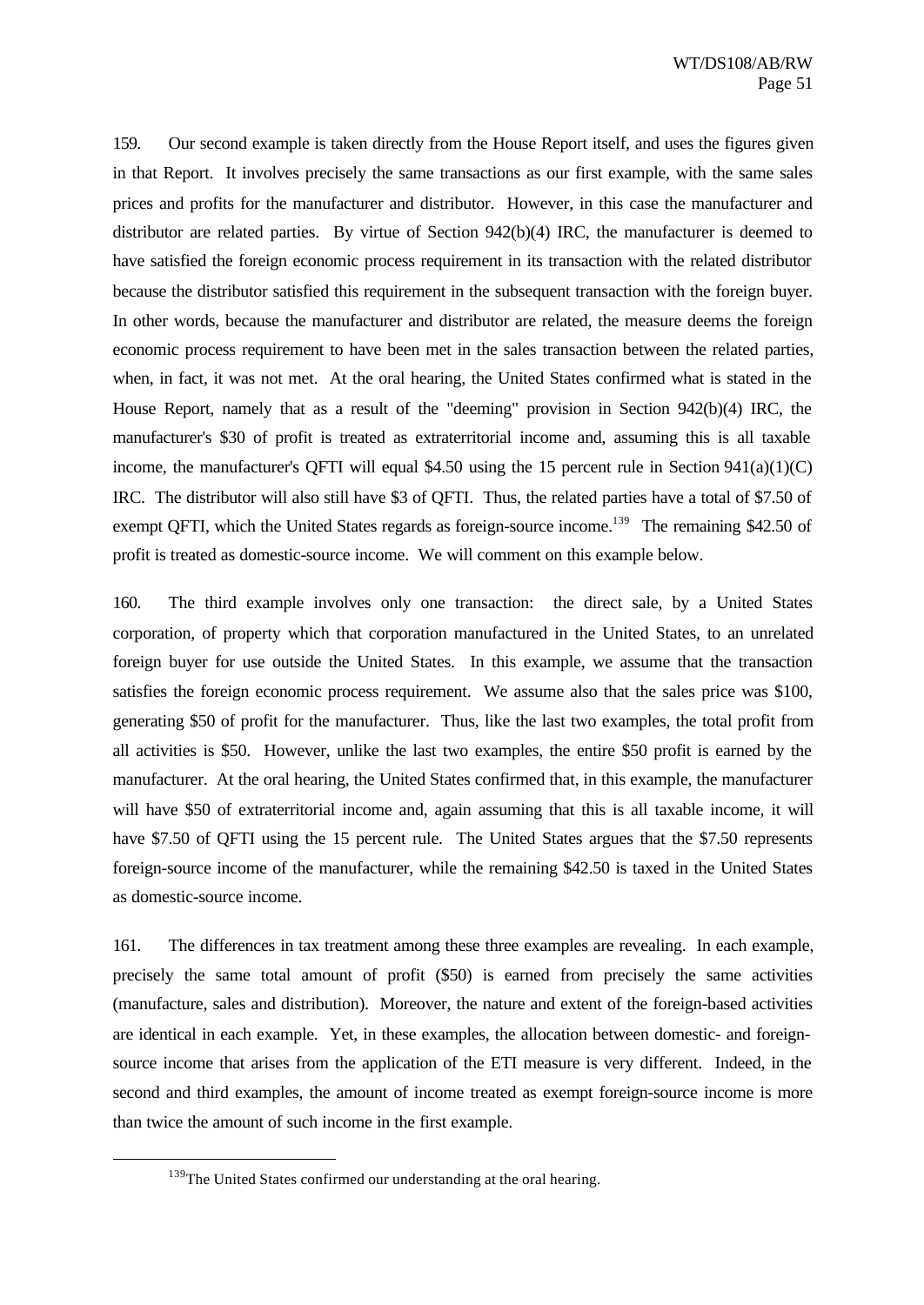159. Our second example is taken directly from the House Report itself, and uses the figures given in that Report. It involves precisely the same transactions as our first example, with the same sales prices and profits for the manufacturer and distributor. However, in this case the manufacturer and distributor are related parties. By virtue of Section 942(b)(4) IRC, the manufacturer is deemed to have satisfied the foreign economic process requirement in its transaction with the related distributor because the distributor satisfied this requirement in the subsequent transaction with the foreign buyer. In other words, because the manufacturer and distributor are related, the measure deems the foreign economic process requirement to have been met in the sales transaction between the related parties, when, in fact, it was not met. At the oral hearing, the United States confirmed what is stated in the House Report, namely that as a result of the "deeming" provision in Section 942(b)(4) IRC, the manufacturer's $30 of profit is treated as extraterritorial income and, assuming this is all taxable income, the manufacturer's QFTI will equal $4.50 using the 15 percent rule in Section 941(a)(1)(C) IRC. The distributor will also still have $3 of QFTI. Thus, the related parties have a total of $7.50 of exempt QFTI, which the United States regards as foreign-source income.[139] The remaining $42.50 of profit is treated as domestic-source income. We will comment on this example below.

160. The third example involves only one transaction: the direct sale, by a United States corporation, of property which that corporation manufactured in the United States, to an unrelated foreign buyer for use outside the United States. In this example, we assume that the transaction satisfies the foreign economic process requirement. We assume also that the sales price was $100, generating $50 of profit for the manufacturer. Thus, like the last two examples, the total profit from all activities is $50. However, unlike the last two examples, the entire $50 profit is earned by the manufacturer. At the oral hearing, the United States confirmed that, in this example, the manufacturer will have $50 of extraterritorial income and, again assuming that this is all taxable income, it will have $7.50 of QFTI using the 15 percent rule. The United States argues that the $7.50 represents foreign-source income of the manufacturer, while the remaining $42.50 is taxed in the United States as domestic-source income.

161. The differences in tax treatment among these three examples are revealing. In each example, precisely the same total amount of profit ($50) is earned from precisely the same activities (manufacture, sales and distribution). Moreover, the nature and extent of the foreign-based activities are identical in each example. Yet, in these examples, the allocation between domestic- and foreign-source income that arises from the application of the ETI measure is very different. Indeed, in the second and third examples, the amount of income treated as exempt foreign-source income is more than twice the amount of such income in the first example.

[139] The United States confirmed our understanding at the oral hearing.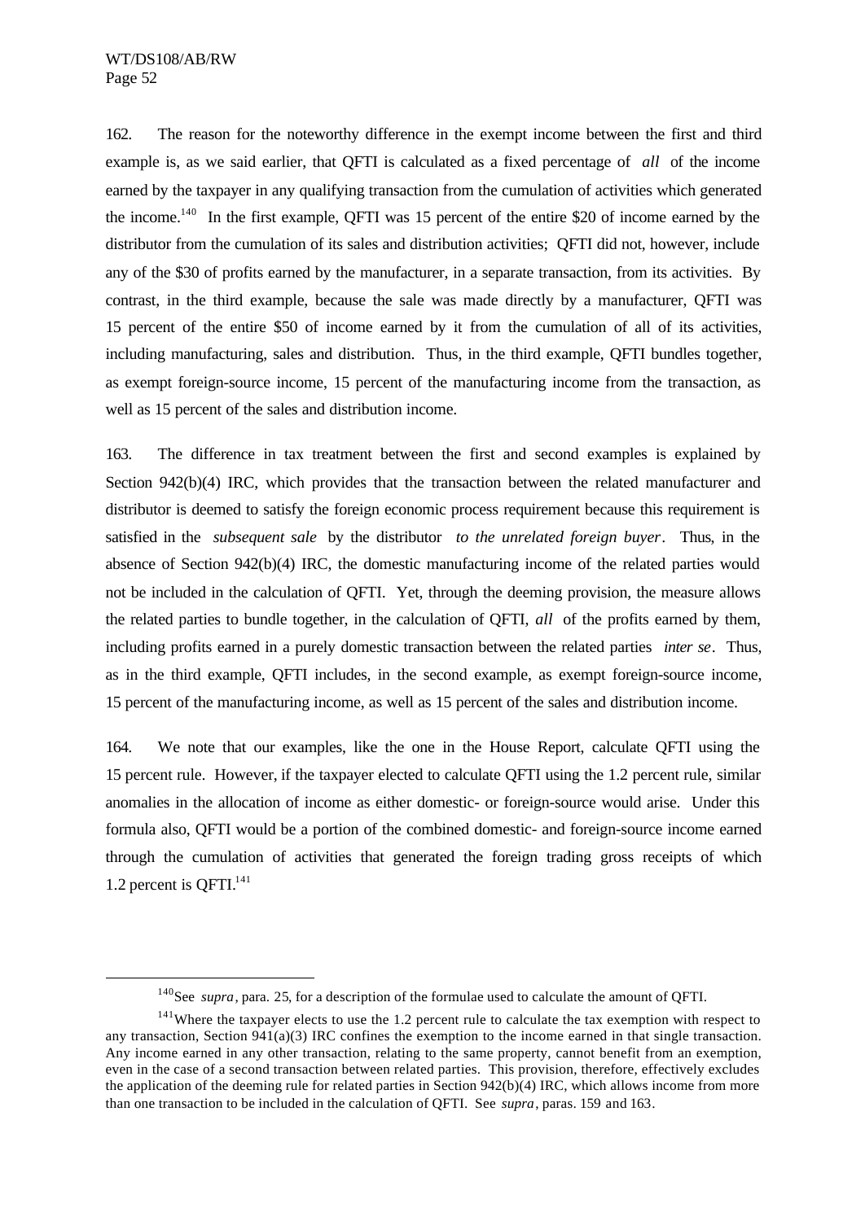162. The reason for the noteworthy difference in the exempt income between the first and third example is, as we said earlier, that QFTI is calculated as a fixed percentage of *all* of the income earned by the taxpayer in any qualifying transaction from the cumulation of activities which generated the income.[140] In the first example, QFTI was 15 percent of the entire $20 of income earned by the distributor from the cumulation of its sales and distribution activities; QFTI did not, however, include any of the $30 of profits earned by the manufacturer, in a separate transaction, from its activities. By contrast, in the third example, because the sale was made directly by a manufacturer, QFTI was 15 percent of the entire $50 of income earned by it from the cumulation of all of its activities, including manufacturing, sales and distribution. Thus, in the third example, QFTI bundles together, as exempt foreign-source income, 15 percent of the manufacturing income from the transaction, as well as 15 percent of the sales and distribution income.

163. The difference in tax treatment between the first and second examples is explained by Section 942(b)(4) IRC, which provides that the transaction between the related manufacturer and distributor is deemed to satisfy the foreign economic process requirement because this requirement is satisfied in the *subsequent sale* by the distributor *to the unrelated foreign buyer*. Thus, in the absence of Section 942(b)(4) IRC, the domestic manufacturing income of the related parties would not be included in the calculation of QFTI. Yet, through the deeming provision, the measure allows the related parties to bundle together, in the calculation of QFTI, *all* of the profits earned by them, including profits earned in a purely domestic transaction between the related parties *inter se*. Thus, as in the third example, QFTI includes, in the second example, as exempt foreign-source income, 15 percent of the manufacturing income, as well as 15 percent of the sales and distribution income.

164. We note that our examples, like the one in the House Report, calculate QFTI using the 15 percent rule. However, if the taxpayer elected to calculate QFTI using the 1.2 percent rule, similar anomalies in the allocation of income as either domestic- or foreign-source would arise. Under this formula also, QFTI would be a portion of the combined domestic- and foreign-source income earned through the cumulation of activities that generated the foreign trading gross receipts of which 1.2 percent is QFTI.[141]

---

[140] See *supra*, para. 25, for a description of the formulae used to calculate the amount of QFTI.

[141] Where the taxpayer elects to use the 1.2 percent rule to calculate the tax exemption with respect to any transaction, Section 941(a)(3) IRC confines the exemption to the income earned in that single transaction. Any income earned in any other transaction, relating to the same property, cannot benefit from an exemption, even in the case of a second transaction between related parties. This provision, therefore, effectively excludes the application of the deeming rule for related parties in Section 942(b)(4) IRC, which allows income from more than one transaction to be included in the calculation of QFTI. See *supra*, paras. 159 and 163.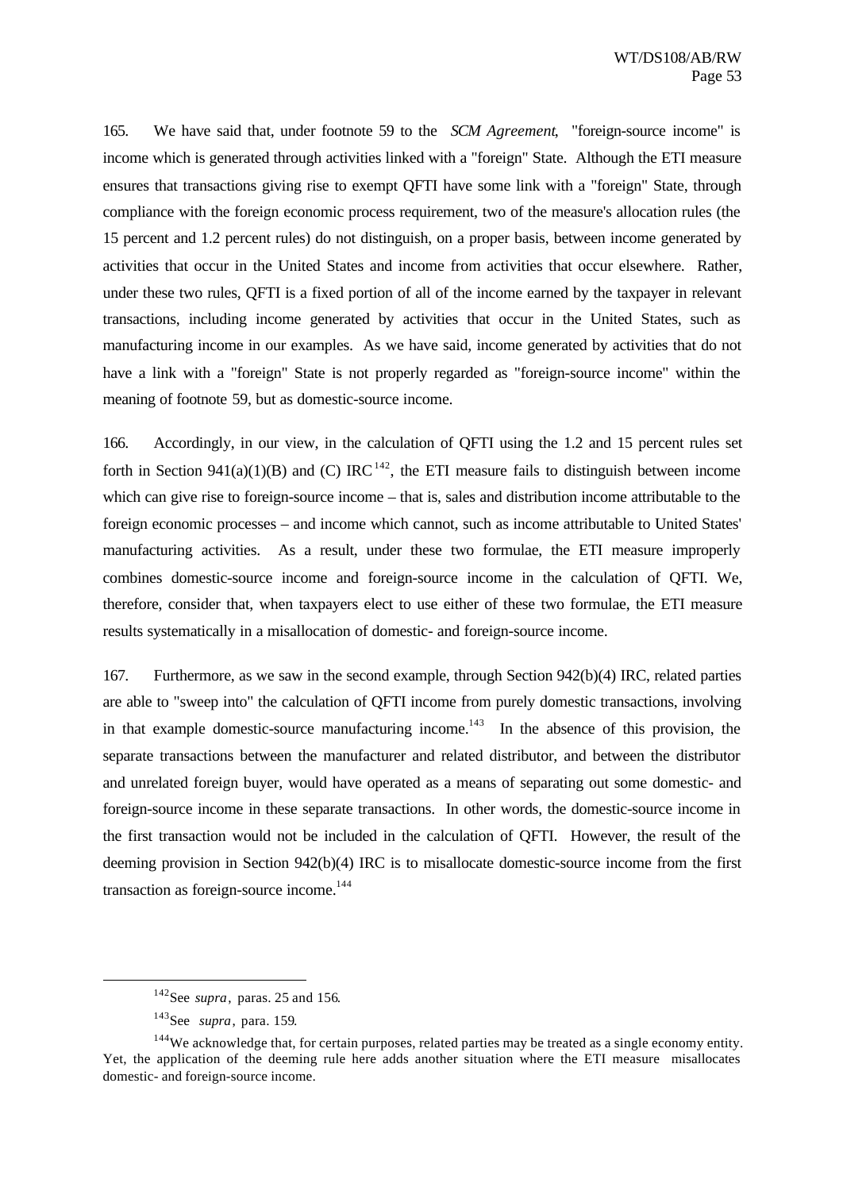165. We have said that, under footnote 59 to the *SCM Agreement*, "foreign-source income" is income which is generated through activities linked with a "foreign" State. Although the ETI measure ensures that transactions giving rise to exempt QFTI have some link with a "foreign" State, through compliance with the foreign economic process requirement, two of the measure's allocation rules (the 15 percent and 1.2 percent rules) do not distinguish, on a proper basis, between income generated by activities that occur in the United States and income from activities that occur elsewhere. Rather, under these two rules, QFTI is a fixed portion of all of the income earned by the taxpayer in relevant transactions, including income generated by activities that occur in the United States, such as manufacturing income in our examples. As we have said, income generated by activities that do not have a link with a "foreign" State is not properly regarded as "foreign-source income" within the meaning of footnote 59, but as domestic-source income.

166. Accordingly, in our view, in the calculation of QFTI using the 1.2 and 15 percent rules set forth in Section 941(a)(1)(B) and (C) IRC[142], the ETI measure fails to distinguish between income which can give rise to foreign-source income – that is, sales and distribution income attributable to the foreign economic processes – and income which cannot, such as income attributable to United States' manufacturing activities. As a result, under these two formulae, the ETI measure improperly combines domestic-source income and foreign-source income in the calculation of QFTI. We, therefore, consider that, when taxpayers elect to use either of these two formulae, the ETI measure results systematically in a misallocation of domestic- and foreign-source income.

167. Furthermore, as we saw in the second example, through Section 942(b)(4) IRC, related parties are able to "sweep into" the calculation of QFTI income from purely domestic transactions, involving in that example domestic-source manufacturing income.[143] In the absence of this provision, the separate transactions between the manufacturer and related distributor, and between the distributor and unrelated foreign buyer, would have operated as a means of separating out some domestic- and foreign-source income in these separate transactions. In other words, the domestic-source income in the first transaction would not be included in the calculation of QFTI. However, the result of the deeming provision in Section 942(b)(4) IRC is to misallocate domestic-source income from the first transaction as foreign-source income.[144]

---

[142] See *supra*, paras. 25 and 156.

[143] See *supra*, para. 159.

[144] We acknowledge that, for certain purposes, related parties may be treated as a single economy entity. Yet, the application of the deeming rule here adds another situation where the ETI measure misallocates domestic- and foreign-source income.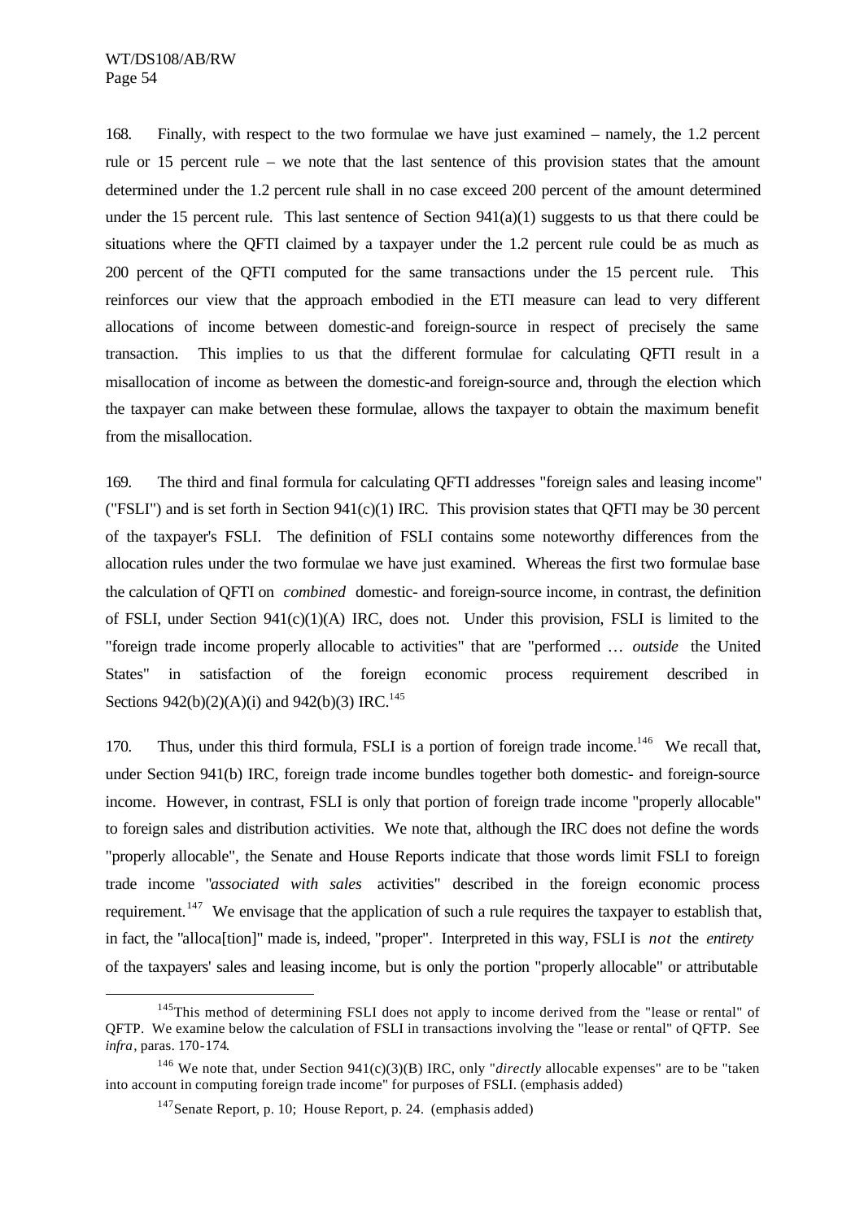168. Finally, with respect to the two formulae we have just examined – namely, the 1.2 percent rule or 15 percent rule – we note that the last sentence of this provision states that the amount determined under the 1.2 percent rule shall in no case exceed 200 percent of the amount determined under the 15 percent rule. This last sentence of Section 941(a)(1) suggests to us that there could be situations where the QFTI claimed by a taxpayer under the 1.2 percent rule could be as much as 200 percent of the QFTI computed for the same transactions under the 15 percent rule. This reinforces our view that the approach embodied in the ETI measure can lead to very different allocations of income between domestic-and foreign-source in respect of precisely the same transaction. This implies to us that the different formulae for calculating QFTI result in a misallocation of income as between the domestic-and foreign-source and, through the election which the taxpayer can make between these formulae, allows the taxpayer to obtain the maximum benefit from the misallocation.

169. The third and final formula for calculating QFTI addresses "foreign sales and leasing income" ("FSLI") and is set forth in Section 941(c)(1) IRC. This provision states that QFTI may be 30 percent of the taxpayer's FSLI. The definition of FSLI contains some noteworthy differences from the allocation rules under the two formulae we have just examined. Whereas the first two formulae base the calculation of QFTI on *combined* domestic- and foreign-source income, in contrast, the definition of FSLI, under Section 941(c)(1)(A) IRC, does not. Under this provision, FSLI is limited to the "foreign trade income properly allocable to activities" that are "performed … *outside* the United States" in satisfaction of the foreign economic process requirement described in Sections 942(b)(2)(A)(i) and 942(b)(3) IRC.[145]

170. Thus, under this third formula, FSLI is a portion of foreign trade income.[146] We recall that, under Section 941(b) IRC, foreign trade income bundles together both domestic- and foreign-source income. However, in contrast, FSLI is only that portion of foreign trade income "properly allocable" to foreign sales and distribution activities. We note that, although the IRC does not define the words "properly allocable", the Senate and House Reports indicate that those words limit FSLI to foreign trade income "*associated with sales* activities" described in the foreign economic process requirement.[147] We envisage that the application of such a rule requires the taxpayer to establish that, in fact, the "alloca[tion]" made is, indeed, "proper". Interpreted in this way, FSLI is *not* the *entirety* of the taxpayers' sales and leasing income, but is only the portion "properly allocable" or attributable

---

[145] This method of determining FSLI does not apply to income derived from the "lease or rental" of QFTP. We examine below the calculation of FSLI in transactions involving the "lease or rental" of QFTP. See *infra*, paras. 170-174.

[146] We note that, under Section 941(c)(3)(B) IRC, only "*directly* allocable expenses" are to be "taken into account in computing foreign trade income" for purposes of FSLI. (emphasis added)

[147] Senate Report, p. 10; House Report, p. 24. (emphasis added)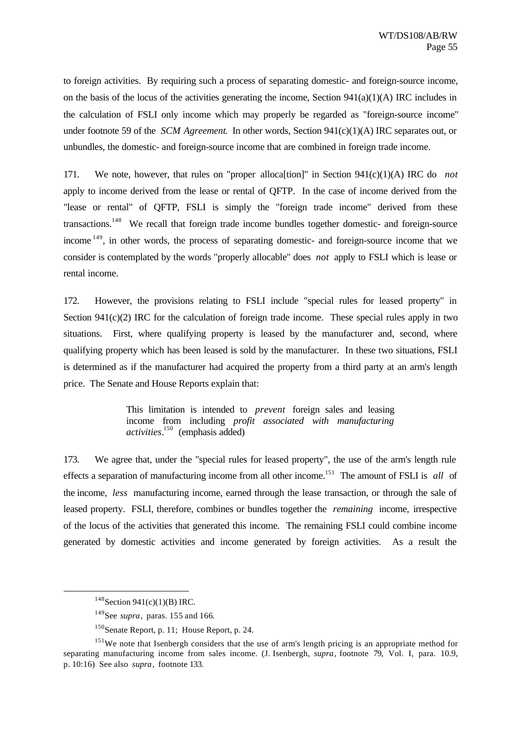to foreign activities. By requiring such a process of separating domestic- and foreign-source income, on the basis of the locus of the activities generating the income, Section 941(a)(1)(A) IRC includes in the calculation of FSLI only income which may properly be regarded as "foreign-source income" under footnote 59 of the *SCM Agreement*. In other words, Section 941(c)(1)(A) IRC separates out, or unbundles, the domestic- and foreign-source income that are combined in foreign trade income.

171. We note, however, that rules on "proper alloca[tion]" in Section 941(c)(1)(A) IRC do *not* apply to income derived from the lease or rental of QFTP. In the case of income derived from the "lease or rental" of QFTP, FSLI is simply the "foreign trade income" derived from these transactions.[148] We recall that foreign trade income bundles together domestic- and foreign-source income[149], in other words, the process of separating domestic- and foreign-source income that we consider is contemplated by the words "properly allocable" does *not* apply to FSLI which is lease or rental income.

172. However, the provisions relating to FSLI include "special rules for leased property" in Section 941(c)(2) IRC for the calculation of foreign trade income. These special rules apply in two situations. First, where qualifying property is leased by the manufacturer and, second, where qualifying property which has been leased is sold by the manufacturer. In these two situations, FSLI is determined as if the manufacturer had acquired the property from a third party at an arm's length price. The Senate and House Reports explain that:

> This limitation is intended to *prevent* foreign sales and leasing income from including *profit associated with manufacturing activities*.[150] (emphasis added)

173. We agree that, under the "special rules for leased property", the use of the arm's length rule effects a separation of manufacturing income from all other income.[151] The amount of FSLI is *all* of the income, *less* manufacturing income, earned through the lease transaction, or through the sale of leased property. FSLI, therefore, combines or bundles together the *remaining* income, irrespective of the locus of the activities that generated this income. The remaining FSLI could combine income generated by domestic activities and income generated by foreign activities. As a result the

---

[148] Section 941(c)(1)(B) IRC.

[149] See *supra*, paras. 155 and 166.

[150] Senate Report, p. 11; House Report, p. 24.

[151] We note that Isenbergh considers that the use of arm's length pricing is an appropriate method for separating manufacturing income from sales income. (J. Isenbergh, *supra*, footnote 79, Vol. I, para. 10.9, p. 10:16) See also *supra*, footnote 133.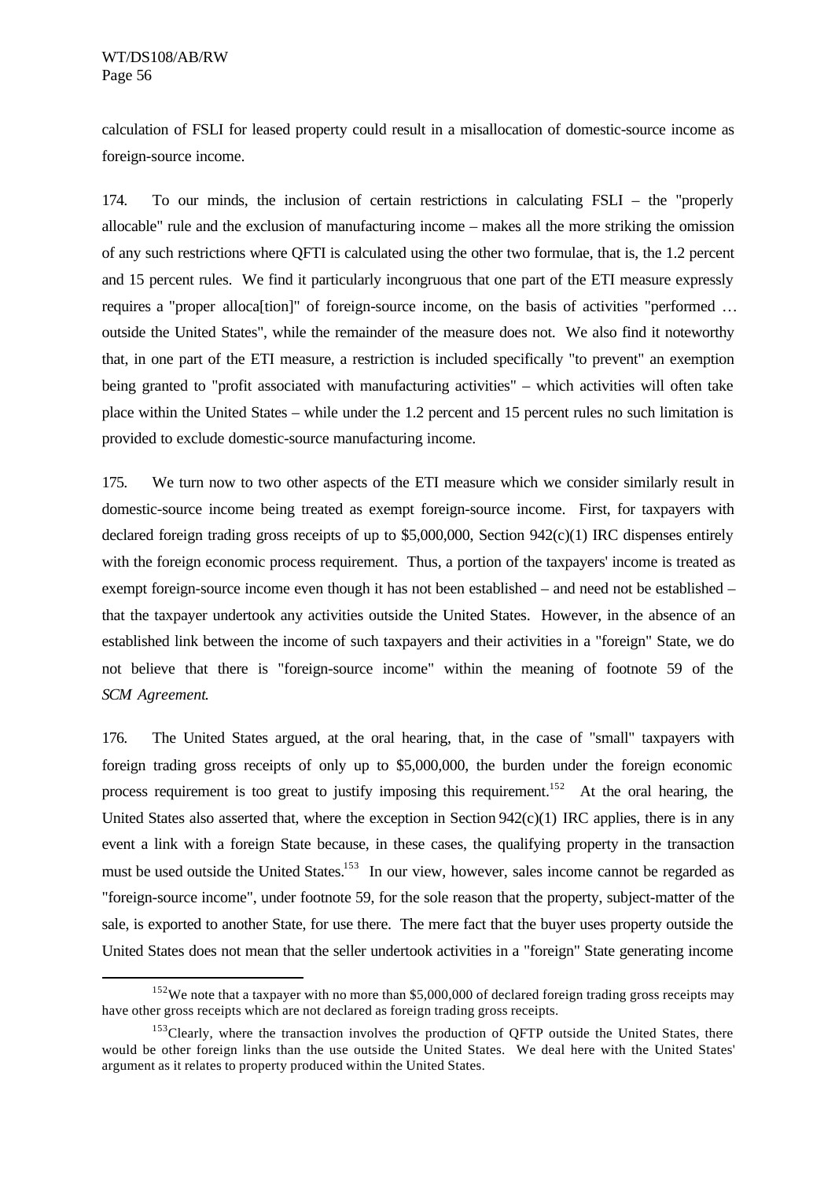calculation of FSLI for leased property could result in a misallocation of domestic-source income as foreign-source income.

174. To our minds, the inclusion of certain restrictions in calculating FSLI – the "properly allocable" rule and the exclusion of manufacturing income – makes all the more striking the omission of any such restrictions where QFTI is calculated using the other two formulae, that is, the 1.2 percent and 15 percent rules. We find it particularly incongruous that one part of the ETI measure expressly requires a "proper alloca[tion]" of foreign-source income, on the basis of activities "performed … outside the United States", while the remainder of the measure does not. We also find it noteworthy that, in one part of the ETI measure, a restriction is included specifically "to prevent" an exemption being granted to "profit associated with manufacturing activities" – which activities will often take place within the United States – while under the 1.2 percent and 15 percent rules no such limitation is provided to exclude domestic-source manufacturing income.

175. We turn now to two other aspects of the ETI measure which we consider similarly result in domestic-source income being treated as exempt foreign-source income. First, for taxpayers with declared foreign trading gross receipts of up to $5,000,000, Section 942(c)(1) IRC dispenses entirely with the foreign economic process requirement. Thus, a portion of the taxpayers' income is treated as exempt foreign-source income even though it has not been established – and need not be established – that the taxpayer undertook any activities outside the United States. However, in the absence of an established link between the income of such taxpayers and their activities in a "foreign" State, we do not believe that there is "foreign-source income" within the meaning of footnote 59 of the *SCM Agreement*.

176. The United States argued, at the oral hearing, that, in the case of "small" taxpayers with foreign trading gross receipts of only up to $5,000,000, the burden under the foreign economic process requirement is too great to justify imposing this requirement.[152] At the oral hearing, the United States also asserted that, where the exception in Section 942(c)(1) IRC applies, there is in any event a link with a foreign State because, in these cases, the qualifying property in the transaction must be used outside the United States.[153] In our view, however, sales income cannot be regarded as "foreign-source income", under footnote 59, for the sole reason that the property, subject-matter of the sale, is exported to another State, for use there. The mere fact that the buyer uses property outside the United States does not mean that the seller undertook activities in a "foreign" State generating income

---

[152] We note that a taxpayer with no more than $5,000,000 of declared foreign trading gross receipts may have other gross receipts which are not declared as foreign trading gross receipts.

[153] Clearly, where the transaction involves the production of QFTP outside the United States, there would be other foreign links than the use outside the United States. We deal here with the United States' argument as it relates to property produced within the United States.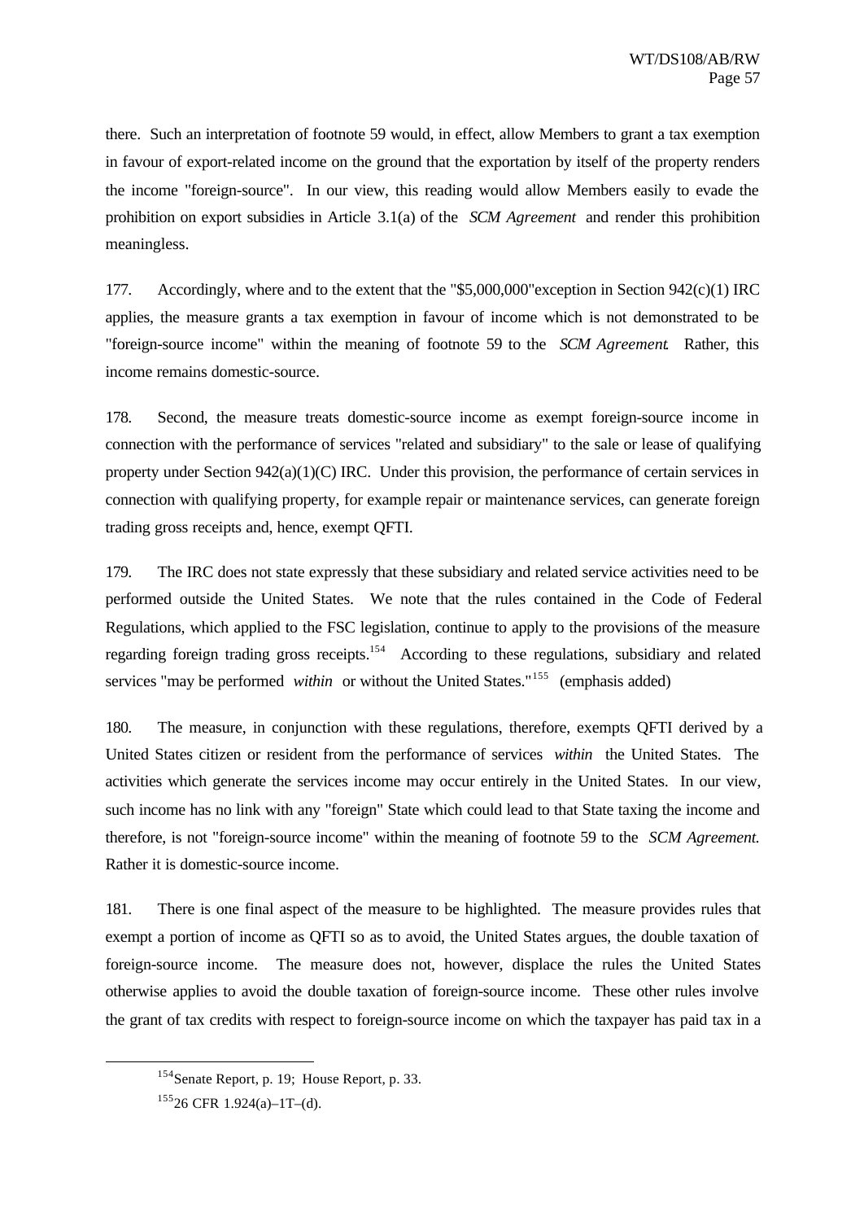there. Such an interpretation of footnote 59 would, in effect, allow Members to grant a tax exemption in favour of export-related income on the ground that the exportation by itself of the property renders the income "foreign-source". In our view, this reading would allow Members easily to evade the prohibition on export subsidies in Article 3.1(a) of the *SCM Agreement* and render this prohibition meaningless.

177. Accordingly, where and to the extent that the "$5,000,000"exception in Section 942(c)(1) IRC applies, the measure grants a tax exemption in favour of income which is not demonstrated to be "foreign-source income" within the meaning of footnote 59 to the *SCM Agreement*. Rather, this income remains domestic-source.

178. Second, the measure treats domestic-source income as exempt foreign-source income in connection with the performance of services "related and subsidiary" to the sale or lease of qualifying property under Section 942(a)(1)(C) IRC. Under this provision, the performance of certain services in connection with qualifying property, for example repair or maintenance services, can generate foreign trading gross receipts and, hence, exempt QFTI.

179. The IRC does not state expressly that these subsidiary and related service activities need to be performed outside the United States. We note that the rules contained in the Code of Federal Regulations, which applied to the FSC legislation, continue to apply to the provisions of the measure regarding foreign trading gross receipts.[154] According to these regulations, subsidiary and related services "may be performed *within* or without the United States."[155] (emphasis added)

180. The measure, in conjunction with these regulations, therefore, exempts QFTI derived by a United States citizen or resident from the performance of services *within* the United States. The activities which generate the services income may occur entirely in the United States. In our view, such income has no link with any "foreign" State which could lead to that State taxing the income and therefore, is not "foreign-source income" within the meaning of footnote 59 to the *SCM Agreement.* Rather it is domestic-source income.

181. There is one final aspect of the measure to be highlighted. The measure provides rules that exempt a portion of income as QFTI so as to avoid, the United States argues, the double taxation of foreign-source income. The measure does not, however, displace the rules the United States otherwise applies to avoid the double taxation of foreign-source income. These other rules involve the grant of tax credits with respect to foreign-source income on which the taxpayer has paid tax in a

---

[154] Senate Report, p. 19; House Report, p. 33.

[155] 26 CFR 1.924(a)–1T–(d).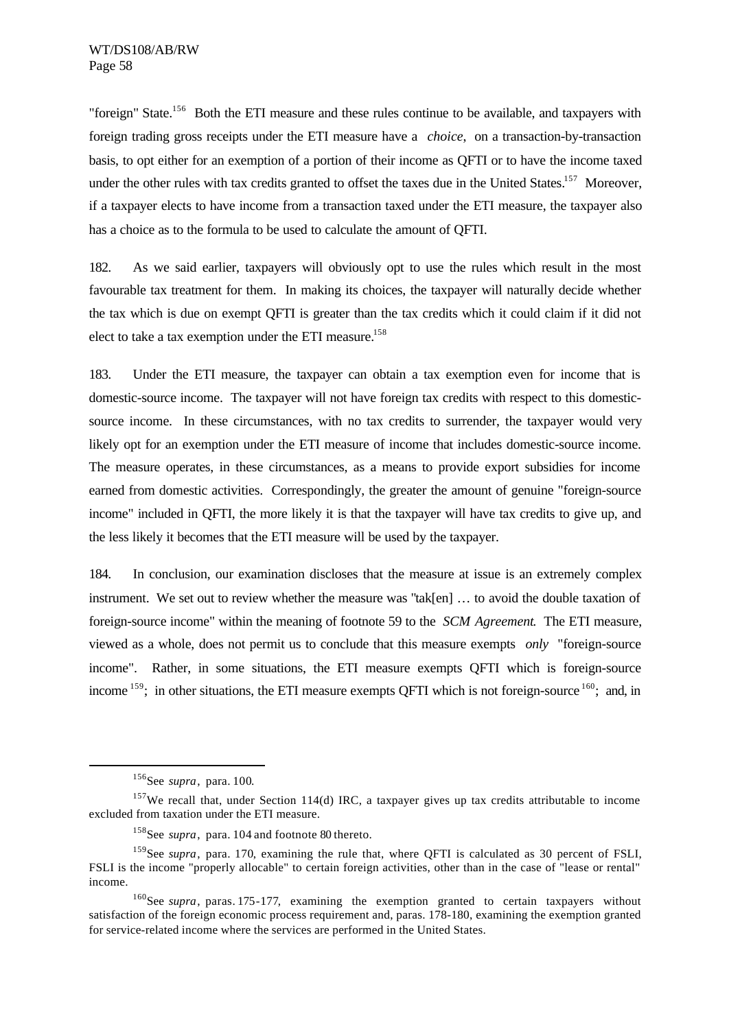"foreign" State.[156] Both the ETI measure and these rules continue to be available, and taxpayers with foreign trading gross receipts under the ETI measure have a *choice*, on a transaction-by-transaction basis, to opt either for an exemption of a portion of their income as QFTI or to have the income taxed under the other rules with tax credits granted to offset the taxes due in the United States.[157] Moreover, if a taxpayer elects to have income from a transaction taxed under the ETI measure, the taxpayer also has a choice as to the formula to be used to calculate the amount of QFTI.

182. As we said earlier, taxpayers will obviously opt to use the rules which result in the most favourable tax treatment for them. In making its choices, the taxpayer will naturally decide whether the tax which is due on exempt QFTI is greater than the tax credits which it could claim if it did not elect to take a tax exemption under the ETI measure.[158]

183. Under the ETI measure, the taxpayer can obtain a tax exemption even for income that is domestic-source income. The taxpayer will not have foreign tax credits with respect to this domestic-source income. In these circumstances, with no tax credits to surrender, the taxpayer would very likely opt for an exemption under the ETI measure of income that includes domestic-source income. The measure operates, in these circumstances, as a means to provide export subsidies for income earned from domestic activities. Correspondingly, the greater the amount of genuine "foreign-source income" included in QFTI, the more likely it is that the taxpayer will have tax credits to give up, and the less likely it becomes that the ETI measure will be used by the taxpayer.

184. In conclusion, our examination discloses that the measure at issue is an extremely complex instrument. We set out to review whether the measure was "tak[en] … to avoid the double taxation of foreign-source income" within the meaning of footnote 59 to the *SCM Agreement*. The ETI measure, viewed as a whole, does not permit us to conclude that this measure exempts *only* "foreign-source income". Rather, in some situations, the ETI measure exempts QFTI which is foreign-source income[159]; in other situations, the ETI measure exempts QFTI which is not foreign-source[160]; and, in

---

[156] See *supra*, para. 100.

[157] We recall that, under Section 114(d) IRC, a taxpayer gives up tax credits attributable to income excluded from taxation under the ETI measure.

[158] See *supra*, para. 104 and footnote 80 thereto.

[159] See *supra*, para. 170, examining the rule that, where QFTI is calculated as 30 percent of FSLI, FSLI is the income "properly allocable" to certain foreign activities, other than in the case of "lease or rental" income.

[160] See *supra*, paras. 175-177, examining the exemption granted to certain taxpayers without satisfaction of the foreign economic process requirement and, paras. 178-180, examining the exemption granted for service-related income where the services are performed in the United States.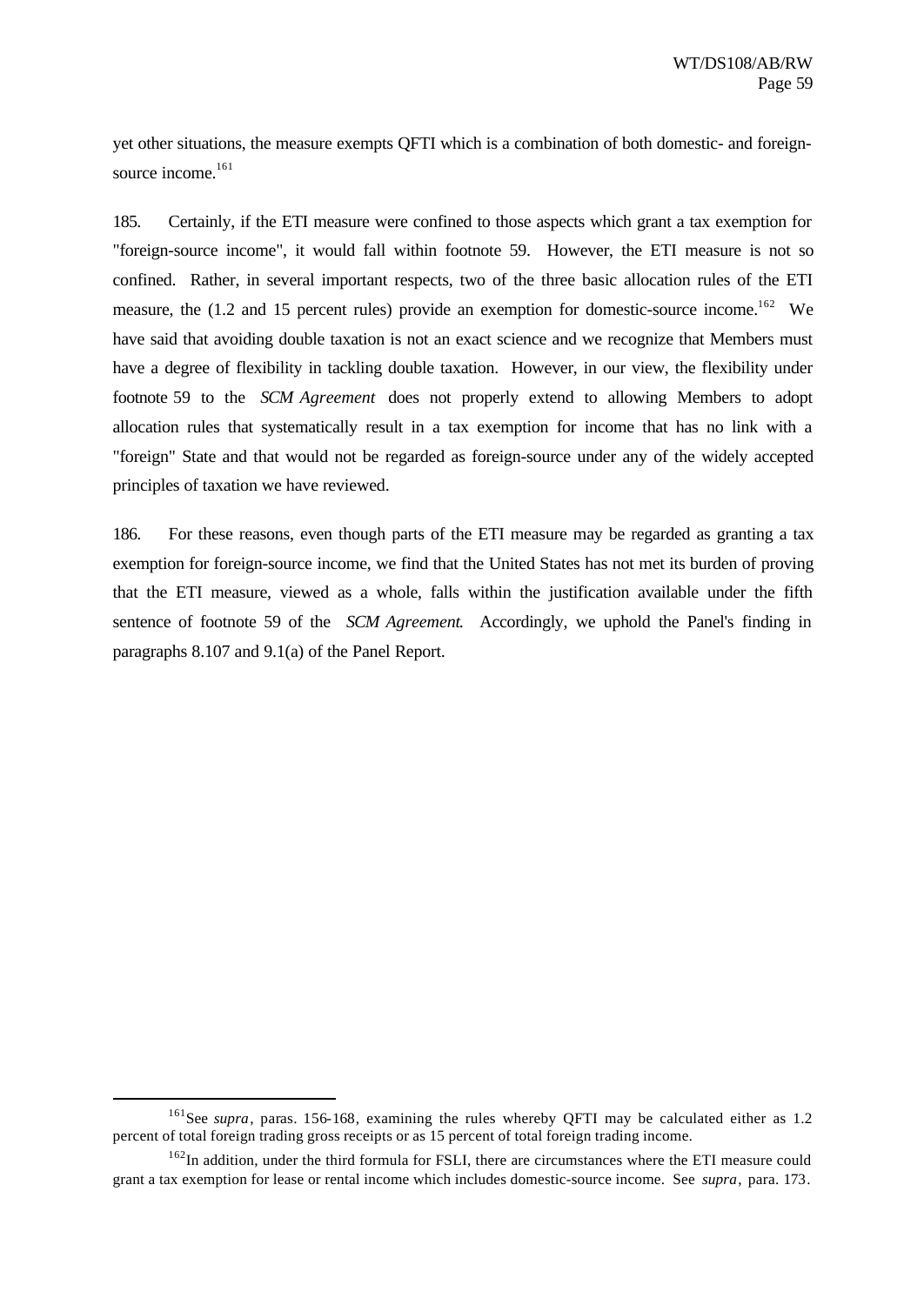yet other situations, the measure exempts QFTI which is a combination of both domestic- and foreign-source income.[161]

185. Certainly, if the ETI measure were confined to those aspects which grant a tax exemption for "foreign-source income", it would fall within footnote 59. However, the ETI measure is not so confined. Rather, in several important respects, two of the three basic allocation rules of the ETI measure, the (1.2 and 15 percent rules) provide an exemption for domestic-source income.[162] We have said that avoiding double taxation is not an exact science and we recognize that Members must have a degree of flexibility in tackling double taxation. However, in our view, the flexibility under footnote 59 to the *SCM Agreement* does not properly extend to allowing Members to adopt allocation rules that systematically result in a tax exemption for income that has no link with a "foreign" State and that would not be regarded as foreign-source under any of the widely accepted principles of taxation we have reviewed.

186. For these reasons, even though parts of the ETI measure may be regarded as granting a tax exemption for foreign-source income, we find that the United States has not met its burden of proving that the ETI measure, viewed as a whole, falls within the justification available under the fifth sentence of footnote 59 of the *SCM Agreement*. Accordingly, we uphold the Panel's finding in paragraphs 8.107 and 9.1(a) of the Panel Report.

---

[161] See *supra*, paras. 156-168, examining the rules whereby QFTI may be calculated either as 1.2 percent of total foreign trading gross receipts or as 15 percent of total foreign trading income.

[162] In addition, under the third formula for FSLI, there are circumstances where the ETI measure could grant a tax exemption for lease or rental income which includes domestic-source income. See *supra*, para. 173.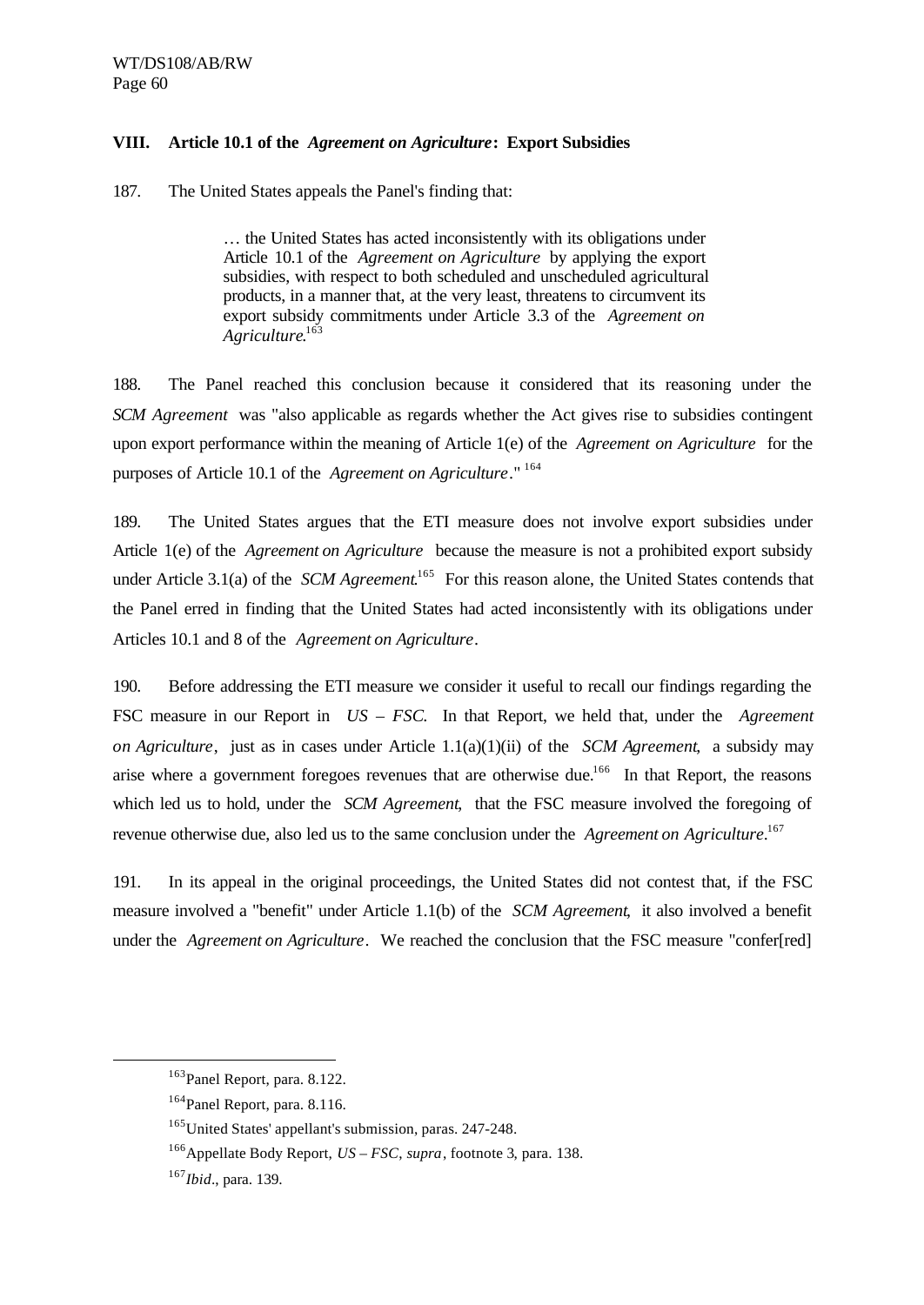## VIII. Article 10.1 of the *Agreement on Agriculture*: Export Subsidies

187. The United States appeals the Panel's finding that:

> … the United States has acted inconsistently with its obligations under Article 10.1 of the *Agreement on Agriculture* by applying the export subsidies, with respect to both scheduled and unscheduled agricultural products, in a manner that, at the very least, threatens to circumvent its export subsidy commitments under Article 3.3 of the *Agreement on Agriculture*.[163]

188. The Panel reached this conclusion because it considered that its reasoning under the *SCM Agreement* was "also applicable as regards whether the Act gives rise to subsidies contingent upon export performance within the meaning of Article 1(e) of the *Agreement on Agriculture* for the purposes of Article 10.1 of the *Agreement on Agriculture*." [164]

189. The United States argues that the ETI measure does not involve export subsidies under Article 1(e) of the *Agreement on Agriculture* because the measure is not a prohibited export subsidy under Article 3.1(a) of the *SCM Agreement*.[165] For this reason alone, the United States contends that the Panel erred in finding that the United States had acted inconsistently with its obligations under Articles 10.1 and 8 of the *Agreement on Agriculture*.

190. Before addressing the ETI measure we consider it useful to recall our findings regarding the FSC measure in our Report in *US – FSC*. In that Report, we held that, under the *Agreement on Agriculture*, just as in cases under Article 1.1(a)(1)(ii) of the *SCM Agreement*, a subsidy may arise where a government foregoes revenues that are otherwise due.[166] In that Report, the reasons which led us to hold, under the *SCM Agreement*, that the FSC measure involved the foregoing of revenue otherwise due, also led us to the same conclusion under the *Agreement on Agriculture*.[167]

191. In its appeal in the original proceedings, the United States did not contest that, if the FSC measure involved a "benefit" under Article 1.1(b) of the *SCM Agreement*, it also involved a benefit under the *Agreement on Agriculture*. We reached the conclusion that the FSC measure "confer[red]

---

[163] Panel Report, para. 8.122.

[164] Panel Report, para. 8.116.

[165] United States' appellant's submission, paras. 247-248.

[166] Appellate Body Report, *US – FSC*, *supra*, footnote 3, para. 138.

[167] *Ibid*., para. 139.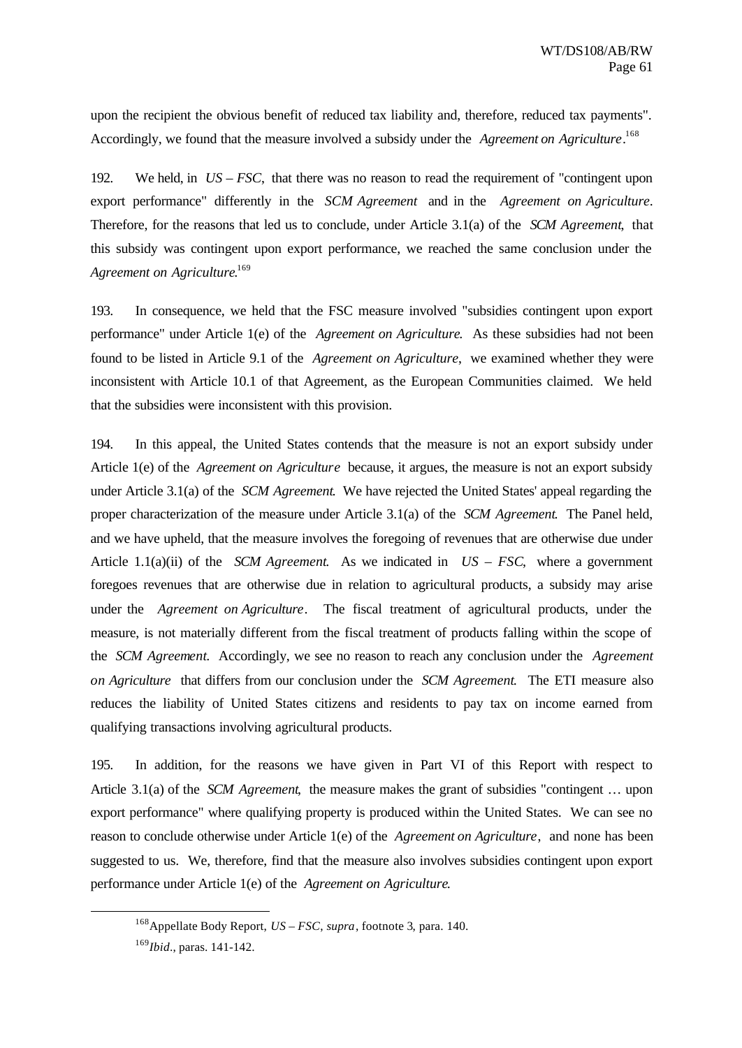upon the recipient the obvious benefit of reduced tax liability and, therefore, reduced tax payments". Accordingly, we found that the measure involved a subsidy under the *Agreement on Agriculture*.[168]

192. We held, in *US – FSC*, that there was no reason to read the requirement of "contingent upon export performance" differently in the *SCM Agreement* and in the *Agreement on Agriculture*. Therefore, for the reasons that led us to conclude, under Article 3.1(a) of the *SCM Agreement*, that this subsidy was contingent upon export performance, we reached the same conclusion under the *Agreement on Agriculture*.[169]

193. In consequence, we held that the FSC measure involved "subsidies contingent upon export performance" under Article 1(e) of the *Agreement on Agriculture*. As these subsidies had not been found to be listed in Article 9.1 of the *Agreement on Agriculture*, we examined whether they were inconsistent with Article 10.1 of that Agreement, as the European Communities claimed. We held that the subsidies were inconsistent with this provision.

194. In this appeal, the United States contends that the measure is not an export subsidy under Article 1(e) of the *Agreement on Agriculture* because, it argues, the measure is not an export subsidy under Article 3.1(a) of the *SCM Agreement*. We have rejected the United States' appeal regarding the proper characterization of the measure under Article 3.1(a) of the *SCM Agreement*. The Panel held, and we have upheld, that the measure involves the foregoing of revenues that are otherwise due under Article 1.1(a)(ii) of the *SCM Agreement*. As we indicated in *US – FSC*, where a government foregoes revenues that are otherwise due in relation to agricultural products, a subsidy may arise under the *Agreement on Agriculture*. The fiscal treatment of agricultural products, under the measure, is not materially different from the fiscal treatment of products falling within the scope of the *SCM Agreement*. Accordingly, we see no reason to reach any conclusion under the *Agreement on Agriculture* that differs from our conclusion under the *SCM Agreement*. The ETI measure also reduces the liability of United States citizens and residents to pay tax on income earned from qualifying transactions involving agricultural products.

195. In addition, for the reasons we have given in Part VI of this Report with respect to Article 3.1(a) of the *SCM Agreement*, the measure makes the grant of subsidies "contingent … upon export performance" where qualifying property is produced within the United States. We can see no reason to conclude otherwise under Article 1(e) of the *Agreement on Agriculture*, and none has been suggested to us. We, therefore, find that the measure also involves subsidies contingent upon export performance under Article 1(e) of the *Agreement on Agriculture*.

---

[168] Appellate Body Report, *US – FSC*, *supra*, footnote 3, para. 140.

[169] *Ibid*., paras. 141-142.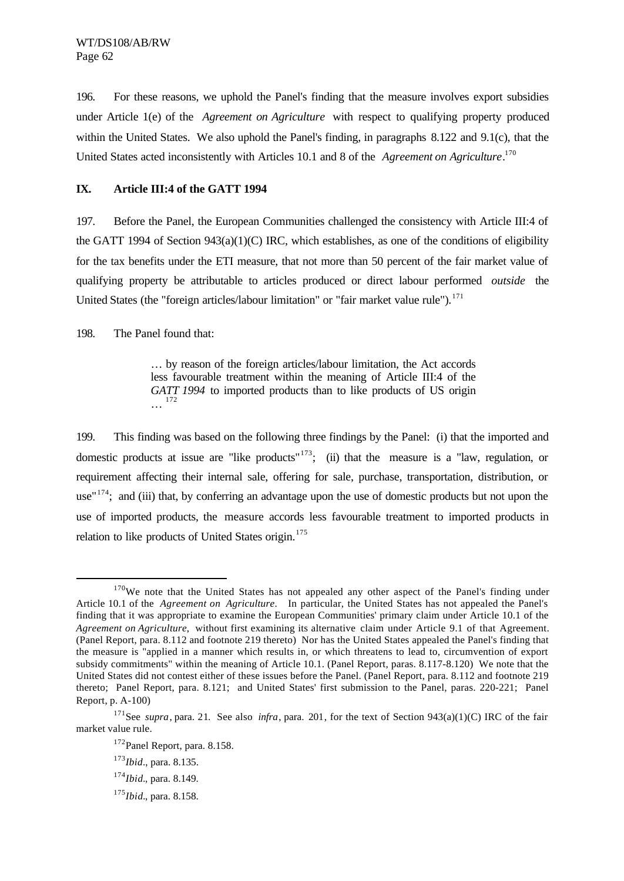196. For these reasons, we uphold the Panel's finding that the measure involves export subsidies under Article 1(e) of the *Agreement on Agriculture* with respect to qualifying property produced within the United States. We also uphold the Panel's finding, in paragraphs 8.122 and 9.1(c), that the United States acted inconsistently with Articles 10.1 and 8 of the *Agreement on Agriculture*.[170]

## IX. Article III:4 of the GATT 1994

197. Before the Panel, the European Communities challenged the consistency with Article III:4 of the GATT 1994 of Section 943(a)(1)(C) IRC, which establishes, as one of the conditions of eligibility for the tax benefits under the ETI measure, that not more than 50 percent of the fair market value of qualifying property be attributable to articles produced or direct labour performed *outside* the United States (the "foreign articles/labour limitation" or "fair market value rule").[171]

198. The Panel found that:

> … by reason of the foreign articles/labour limitation, the Act accords less favourable treatment within the meaning of Article III:4 of the *GATT 1994* to imported products than to like products of US origin …[172]

199. This finding was based on the following three findings by the Panel: (i) that the imported and domestic products at issue are "like products"[173]; (ii) that the measure is a "law, regulation, or requirement affecting their internal sale, offering for sale, purchase, transportation, distribution, or use"[174]; and (iii) that, by conferring an advantage upon the use of domestic products but not upon the use of imported products, the measure accords less favourable treatment to imported products in relation to like products of United States origin.[175]

---

[170] We note that the United States has not appealed any other aspect of the Panel's finding under Article 10.1 of the *Agreement on Agriculture*. In particular, the United States has not appealed the Panel's finding that it was appropriate to examine the European Communities' primary claim under Article 10.1 of the *Agreement on Agriculture*, without first examining its alternative claim under Article 9.1 of that Agreement. (Panel Report, para. 8.112 and footnote 219 thereto) Nor has the United States appealed the Panel's finding that the measure is "applied in a manner which results in, or which threatens to lead to, circumvention of export subsidy commitments" within the meaning of Article 10.1. (Panel Report, paras. 8.117-8.120) We note that the United States did not contest either of these issues before the Panel. (Panel Report, para. 8.112 and footnote 219 thereto; Panel Report, para. 8.121; and United States' first submission to the Panel, paras. 220-221; Panel Report, p. A-100)

[171] See *supra*, para. 21. See also *infra*, para. 201, for the text of Section 943(a)(1)(C) IRC of the fair market value rule.

[172] Panel Report, para. 8.158.

[173] *Ibid*., para. 8.135.

[174] *Ibid*., para. 8.149.

[175] *Ibid*., para. 8.158.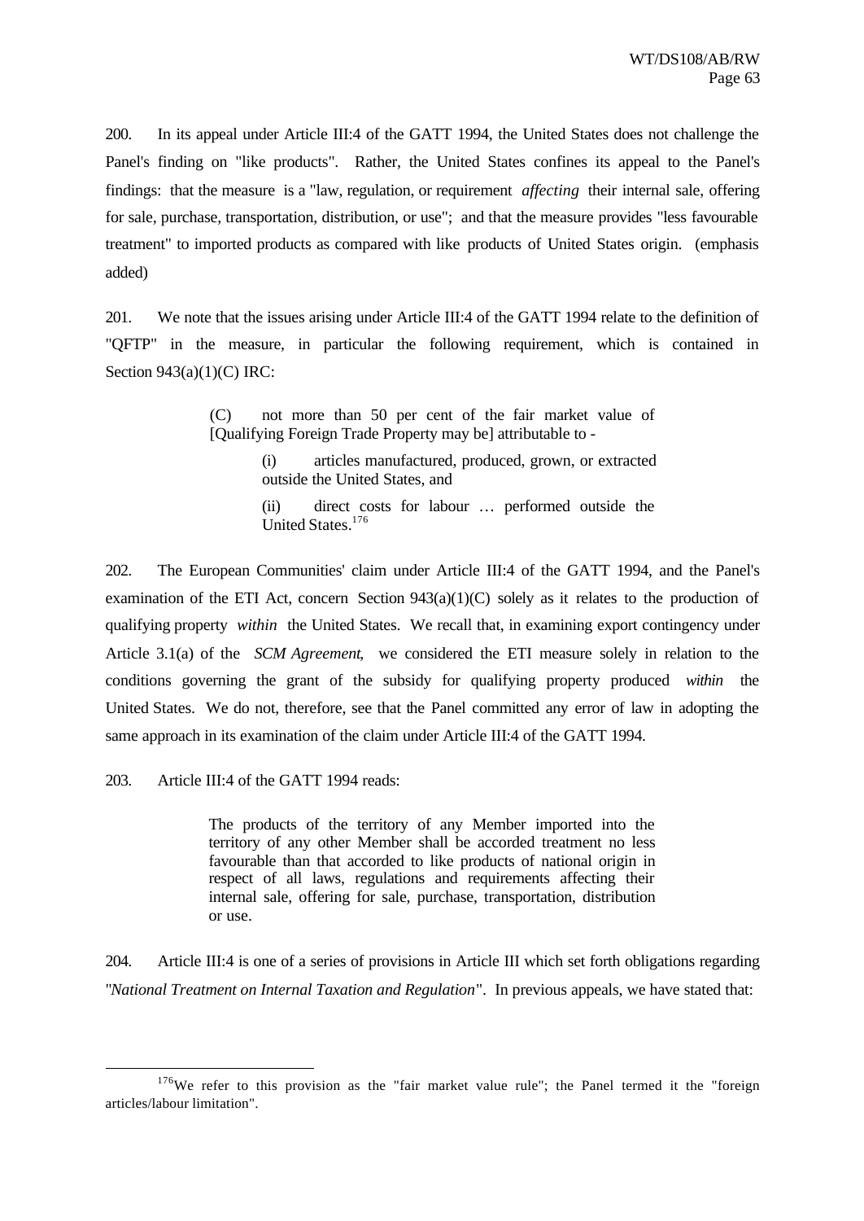200. In its appeal under Article III:4 of the GATT 1994, the United States does not challenge the Panel's finding on "like products". Rather, the United States confines its appeal to the Panel's findings: that the measure is a "law, regulation, or requirement *affecting* their internal sale, offering for sale, purchase, transportation, distribution, or use"; and that the measure provides "less favourable treatment" to imported products as compared with like products of United States origin. (emphasis added)

201. We note that the issues arising under Article III:4 of the GATT 1994 relate to the definition of "QFTP" in the measure, in particular the following requirement, which is contained in Section 943(a)(1)(C) IRC:

> (C) not more than 50 per cent of the fair market value of [Qualifying Foreign Trade Property may be] attributable to -
>
> (i) articles manufactured, produced, grown, or extracted outside the United States, and
>
> (ii) direct costs for labour … performed outside the United States.[176]

202. The European Communities' claim under Article III:4 of the GATT 1994, and the Panel's examination of the ETI Act, concern Section 943(a)(1)(C) solely as it relates to the production of qualifying property *within* the United States. We recall that, in examining export contingency under Article 3.1(a) of the *SCM Agreement*, we considered the ETI measure solely in relation to the conditions governing the grant of the subsidy for qualifying property produced *within* the United States. We do not, therefore, see that the Panel committed any error of law in adopting the same approach in its examination of the claim under Article III:4 of the GATT 1994.

203. Article III:4 of the GATT 1994 reads:

> The products of the territory of any Member imported into the territory of any other Member shall be accorded treatment no less favourable than that accorded to like products of national origin in respect of all laws, regulations and requirements affecting their internal sale, offering for sale, purchase, transportation, distribution or use.

204. Article III:4 is one of a series of provisions in Article III which set forth obligations regarding "*National Treatment on Internal Taxation and Regulation*". In previous appeals, we have stated that:

---

[176] We refer to this provision as the "fair market value rule"; the Panel termed it the "foreign articles/labour limitation".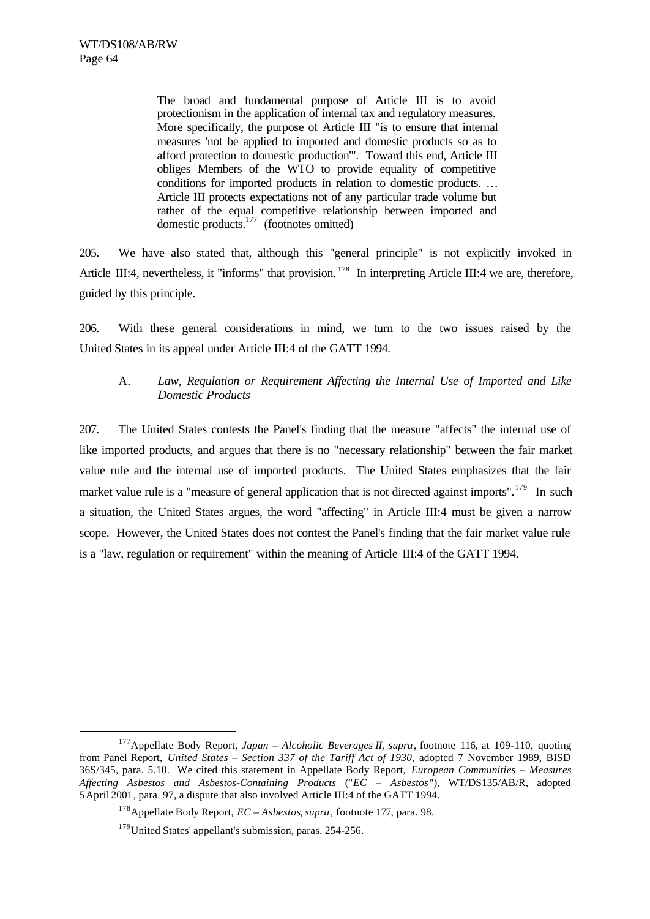> The broad and fundamental purpose of Article III is to avoid protectionism in the application of internal tax and regulatory measures. More specifically, the purpose of Article III "is to ensure that internal measures 'not be applied to imported and domestic products so as to afford protection to domestic production'". Toward this end, Article III obliges Members of the WTO to provide equality of competitive conditions for imported products in relation to domestic products. … Article III protects expectations not of any particular trade volume but rather of the equal competitive relationship between imported and domestic products.[177] (footnotes omitted)

205. We have also stated that, although this "general principle" is not explicitly invoked in Article III:4, nevertheless, it "informs" that provision.[178] In interpreting Article III:4 we are, therefore, guided by this principle.

206. With these general considerations in mind, we turn to the two issues raised by the United States in its appeal under Article III:4 of the GATT 1994.

### A. *Law, Regulation or Requirement Affecting the Internal Use of Imported and Like Domestic Products*

207. The United States contests the Panel's finding that the measure "affects" the internal use of like imported products, and argues that there is no "necessary relationship" between the fair market value rule and the internal use of imported products. The United States emphasizes that the fair market value rule is a "measure of general application that is not directed against imports".[179] In such a situation, the United States argues, the word "affecting" in Article III:4 must be given a narrow scope. However, the United States does not contest the Panel's finding that the fair market value rule is a "law, regulation or requirement" within the meaning of Article III:4 of the GATT 1994.

---

[177] Appellate Body Report, *Japan – Alcoholic Beverages II*, *supra*, footnote 116, at 109-110, quoting from Panel Report, *United States – Section 337 of the Tariff Act of 1930*, adopted 7 November 1989, BISD 36S/345, para. 5.10. We cited this statement in Appellate Body Report, *European Communities – Measures Affecting Asbestos and Asbestos-Containing Products* ("*EC – Asbestos*"), WT/DS135/AB/R, adopted 5 April 2001, para. 97, a dispute that also involved Article III:4 of the GATT 1994.

[178] Appellate Body Report, *EC – Asbestos*, *supra*, footnote 177, para. 98.

[179] United States' appellant's submission, paras. 254-256.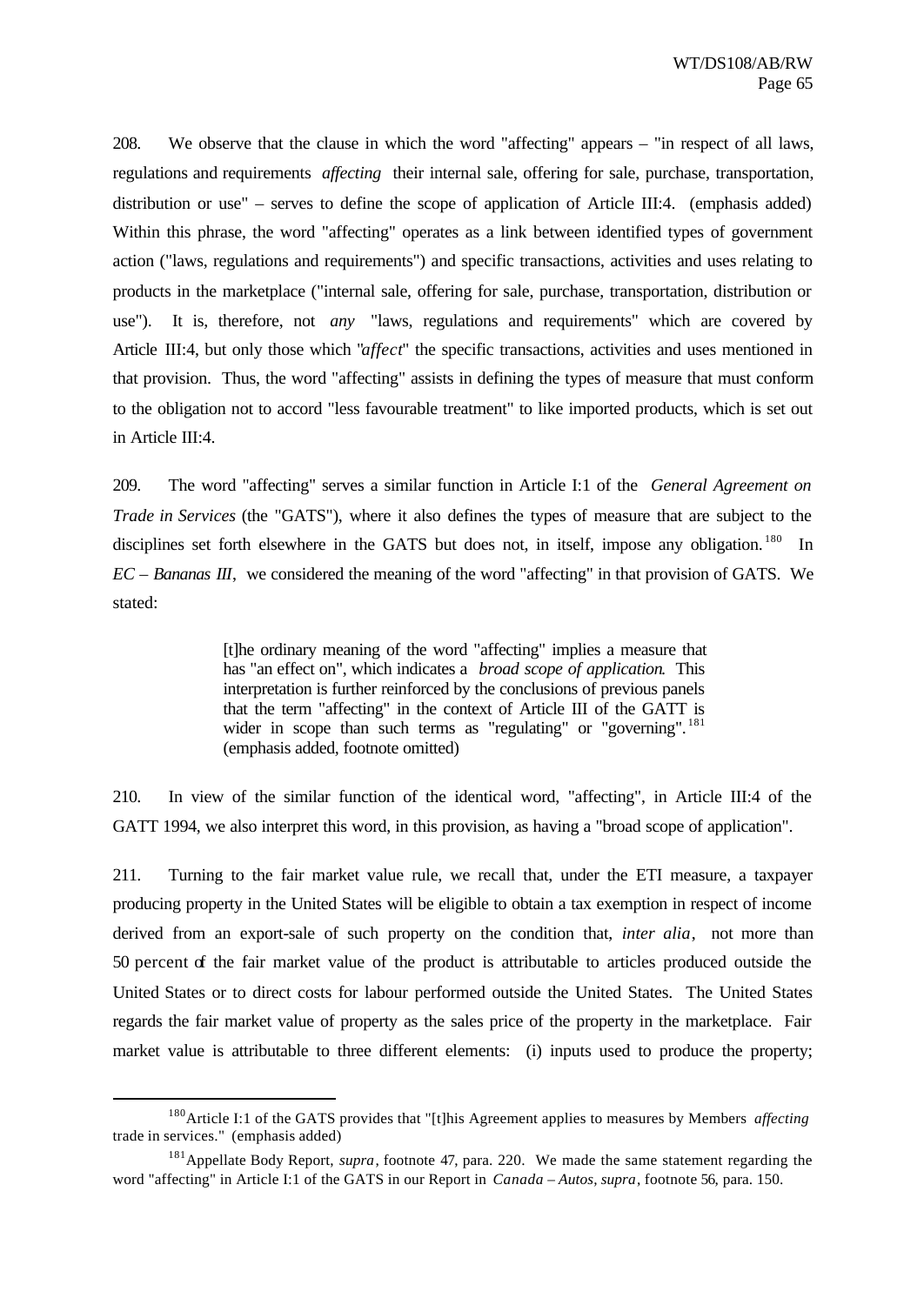208. We observe that the clause in which the word "affecting" appears – "in respect of all laws, regulations and requirements *affecting* their internal sale, offering for sale, purchase, transportation, distribution or use" – serves to define the scope of application of Article III:4. (emphasis added) Within this phrase, the word "affecting" operates as a link between identified types of government action ("laws, regulations and requirements") and specific transactions, activities and uses relating to products in the marketplace ("internal sale, offering for sale, purchase, transportation, distribution or use"). It is, therefore, not *any* "laws, regulations and requirements" which are covered by Article III:4, but only those which "*affect*" the specific transactions, activities and uses mentioned in that provision. Thus, the word "affecting" assists in defining the types of measure that must conform to the obligation not to accord "less favourable treatment" to like imported products, which is set out in Article III:4.

209. The word "affecting" serves a similar function in Article I:1 of the *General Agreement on Trade in Services* (the "GATS"), where it also defines the types of measure that are subject to the disciplines set forth elsewhere in the GATS but does not, in itself, impose any obligation.[180] In *EC – Bananas III*, we considered the meaning of the word "affecting" in that provision of GATS. We stated:

> [t]he ordinary meaning of the word "affecting" implies a measure that has "an effect on", which indicates a *broad scope of application*. This interpretation is further reinforced by the conclusions of previous panels that the term "affecting" in the context of Article III of the GATT is wider in scope than such terms as "regulating" or "governing".[181] (emphasis added, footnote omitted)

210. In view of the similar function of the identical word, "affecting", in Article III:4 of the GATT 1994, we also interpret this word, in this provision, as having a "broad scope of application".

211. Turning to the fair market value rule, we recall that, under the ETI measure, a taxpayer producing property in the United States will be eligible to obtain a tax exemption in respect of income derived from an export-sale of such property on the condition that, *inter alia*, not more than 50 percent of the fair market value of the product is attributable to articles produced outside the United States or to direct costs for labour performed outside the United States. The United States regards the fair market value of property as the sales price of the property in the marketplace. Fair market value is attributable to three different elements: (i) inputs used to produce the property;

---

[180] Article I:1 of the GATS provides that "[t]his Agreement applies to measures by Members *affecting* trade in services." (emphasis added)

[181] Appellate Body Report, *supra*, footnote 47, para. 220. We made the same statement regarding the word "affecting" in Article I:1 of the GATS in our Report in *Canada – Autos*, *supra*, footnote 56, para. 150.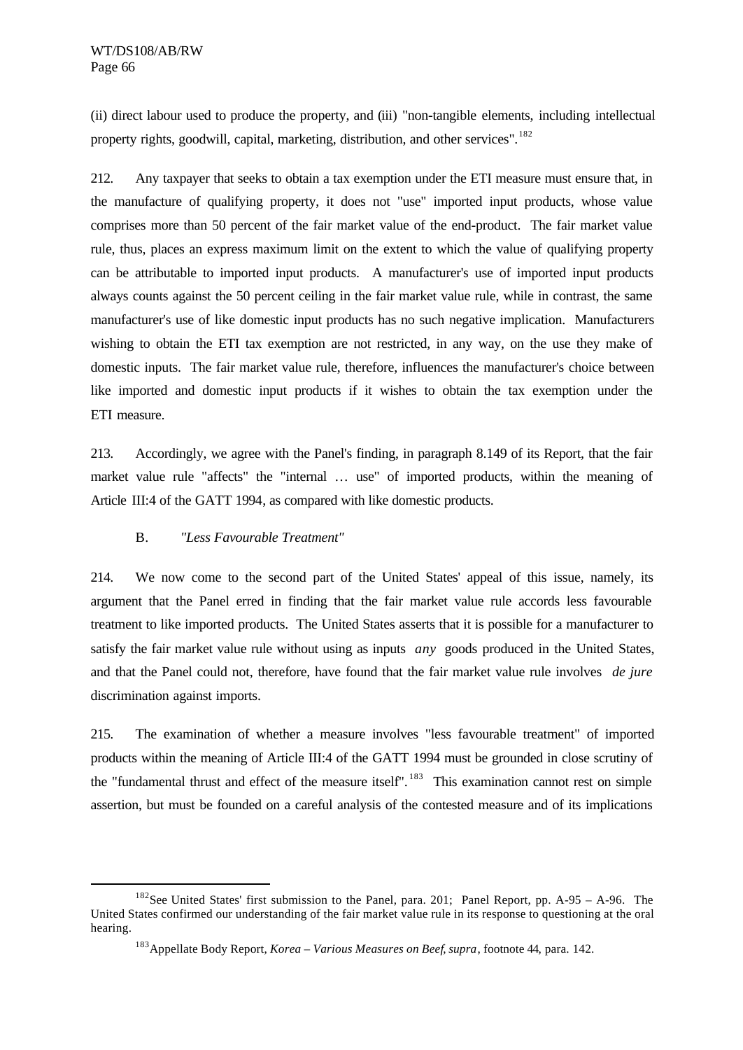(ii) direct labour used to produce the property, and (iii) "non-tangible elements, including intellectual property rights, goodwill, capital, marketing, distribution, and other services".[182]

212. Any taxpayer that seeks to obtain a tax exemption under the ETI measure must ensure that, in the manufacture of qualifying property, it does not "use" imported input products, whose value comprises more than 50 percent of the fair market value of the end-product. The fair market value rule, thus, places an express maximum limit on the extent to which the value of qualifying property can be attributable to imported input products. A manufacturer's use of imported input products always counts against the 50 percent ceiling in the fair market value rule, while in contrast, the same manufacturer's use of like domestic input products has no such negative implication. Manufacturers wishing to obtain the ETI tax exemption are not restricted, in any way, on the use they make of domestic inputs. The fair market value rule, therefore, influences the manufacturer's choice between like imported and domestic input products if it wishes to obtain the tax exemption under the ETI measure.

213. Accordingly, we agree with the Panel's finding, in paragraph 8.149 of its Report, that the fair market value rule "affects" the "internal … use" of imported products, within the meaning of Article III:4 of the GATT 1994, as compared with like domestic products.

### B. *"Less Favourable Treatment"*

214. We now come to the second part of the United States' appeal of this issue, namely, its argument that the Panel erred in finding that the fair market value rule accords less favourable treatment to like imported products. The United States asserts that it is possible for a manufacturer to satisfy the fair market value rule without using as inputs *any* goods produced in the United States, and that the Panel could not, therefore, have found that the fair market value rule involves *de jure* discrimination against imports.

215. The examination of whether a measure involves "less favourable treatment" of imported products within the meaning of Article III:4 of the GATT 1994 must be grounded in close scrutiny of the "fundamental thrust and effect of the measure itself".[183] This examination cannot rest on simple assertion, but must be founded on a careful analysis of the contested measure and of its implications

---

[182] See United States' first submission to the Panel, para. 201; Panel Report, pp. A-95 – A-96. The United States confirmed our understanding of the fair market value rule in its response to questioning at the oral hearing.

[183] Appellate Body Report, *Korea – Various Measures on Beef*, *supra*, footnote 44, para. 142.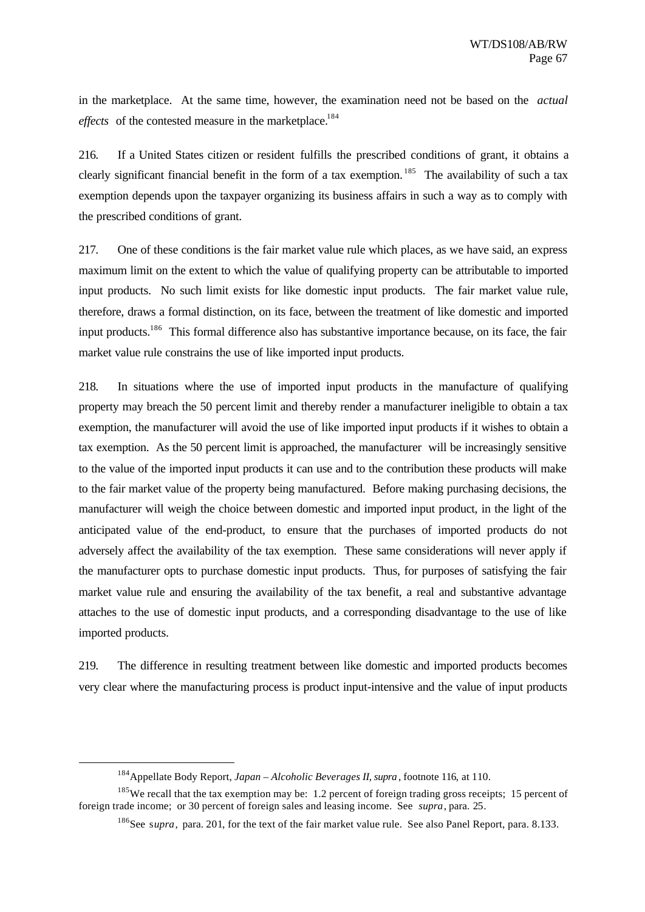in the marketplace. At the same time, however, the examination need not be based on the *actual effects* of the contested measure in the marketplace.[184]

216. If a United States citizen or resident fulfills the prescribed conditions of grant, it obtains a clearly significant financial benefit in the form of a tax exemption.[185] The availability of such a tax exemption depends upon the taxpayer organizing its business affairs in such a way as to comply with the prescribed conditions of grant.

217. One of these conditions is the fair market value rule which places, as we have said, an express maximum limit on the extent to which the value of qualifying property can be attributable to imported input products. No such limit exists for like domestic input products. The fair market value rule, therefore, draws a formal distinction, on its face, between the treatment of like domestic and imported input products.[186] This formal difference also has substantive importance because, on its face, the fair market value rule constrains the use of like imported input products.

218. In situations where the use of imported input products in the manufacture of qualifying property may breach the 50 percent limit and thereby render a manufacturer ineligible to obtain a tax exemption, the manufacturer will avoid the use of like imported input products if it wishes to obtain a tax exemption. As the 50 percent limit is approached, the manufacturer will be increasingly sensitive to the value of the imported input products it can use and to the contribution these products will make to the fair market value of the property being manufactured. Before making purchasing decisions, the manufacturer will weigh the choice between domestic and imported input product, in the light of the anticipated value of the end-product, to ensure that the purchases of imported products do not adversely affect the availability of the tax exemption. These same considerations will never apply if the manufacturer opts to purchase domestic input products. Thus, for purposes of satisfying the fair market value rule and ensuring the availability of the tax benefit, a real and substantive advantage attaches to the use of domestic input products, and a corresponding disadvantage to the use of like imported products.

219. The difference in resulting treatment between like domestic and imported products becomes very clear where the manufacturing process is product input-intensive and the value of input products

---

[184] Appellate Body Report, *Japan – Alcoholic Beverages II*, *supra*, footnote 116, at 110.

[185] We recall that the tax exemption may be: 1.2 percent of foreign trading gross receipts; 15 percent of foreign trade income; or 30 percent of foreign sales and leasing income. See *supra*, para. 25.

[186] See *supra*, para. 201, for the text of the fair market value rule. See also Panel Report, para. 8.133.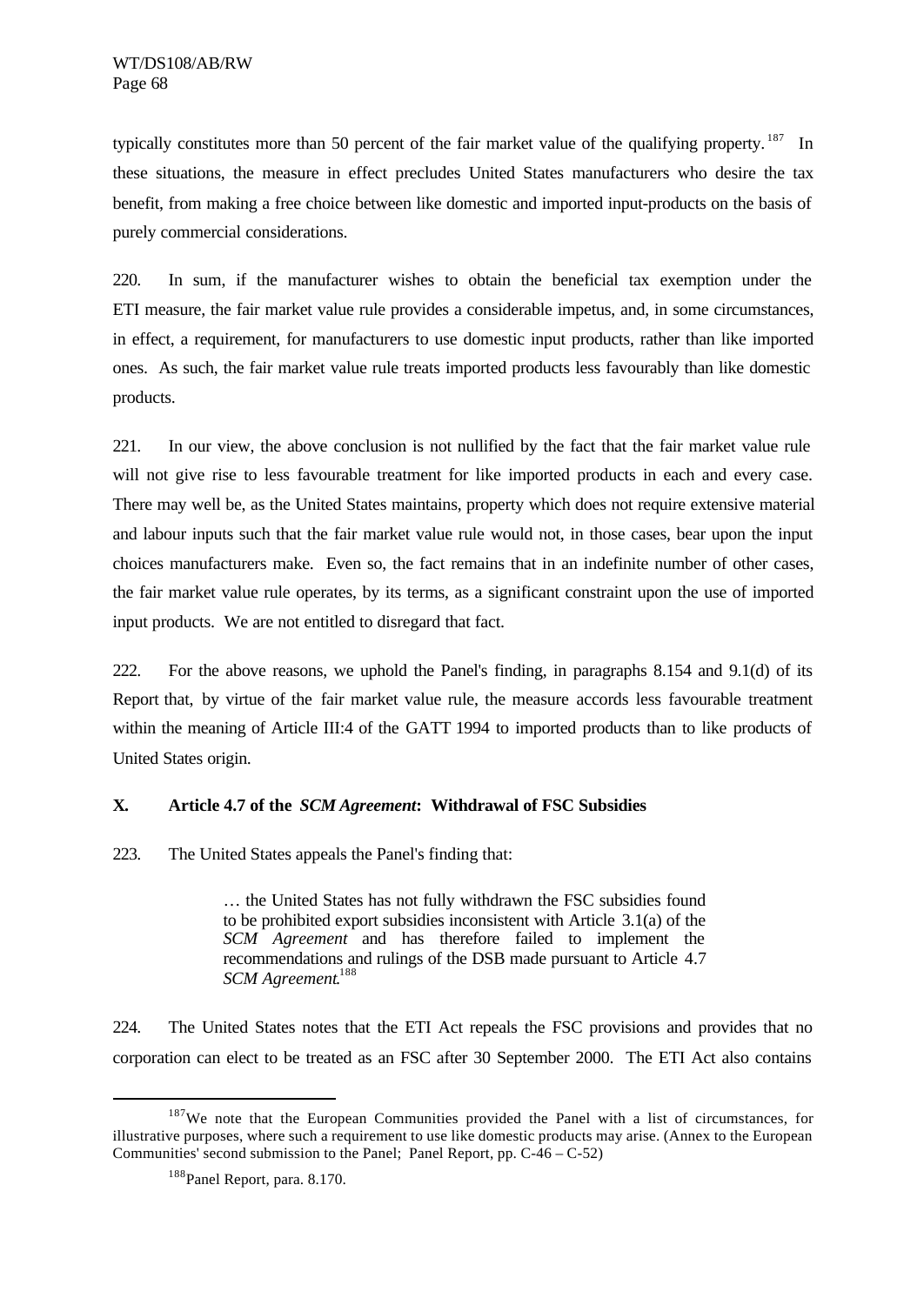typically constitutes more than 50 percent of the fair market value of the qualifying property.[187] In these situations, the measure in effect precludes United States manufacturers who desire the tax benefit, from making a free choice between like domestic and imported input-products on the basis of purely commercial considerations.

220. In sum, if the manufacturer wishes to obtain the beneficial tax exemption under the ETI measure, the fair market value rule provides a considerable impetus, and, in some circumstances, in effect, a requirement, for manufacturers to use domestic input products, rather than like imported ones. As such, the fair market value rule treats imported products less favourably than like domestic products.

221. In our view, the above conclusion is not nullified by the fact that the fair market value rule will not give rise to less favourable treatment for like imported products in each and every case. There may well be, as the United States maintains, property which does not require extensive material and labour inputs such that the fair market value rule would not, in those cases, bear upon the input choices manufacturers make. Even so, the fact remains that in an indefinite number of other cases, the fair market value rule operates, by its terms, as a significant constraint upon the use of imported input products. We are not entitled to disregard that fact.

222. For the above reasons, we uphold the Panel's finding, in paragraphs 8.154 and 9.1(d) of its Report that, by virtue of the fair market value rule, the measure accords less favourable treatment within the meaning of Article III:4 of the GATT 1994 to imported products than to like products of United States origin.

## X. Article 4.7 of the *SCM Agreement*: Withdrawal of FSC Subsidies

223. The United States appeals the Panel's finding that:

> … the United States has not fully withdrawn the FSC subsidies found to be prohibited export subsidies inconsistent with Article 3.1(a) of the *SCM Agreement* and has therefore failed to implement the recommendations and rulings of the DSB made pursuant to Article 4.7 *SCM Agreement*.[188]

224. The United States notes that the ETI Act repeals the FSC provisions and provides that no corporation can elect to be treated as an FSC after 30 September 2000. The ETI Act also contains

---

[187] We note that the European Communities provided the Panel with a list of circumstances, for illustrative purposes, where such a requirement to use like domestic products may arise. (Annex to the European Communities' second submission to the Panel; Panel Report, pp. C-46 – C-52)

[188] Panel Report, para. 8.170.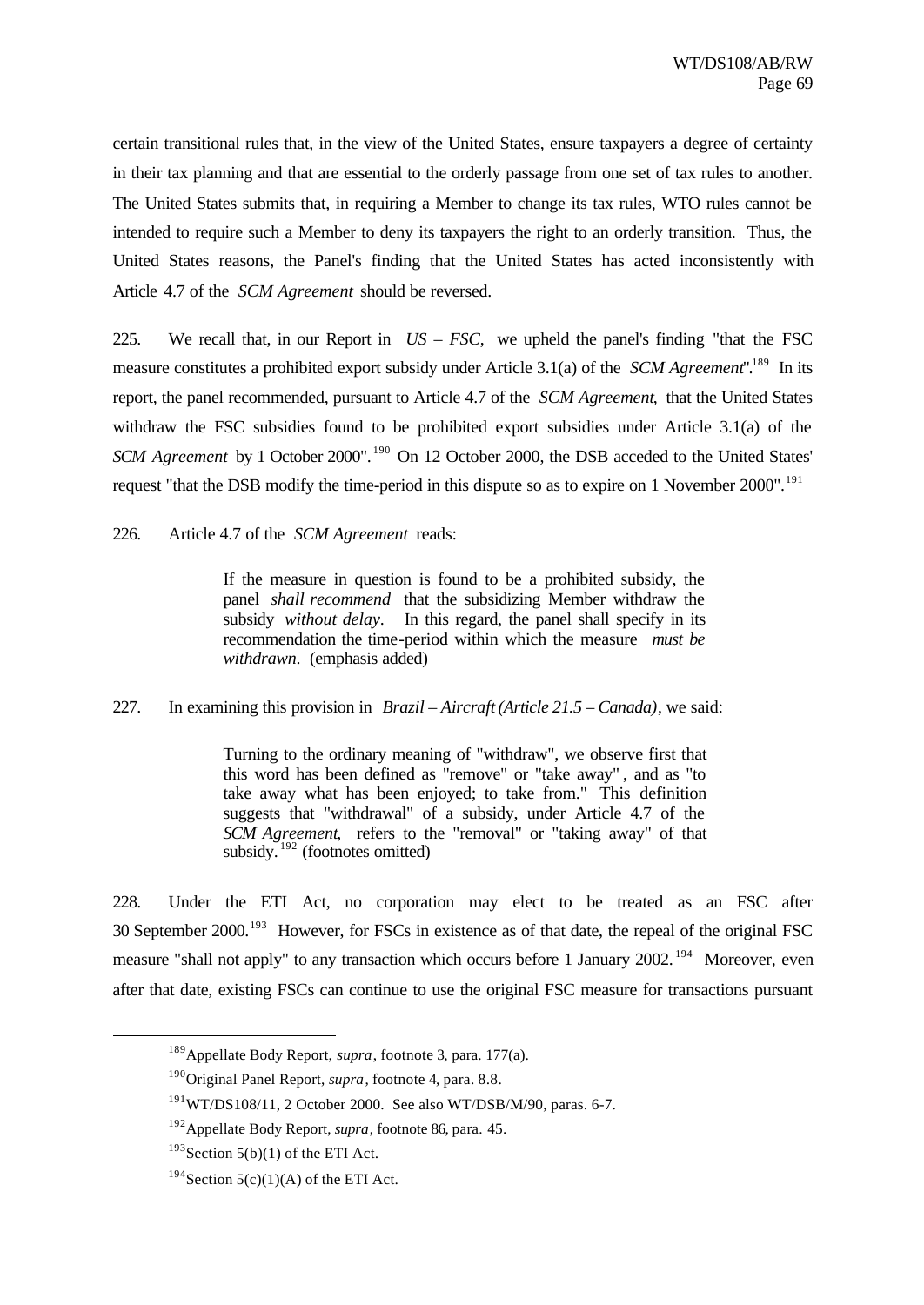certain transitional rules that, in the view of the United States, ensure taxpayers a degree of certainty in their tax planning and that are essential to the orderly passage from one set of tax rules to another. The United States submits that, in requiring a Member to change its tax rules, WTO rules cannot be intended to require such a Member to deny its taxpayers the right to an orderly transition. Thus, the United States reasons, the Panel's finding that the United States has acted inconsistently with Article 4.7 of the *SCM Agreement* should be reversed.

225. We recall that, in our Report in *US – FSC*, we upheld the panel's finding "that the FSC measure constitutes a prohibited export subsidy under Article 3.1(a) of the *SCM Agreement*".[189] In its report, the panel recommended, pursuant to Article 4.7 of the *SCM Agreement*, that the United States withdraw the FSC subsidies found to be prohibited export subsidies under Article 3.1(a) of the *SCM Agreement* by 1 October 2000".[190] On 12 October 2000, the DSB acceded to the United States' request "that the DSB modify the time-period in this dispute so as to expire on 1 November 2000".[191]

226. Article 4.7 of the *SCM Agreement* reads:

> If the measure in question is found to be a prohibited subsidy, the panel *shall recommend* that the subsidizing Member withdraw the subsidy *without delay*. In this regard, the panel shall specify in its recommendation the time-period within which the measure *must be withdrawn*. (emphasis added)

227. In examining this provision in *Brazil – Aircraft (Article 21.5 – Canada)*, we said:

> Turning to the ordinary meaning of "withdraw", we observe first that this word has been defined as "remove" or "take away", and as "to take away what has been enjoyed; to take from." This definition suggests that "withdrawal" of a subsidy, under Article 4.7 of the *SCM Agreement*, refers to the "removal" or "taking away" of that subsidy.[192] (footnotes omitted)

228. Under the ETI Act, no corporation may elect to be treated as an FSC after 30 September 2000.[193] However, for FSCs in existence as of that date, the repeal of the original FSC measure "shall not apply" to any transaction which occurs before 1 January 2002.[194] Moreover, even after that date, existing FSCs can continue to use the original FSC measure for transactions pursuant

---

[189] Appellate Body Report, *supra*, footnote 3, para. 177(a).

[190] Original Panel Report, *supra*, footnote 4, para. 8.8.

[191] WT/DS108/11, 2 October 2000. See also WT/DSB/M/90, paras. 6-7.

[192] Appellate Body Report, *supra*, footnote 86, para. 45.

[193] Section 5(b)(1) of the ETI Act.

[194] Section 5(c)(1)(A) of the ETI Act.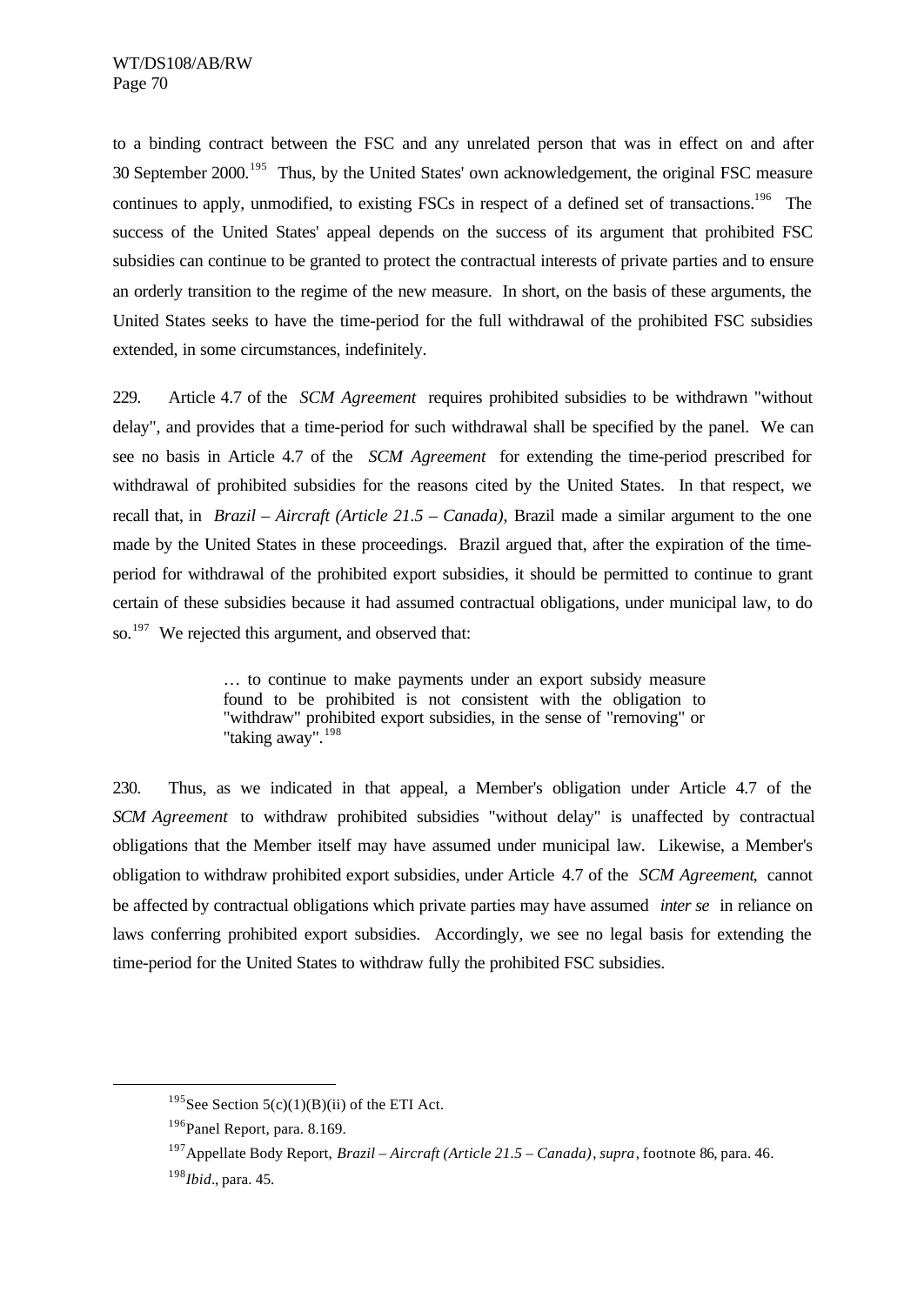to a binding contract between the FSC and any unrelated person that was in effect on and after 30 September 2000.[195] Thus, by the United States' own acknowledgement, the original FSC measure continues to apply, unmodified, to existing FSCs in respect of a defined set of transactions.[196] The success of the United States' appeal depends on the success of its argument that prohibited FSC subsidies can continue to be granted to protect the contractual interests of private parties and to ensure an orderly transition to the regime of the new measure. In short, on the basis of these arguments, the United States seeks to have the time-period for the full withdrawal of the prohibited FSC subsidies extended, in some circumstances, indefinitely.

229. Article 4.7 of the *SCM Agreement* requires prohibited subsidies to be withdrawn "without delay", and provides that a time-period for such withdrawal shall be specified by the panel. We can see no basis in Article 4.7 of the *SCM Agreement* for extending the time-period prescribed for withdrawal of prohibited subsidies for the reasons cited by the United States. In that respect, we recall that, in *Brazil – Aircraft (Article 21.5 – Canada)*, Brazil made a similar argument to the one made by the United States in these proceedings. Brazil argued that, after the expiration of the time-period for withdrawal of the prohibited export subsidies, it should be permitted to continue to grant certain of these subsidies because it had assumed contractual obligations, under municipal law, to do so.[197] We rejected this argument, and observed that:

> … to continue to make payments under an export subsidy measure found to be prohibited is not consistent with the obligation to "withdraw" prohibited export subsidies, in the sense of "removing" or "taking away".[198]

230. Thus, as we indicated in that appeal, a Member's obligation under Article 4.7 of the *SCM Agreement* to withdraw prohibited subsidies "without delay" is unaffected by contractual obligations that the Member itself may have assumed under municipal law. Likewise, a Member's obligation to withdraw prohibited export subsidies, under Article 4.7 of the *SCM Agreement*, cannot be affected by contractual obligations which private parties may have assumed *inter se* in reliance on laws conferring prohibited export subsidies. Accordingly, we see no legal basis for extending the time-period for the United States to withdraw fully the prohibited FSC subsidies.

---

[195] See Section 5(c)(1)(B)(ii) of the ETI Act.

[196] Panel Report, para. 8.169.

[197] Appellate Body Report, *Brazil – Aircraft (Article 21.5 – Canada)*, *supra*, footnote 86, para. 46.

[198] *Ibid*., para. 45.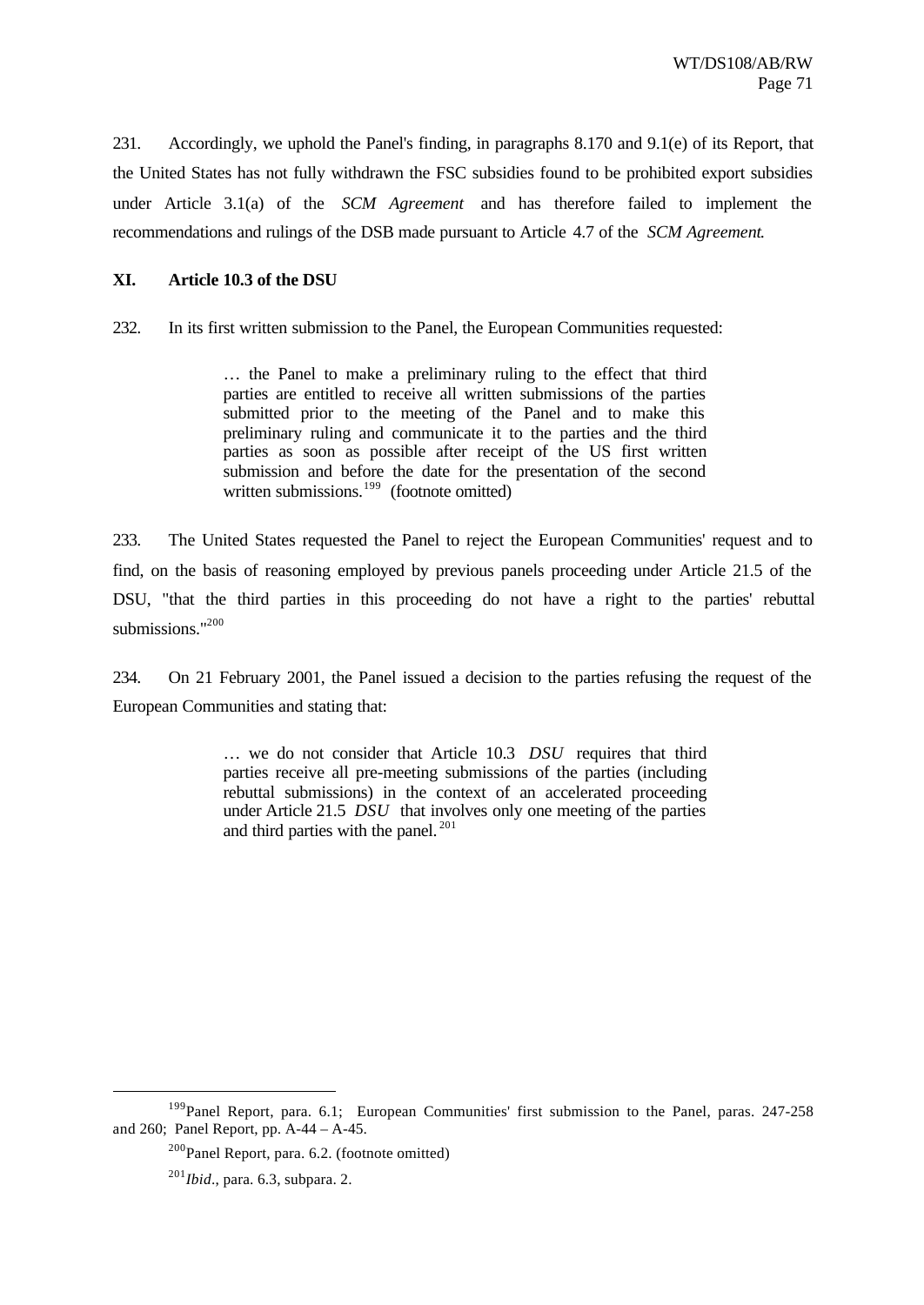231. Accordingly, we uphold the Panel's finding, in paragraphs 8.170 and 9.1(e) of its Report, that the United States has not fully withdrawn the FSC subsidies found to be prohibited export subsidies under Article 3.1(a) of the *SCM Agreement* and has therefore failed to implement the recommendations and rulings of the DSB made pursuant to Article 4.7 of the *SCM Agreement*.

## XI. Article 10.3 of the DSU

232. In its first written submission to the Panel, the European Communities requested:

> … the Panel to make a preliminary ruling to the effect that third parties are entitled to receive all written submissions of the parties submitted prior to the meeting of the Panel and to make this preliminary ruling and communicate it to the parties and the third parties as soon as possible after receipt of the US first written submission and before the date for the presentation of the second written submissions.[199] (footnote omitted)

233. The United States requested the Panel to reject the European Communities' request and to find, on the basis of reasoning employed by previous panels proceeding under Article 21.5 of the DSU, "that the third parties in this proceeding do not have a right to the parties' rebuttal submissions."[200]

234. On 21 February 2001, the Panel issued a decision to the parties refusing the request of the European Communities and stating that:

> … we do not consider that Article 10.3 *DSU* requires that third parties receive all pre-meeting submissions of the parties (including rebuttal submissions) in the context of an accelerated proceeding under Article 21.5 *DSU* that involves only one meeting of the parties and third parties with the panel.[201]

---

[199] Panel Report, para. 6.1; European Communities' first submission to the Panel, paras. 247-258 and 260; Panel Report, pp. A-44 – A-45.

[200] Panel Report, para. 6.2. (footnote omitted)

[201] *Ibid*., para. 6.3, subpara. 2.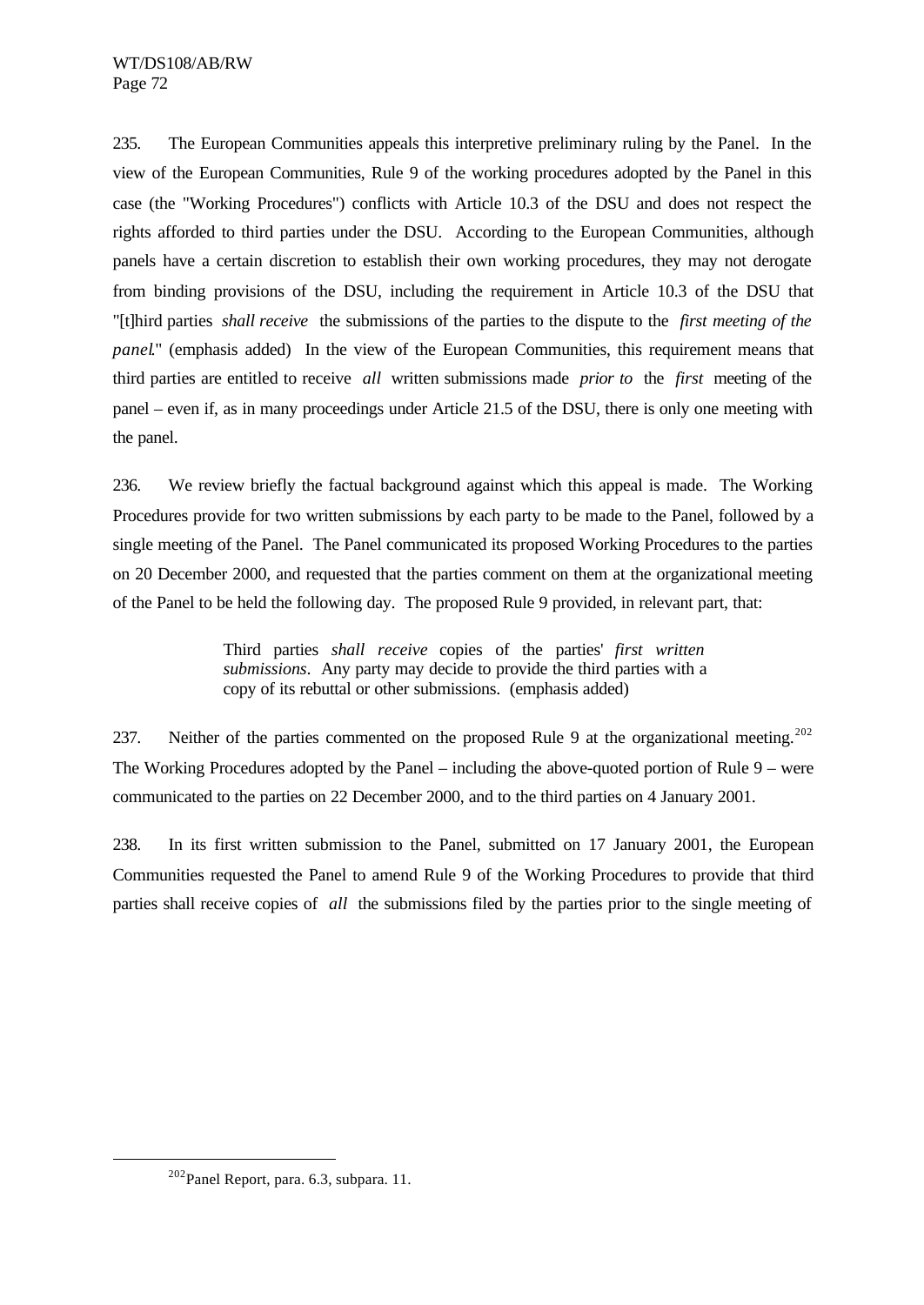235. The European Communities appeals this interpretive preliminary ruling by the Panel. In the view of the European Communities, Rule 9 of the working procedures adopted by the Panel in this case (the "Working Procedures") conflicts with Article 10.3 of the DSU and does not respect the rights afforded to third parties under the DSU. According to the European Communities, although panels have a certain discretion to establish their own working procedures, they may not derogate from binding provisions of the DSU, including the requirement in Article 10.3 of the DSU that "[t]hird parties *shall receive* the submissions of the parties to the dispute to the *first meeting of the panel*." (emphasis added) In the view of the European Communities, this requirement means that third parties are entitled to receive *all* written submissions made *prior to* the *first* meeting of the panel – even if, as in many proceedings under Article 21.5 of the DSU, there is only one meeting with the panel.

236. We review briefly the factual background against which this appeal is made. The Working Procedures provide for two written submissions by each party to be made to the Panel, followed by a single meeting of the Panel. The Panel communicated its proposed Working Procedures to the parties on 20 December 2000, and requested that the parties comment on them at the organizational meeting of the Panel to be held the following day. The proposed Rule 9 provided, in relevant part, that:

> Third parties *shall receive* copies of the parties' *first written submissions*. Any party may decide to provide the third parties with a copy of its rebuttal or other submissions. (emphasis added)

237. Neither of the parties commented on the proposed Rule 9 at the organizational meeting.[202] The Working Procedures adopted by the Panel – including the above-quoted portion of Rule 9 – were communicated to the parties on 22 December 2000, and to the third parties on 4 January 2001.

238. In its first written submission to the Panel, submitted on 17 January 2001, the European Communities requested the Panel to amend Rule 9 of the Working Procedures to provide that third parties shall receive copies of *all* the submissions filed by the parties prior to the single meeting of

---

[202] Panel Report, para. 6.3, subpara. 11.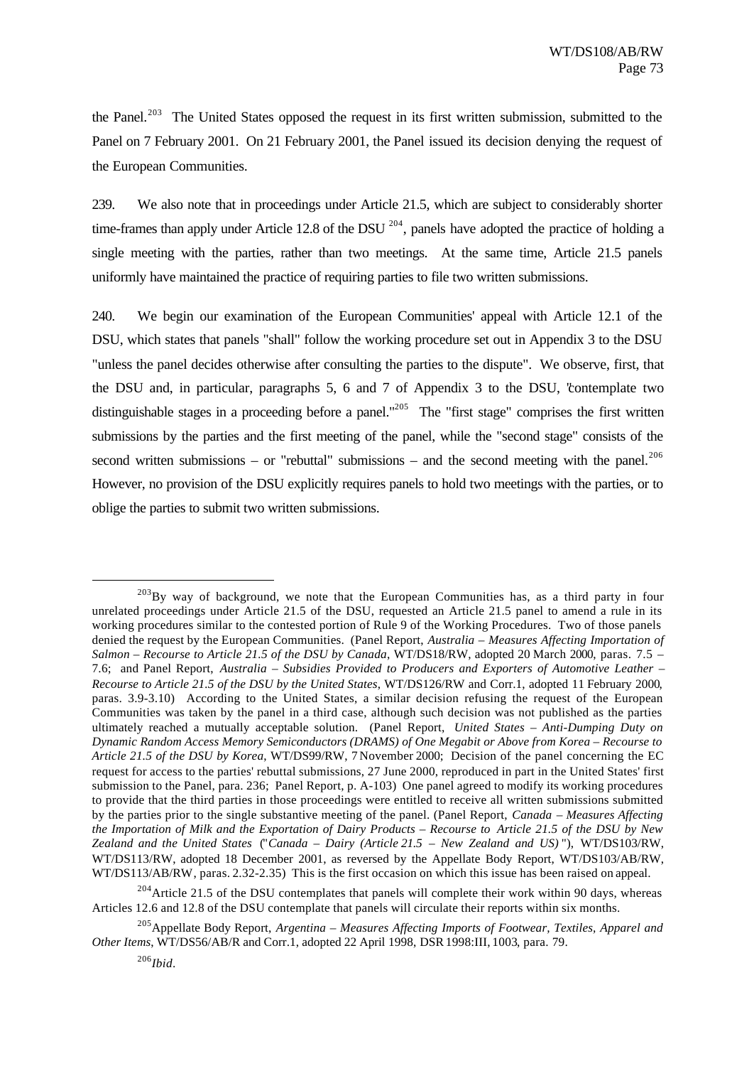the Panel.[203] The United States opposed the request in its first written submission, submitted to the Panel on 7 February 2001. On 21 February 2001, the Panel issued its decision denying the request of the European Communities.

239. We also note that in proceedings under Article 21.5, which are subject to considerably shorter time-frames than apply under Article 12.8 of the DSU [204], panels have adopted the practice of holding a single meeting with the parties, rather than two meetings. At the same time, Article 21.5 panels uniformly have maintained the practice of requiring parties to file two written submissions.

240. We begin our examination of the European Communities' appeal with Article 12.1 of the DSU, which states that panels "shall" follow the working procedure set out in Appendix 3 to the DSU "unless the panel decides otherwise after consulting the parties to the dispute". We observe, first, that the DSU and, in particular, paragraphs 5, 6 and 7 of Appendix 3 to the DSU, "contemplate two distinguishable stages in a proceeding before a panel."[205] The "first stage" comprises the first written submissions by the parties and the first meeting of the panel, while the "second stage" consists of the second written submissions – or "rebuttal" submissions – and the second meeting with the panel.[206] However, no provision of the DSU explicitly requires panels to hold two meetings with the parties, or to oblige the parties to submit two written submissions.

---

[203] By way of background, we note that the European Communities has, as a third party in four unrelated proceedings under Article 21.5 of the DSU, requested an Article 21.5 panel to amend a rule in its working procedures similar to the contested portion of Rule 9 of the Working Procedures. Two of those panels denied the request by the European Communities. (Panel Report, *Australia – Measures Affecting Importation of Salmon – Recourse to Article 21.5 of the DSU by Canada*, WT/DS18/RW, adopted 20 March 2000, paras. 7.5 – 7.6; and Panel Report, *Australia – Subsidies Provided to Producers and Exporters of Automotive Leather – Recourse to Article 21.5 of the DSU by the United States*, WT/DS126/RW and Corr.1, adopted 11 February 2000, paras. 3.9-3.10) According to the United States, a similar decision refusing the request of the European Communities was taken by the panel in a third case, although such decision was not published as the parties ultimately reached a mutually acceptable solution. (Panel Report, *United States – Anti-Dumping Duty on Dynamic Random Access Memory Semiconductors (DRAMS) of One Megabit or Above from Korea – Recourse to Article 21.5 of the DSU by Korea*, WT/DS99/RW, 7 November 2000; Decision of the panel concerning the EC request for access to the parties' rebuttal submissions, 27 June 2000, reproduced in part in the United States' first submission to the Panel, para. 236; Panel Report, p. A-103) One panel agreed to modify its working procedures to provide that the third parties in those proceedings were entitled to receive all written submissions submitted by the parties prior to the single substantive meeting of the panel. (Panel Report, *Canada – Measures Affecting the Importation of Milk and the Exportation of Dairy Products – Recourse to Article 21.5 of the DSU by New Zealand and the United States* ("*Canada – Dairy (Article 21.5 – New Zealand and US)*"), WT/DS103/RW, WT/DS113/RW, adopted 18 December 2001, as reversed by the Appellate Body Report, WT/DS103/AB/RW, WT/DS113/AB/RW, paras. 2.32-2.35) This is the first occasion on which this issue has been raised on appeal.

[204] Article 21.5 of the DSU contemplates that panels will complete their work within 90 days, whereas Articles 12.6 and 12.8 of the DSU contemplate that panels will circulate their reports within six months.

[205] Appellate Body Report, *Argentina – Measures Affecting Imports of Footwear, Textiles, Apparel and Other Items*, WT/DS56/AB/R and Corr.1, adopted 22 April 1998, DSR 1998:III, 1003, para. 79.

[206] *Ibid*.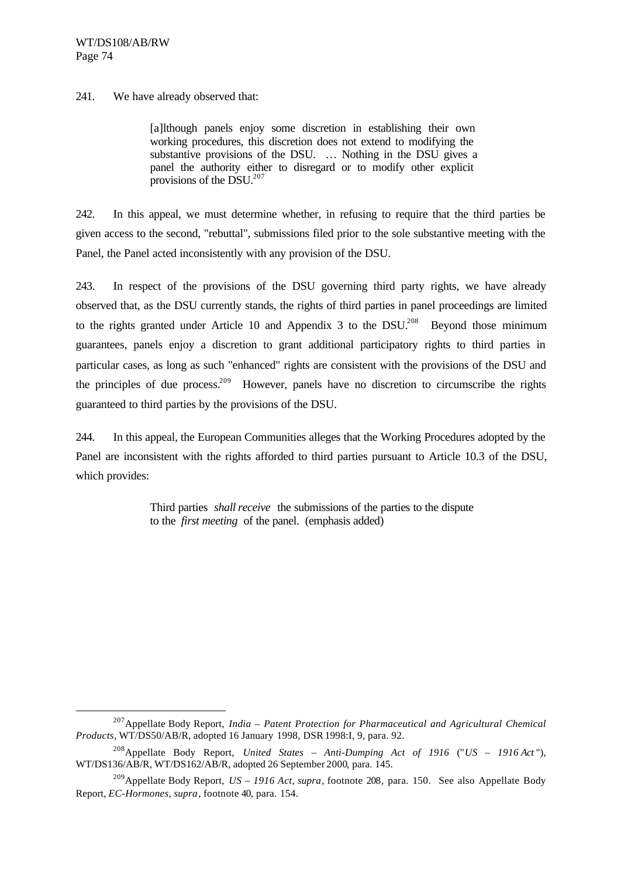241. We have already observed that:

> [a]lthough panels enjoy some discretion in establishing their own working procedures, this discretion does not extend to modifying the substantive provisions of the DSU. … Nothing in the DSU gives a panel the authority either to disregard or to modify other explicit provisions of the DSU.[207]

242. In this appeal, we must determine whether, in refusing to require that the third parties be given access to the second, "rebuttal", submissions filed prior to the sole substantive meeting with the Panel, the Panel acted inconsistently with any provision of the DSU.

243. In respect of the provisions of the DSU governing third party rights, we have already observed that, as the DSU currently stands, the rights of third parties in panel proceedings are limited to the rights granted under Article 10 and Appendix 3 to the DSU.[208] Beyond those minimum guarantees, panels enjoy a discretion to grant additional participatory rights to third parties in particular cases, as long as such "enhanced" rights are consistent with the provisions of the DSU and the principles of due process.[209] However, panels have no discretion to circumscribe the rights guaranteed to third parties by the provisions of the DSU.

244. In this appeal, the European Communities alleges that the Working Procedures adopted by the Panel are inconsistent with the rights afforded to third parties pursuant to Article 10.3 of the DSU, which provides:

> Third parties *shall receive* the submissions of the parties to the dispute to the *first meeting* of the panel. (emphasis added)

---

[207] Appellate Body Report, *India – Patent Protection for Pharmaceutical and Agricultural Chemical Products*, WT/DS50/AB/R, adopted 16 January 1998, DSR 1998:I, 9, para. 92.

[208] Appellate Body Report, *United States – Anti-Dumping Act of 1916* ("*US – 1916 Act*"), WT/DS136/AB/R, WT/DS162/AB/R, adopted 26 September 2000, para. 145.

[209] Appellate Body Report, *US – 1916 Act*, *supra*, footnote 208, para. 150. See also Appellate Body Report, *EC-Hormones*, *supra*, footnote 40, para. 154.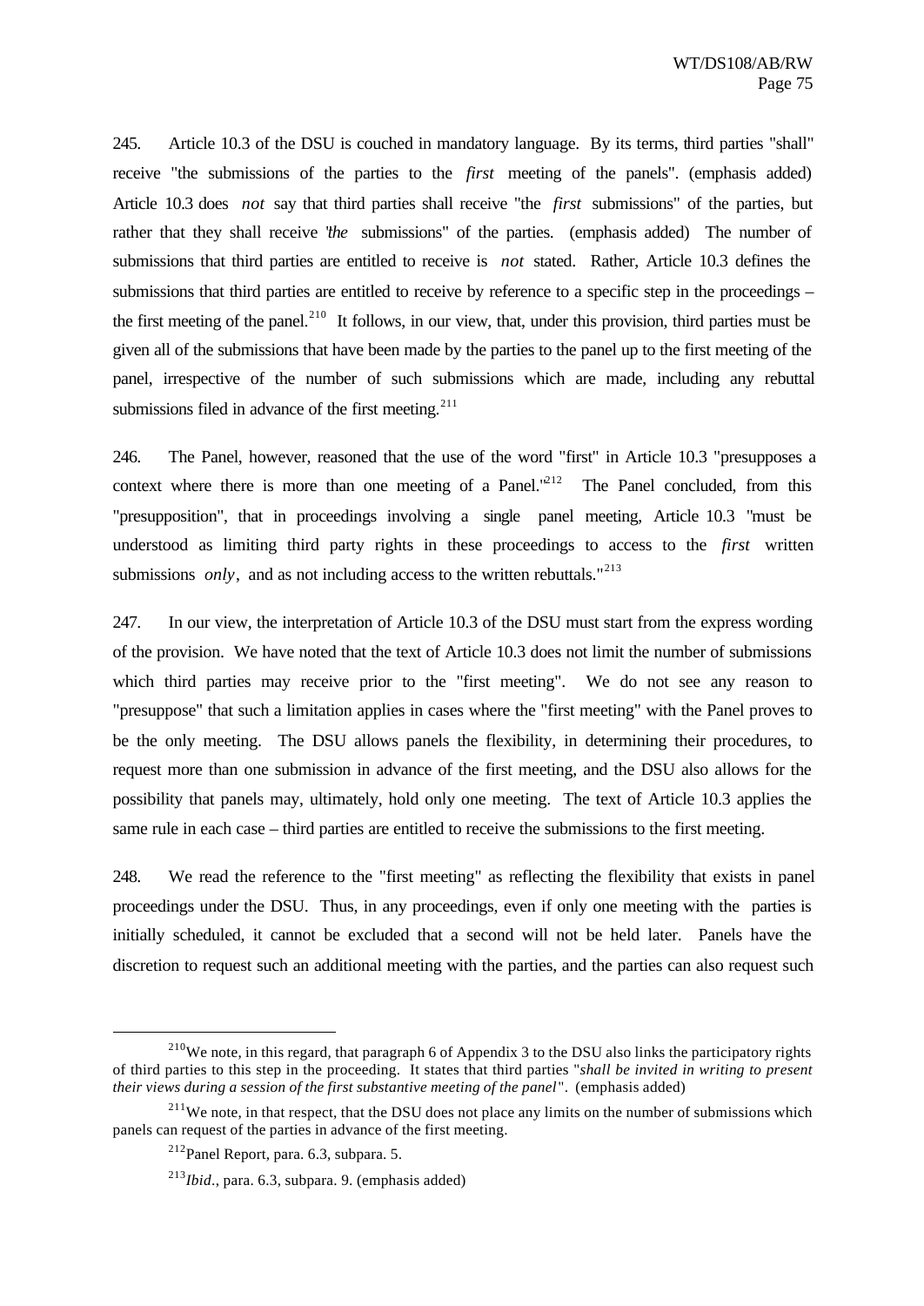245. Article 10.3 of the DSU is couched in mandatory language. By its terms, third parties "shall" receive "the submissions of the parties to the *first* meeting of the panels". (emphasis added) Article 10.3 does *not* say that third parties shall receive "the *first* submissions" of the parties, but rather that they shall receive "*the* submissions" of the parties. (emphasis added) The number of submissions that third parties are entitled to receive is *not* stated. Rather, Article 10.3 defines the submissions that third parties are entitled to receive by reference to a specific step in the proceedings – the first meeting of the panel.[210] It follows, in our view, that, under this provision, third parties must be given all of the submissions that have been made by the parties to the panel up to the first meeting of the panel, irrespective of the number of such submissions which are made, including any rebuttal submissions filed in advance of the first meeting.[211]

246. The Panel, however, reasoned that the use of the word "first" in Article 10.3 "presupposes a context where there is more than one meeting of a Panel."[212] The Panel concluded, from this "presupposition", that in proceedings involving a single panel meeting, Article 10.3 "must be understood as limiting third party rights in these proceedings to access to the *first* written submissions *only*, and as not including access to the written rebuttals."[213]

247. In our view, the interpretation of Article 10.3 of the DSU must start from the express wording of the provision. We have noted that the text of Article 10.3 does not limit the number of submissions which third parties may receive prior to the "first meeting". We do not see any reason to "presuppose" that such a limitation applies in cases where the "first meeting" with the Panel proves to be the only meeting. The DSU allows panels the flexibility, in determining their procedures, to request more than one submission in advance of the first meeting, and the DSU also allows for the possibility that panels may, ultimately, hold only one meeting. The text of Article 10.3 applies the same rule in each case – third parties are entitled to receive the submissions to the first meeting.

248. We read the reference to the "first meeting" as reflecting the flexibility that exists in panel proceedings under the DSU. Thus, in any proceedings, even if only one meeting with the parties is initially scheduled, it cannot be excluded that a second will not be held later. Panels have the discretion to request such an additional meeting with the parties, and the parties can also request such

---

[210] We note, in this regard, that paragraph 6 of Appendix 3 to the DSU also links the participatory rights of third parties to this step in the proceeding. It states that third parties "*shall be invited in writing to present their views during a session of the first substantive meeting of the panel*". (emphasis added)

[211] We note, in that respect, that the DSU does not place any limits on the number of submissions which panels can request of the parties in advance of the first meeting.

[212] Panel Report, para. 6.3, subpara. 5.

[213] *Ibid.*, para. 6.3, subpara. 9. (emphasis added)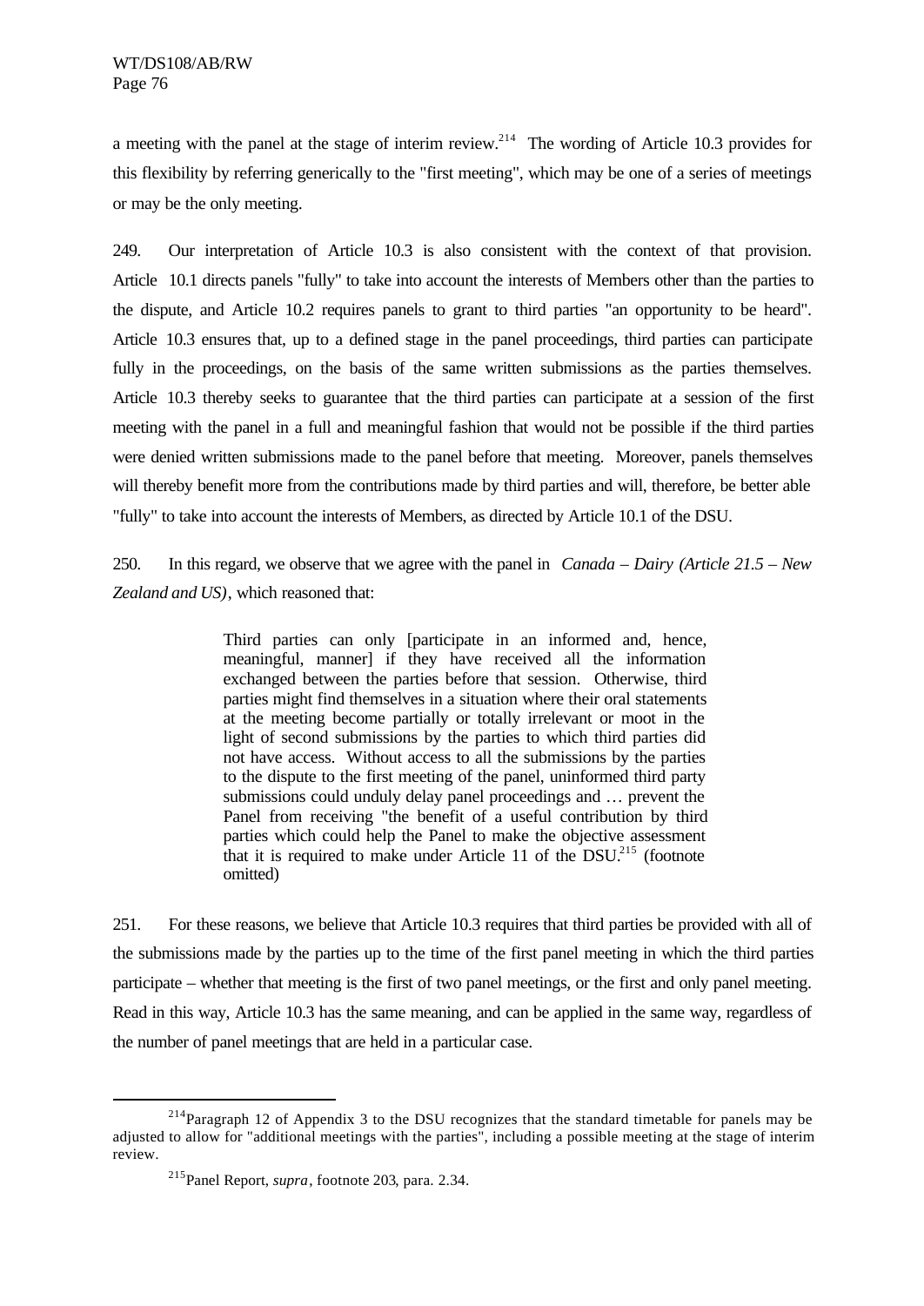a meeting with the panel at the stage of interim review.[214] The wording of Article 10.3 provides for this flexibility by referring generically to the "first meeting", which may be one of a series of meetings or may be the only meeting.

249. Our interpretation of Article 10.3 is also consistent with the context of that provision. Article 10.1 directs panels "fully" to take into account the interests of Members other than the parties to the dispute, and Article 10.2 requires panels to grant to third parties "an opportunity to be heard". Article 10.3 ensures that, up to a defined stage in the panel proceedings, third parties can participate fully in the proceedings, on the basis of the same written submissions as the parties themselves. Article 10.3 thereby seeks to guarantee that the third parties can participate at a session of the first meeting with the panel in a full and meaningful fashion that would not be possible if the third parties were denied written submissions made to the panel before that meeting. Moreover, panels themselves will thereby benefit more from the contributions made by third parties and will, therefore, be better able "fully" to take into account the interests of Members, as directed by Article 10.1 of the DSU.

250. In this regard, we observe that we agree with the panel in *Canada – Dairy (Article 21.5 – New Zealand and US)*, which reasoned that:

> Third parties can only [participate in an informed and, hence, meaningful, manner] if they have received all the information exchanged between the parties before that session. Otherwise, third parties might find themselves in a situation where their oral statements at the meeting become partially or totally irrelevant or moot in the light of second submissions by the parties to which third parties did not have access. Without access to all the submissions by the parties to the dispute to the first meeting of the panel, uninformed third party submissions could unduly delay panel proceedings and … prevent the Panel from receiving "the benefit of a useful contribution by third parties which could help the Panel to make the objective assessment that it is required to make under Article 11 of the DSU.[215] (footnote omitted)

251. For these reasons, we believe that Article 10.3 requires that third parties be provided with all of the submissions made by the parties up to the time of the first panel meeting in which the third parties participate – whether that meeting is the first of two panel meetings, or the first and only panel meeting. Read in this way, Article 10.3 has the same meaning, and can be applied in the same way, regardless of the number of panel meetings that are held in a particular case.

---

[214] Paragraph 12 of Appendix 3 to the DSU recognizes that the standard timetable for panels may be adjusted to allow for "additional meetings with the parties", including a possible meeting at the stage of interim review.

[215] Panel Report, *supra*, footnote 203, para. 2.34.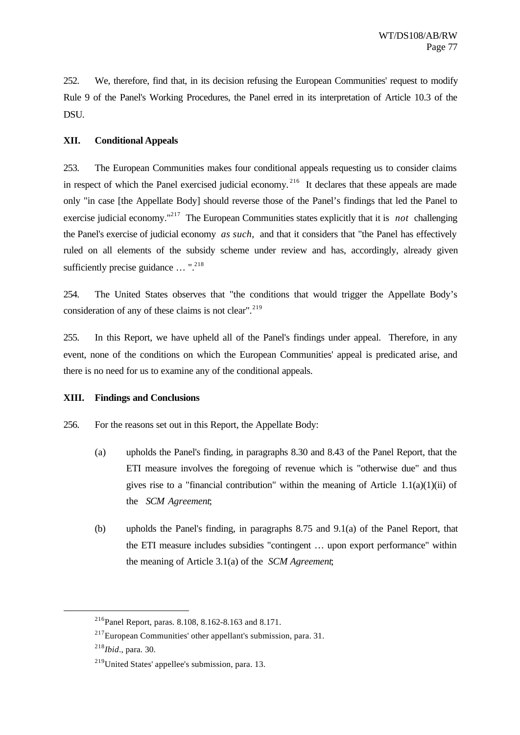252. We, therefore, find that, in its decision refusing the European Communities' request to modify Rule 9 of the Panel's Working Procedures, the Panel erred in its interpretation of Article 10.3 of the DSU.

## XII. Conditional Appeals

253. The European Communities makes four conditional appeals requesting us to consider claims in respect of which the Panel exercised judicial economy.[216] It declares that these appeals are made only "in case [the Appellate Body] should reverse those of the Panel's findings that led the Panel to exercise judicial economy."[217] The European Communities states explicitly that it is *not* challenging the Panel's exercise of judicial economy *as such*, and that it considers that "the Panel has effectively ruled on all elements of the subsidy scheme under review and has, accordingly, already given sufficiently precise guidance … ".[218]

254. The United States observes that "the conditions that would trigger the Appellate Body's consideration of any of these claims is not clear".[219]

255. In this Report, we have upheld all of the Panel's findings under appeal. Therefore, in any event, none of the conditions on which the European Communities' appeal is predicated arise, and there is no need for us to examine any of the conditional appeals.

## XIII. Findings and Conclusions

256. For the reasons set out in this Report, the Appellate Body:

(a) upholds the Panel's finding, in paragraphs 8.30 and 8.43 of the Panel Report, that the ETI measure involves the foregoing of revenue which is "otherwise due" and thus gives rise to a "financial contribution" within the meaning of Article 1.1(a)(1)(ii) of the *SCM Agreement*;

(b) upholds the Panel's finding, in paragraphs 8.75 and 9.1(a) of the Panel Report, that the ETI measure includes subsidies "contingent … upon export performance" within the meaning of Article 3.1(a) of the *SCM Agreement*;

---

[216] Panel Report, paras. 8.108, 8.162-8.163 and 8.171.

[217] European Communities' other appellant's submission, para. 31.

[218] *Ibid*., para. 30.

[219] United States' appellee's submission, para. 13.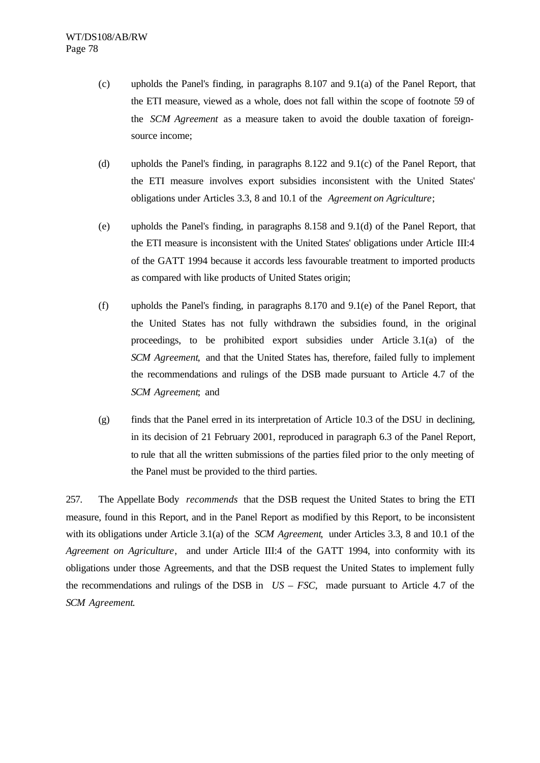(c) upholds the Panel's finding, in paragraphs 8.107 and 9.1(a) of the Panel Report, that the ETI measure, viewed as a whole, does not fall within the scope of footnote 59 of the *SCM Agreement* as a measure taken to avoid the double taxation of foreign-source income;

(d) upholds the Panel's finding, in paragraphs 8.122 and 9.1(c) of the Panel Report, that the ETI measure involves export subsidies inconsistent with the United States' obligations under Articles 3.3, 8 and 10.1 of the *Agreement on Agriculture*;

(e) upholds the Panel's finding, in paragraphs 8.158 and 9.1(d) of the Panel Report, that the ETI measure is inconsistent with the United States' obligations under Article III:4 of the GATT 1994 because it accords less favourable treatment to imported products as compared with like products of United States origin;

(f) upholds the Panel's finding, in paragraphs 8.170 and 9.1(e) of the Panel Report, that the United States has not fully withdrawn the subsidies found, in the original proceedings, to be prohibited export subsidies under Article 3.1(a) of the *SCM Agreement*, and that the United States has, therefore, failed fully to implement the recommendations and rulings of the DSB made pursuant to Article 4.7 of the *SCM Agreement*; and

(g) finds that the Panel erred in its interpretation of Article 10.3 of the DSU in declining, in its decision of 21 February 2001, reproduced in paragraph 6.3 of the Panel Report, to rule that all the written submissions of the parties filed prior to the only meeting of the Panel must be provided to the third parties.

257. The Appellate Body *recommends* that the DSB request the United States to bring the ETI measure, found in this Report, and in the Panel Report as modified by this Report, to be inconsistent with its obligations under Article 3.1(a) of the *SCM Agreement*, under Articles 3.3, 8 and 10.1 of the *Agreement on Agriculture*, and under Article III:4 of the GATT 1994, into conformity with its obligations under those Agreements, and that the DSB request the United States to implement fully the recommendations and rulings of the DSB in *US – FSC*, made pursuant to Article 4.7 of the *SCM Agreement*.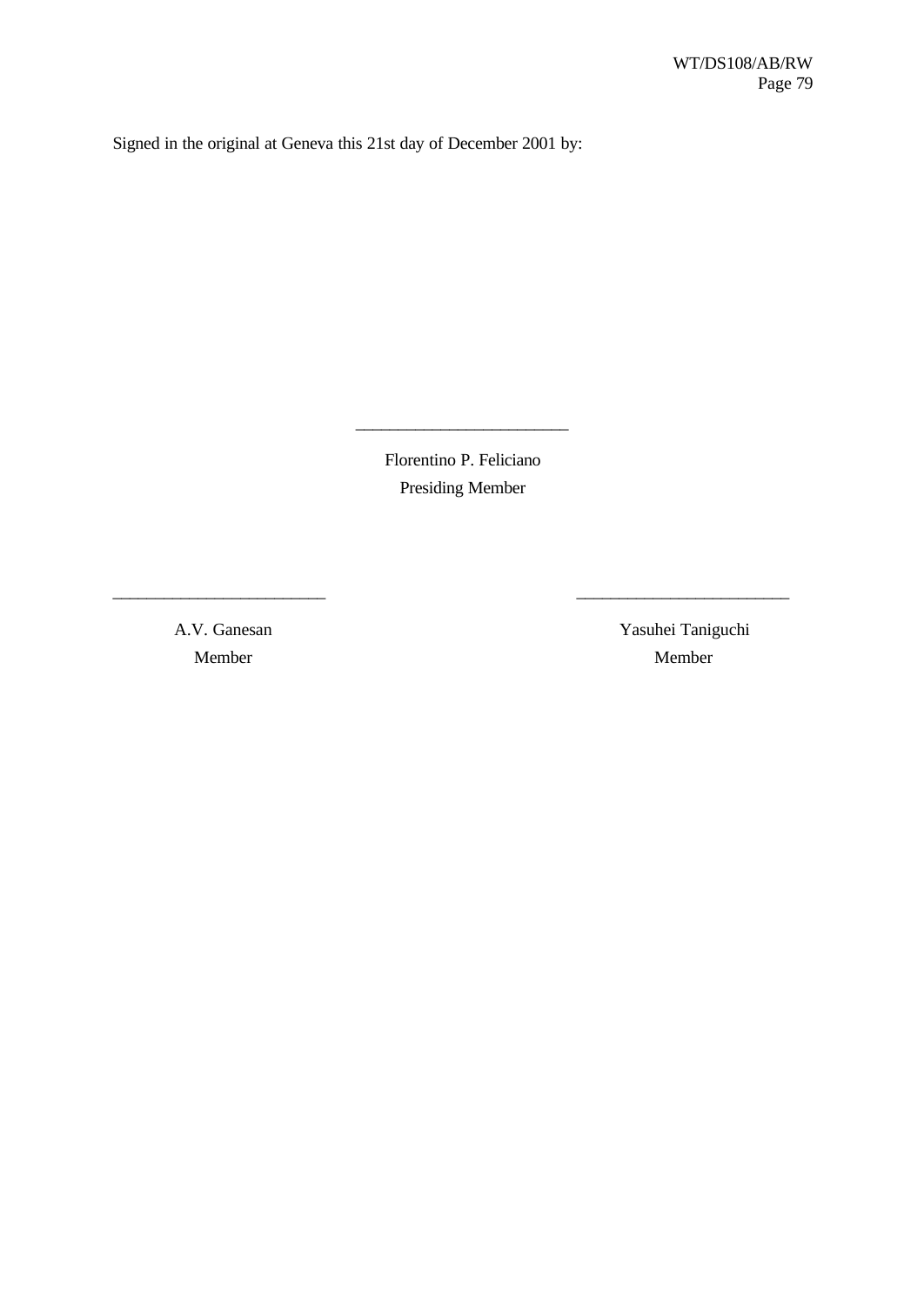Signed in the original at Geneva this 21st day of December 2001 by:

_________________________

Florentino P. Feliciano
Presiding Member

_________________________ _________________________

A.V. Ganesan
Member

Yasuhei Taniguchi
Member